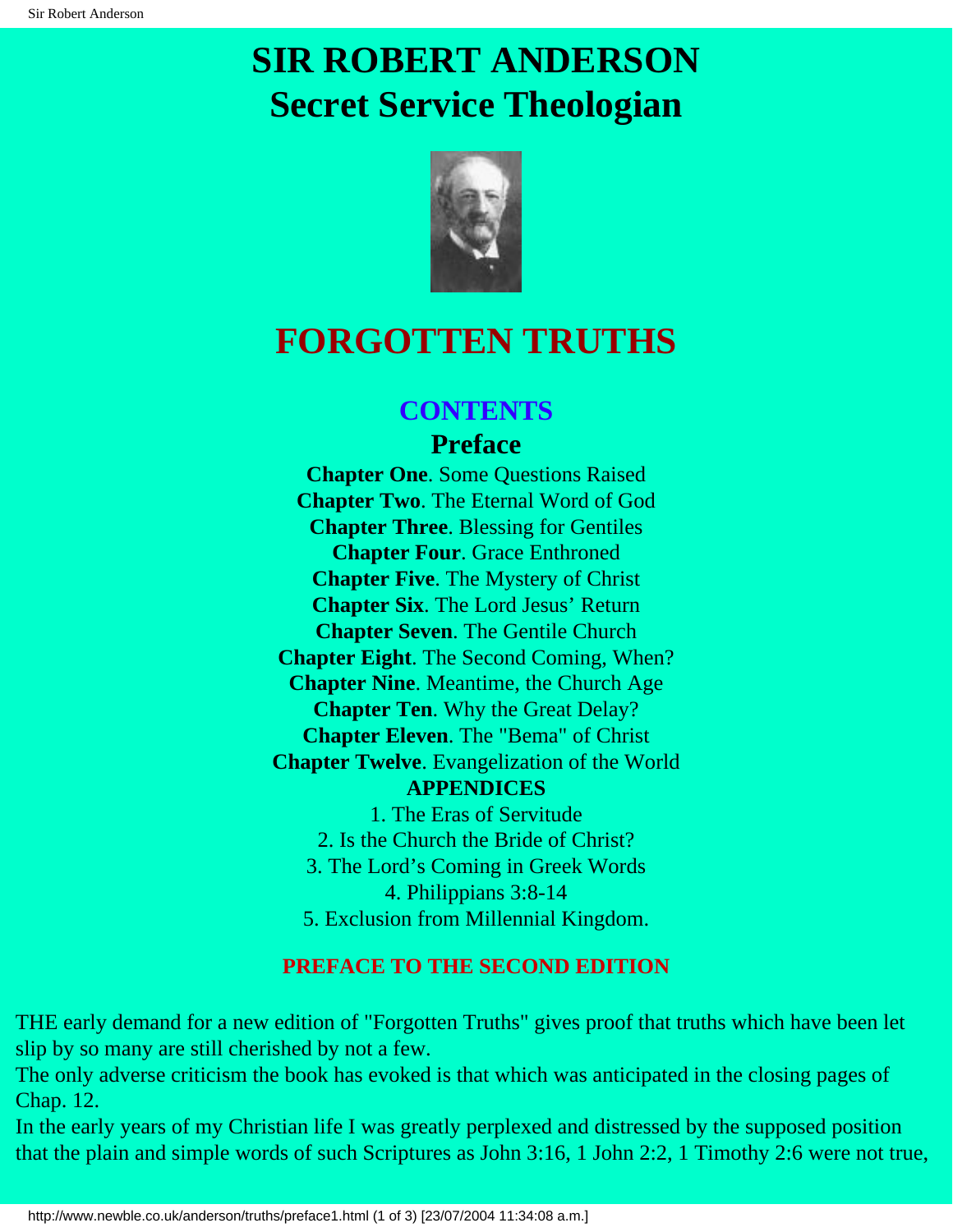# SIR ROBERT ANDERSON
# Secret Service Theologian

# FORGOTTEN TRUTHS

## CONTENTS

### Preface

**Chapter One**. Some Questions Raised
**Chapter Two**. The Eternal Word of God
**Chapter Three**. Blessing for Gentiles
**Chapter Four**. Grace Enthroned
**Chapter Five**. The Mystery of Christ
**Chapter Six**. The Lord Jesus' Return
**Chapter Seven**. The Gentile Church
**Chapter Eight**. The Second Coming, When?
**Chapter Nine**. Meantime, the Church Age
**Chapter Ten**. Why the Great Delay?
**Chapter Eleven**. The "Bema" of Christ
**Chapter Twelve**. Evangelization of the World

**APPENDICES**

1. The Eras of Servitude
2. Is the Church the Bride of Christ?
3. The Lord's Coming in Greek Words
4. Philippians 3:8-14
5. Exclusion from Millennial Kingdom.

## PREFACE TO THE SECOND EDITION

THE early demand for a new edition of "Forgotten Truths" gives proof that truths which have been let slip by so many are still cherished by not a few.

The only adverse criticism the book has evoked is that which was anticipated in the closing pages of Chap. 12.

In the early years of my Christian life I was greatly perplexed and distressed by the supposed position that the plain and simple words of such Scriptures as John 3:16, 1 John 2:2, 1 Timothy 2:6 were not true,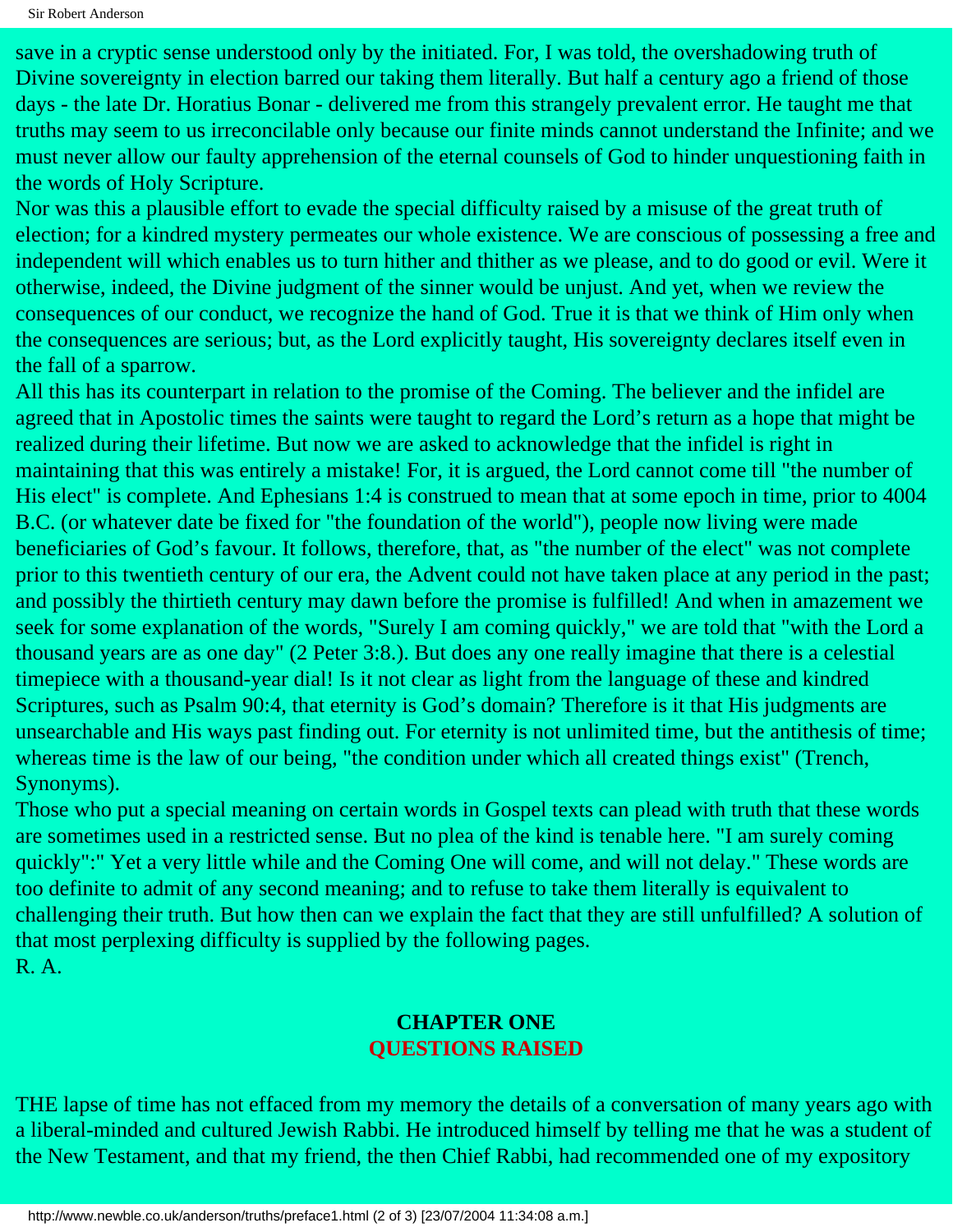save in a cryptic sense understood only by the initiated. For, I was told, the overshadowing truth of Divine sovereignty in election barred our taking them literally. But half a century ago a friend of those days - the late Dr. Horatius Bonar - delivered me from this strangely prevalent error. He taught me that truths may seem to us irreconcilable only because our finite minds cannot understand the Infinite; and we must never allow our faulty apprehension of the eternal counsels of God to hinder unquestioning faith in the words of Holy Scripture.

Nor was this a plausible effort to evade the special difficulty raised by a misuse of the great truth of election; for a kindred mystery permeates our whole existence. We are conscious of possessing a free and independent will which enables us to turn hither and thither as we please, and to do good or evil. Were it otherwise, indeed, the Divine judgment of the sinner would be unjust. And yet, when we review the consequences of our conduct, we recognize the hand of God. True it is that we think of Him only when the consequences are serious; but, as the Lord explicitly taught, His sovereignty declares itself even in the fall of a sparrow.

All this has its counterpart in relation to the promise of the Coming. The believer and the infidel are agreed that in Apostolic times the saints were taught to regard the Lord's return as a hope that might be realized during their lifetime. But now we are asked to acknowledge that the infidel is right in maintaining that this was entirely a mistake! For, it is argued, the Lord cannot come till "the number of His elect" is complete. And Ephesians 1:4 is construed to mean that at some epoch in time, prior to 4004 B.C. (or whatever date be fixed for "the foundation of the world"), people now living were made beneficiaries of God's favour. It follows, therefore, that, as "the number of the elect" was not complete prior to this twentieth century of our era, the Advent could not have taken place at any period in the past; and possibly the thirtieth century may dawn before the promise is fulfilled! And when in amazement we seek for some explanation of the words, "Surely I am coming quickly," we are told that "with the Lord a thousand years are as one day" (2 Peter 3:8.). But does any one really imagine that there is a celestial timepiece with a thousand-year dial! Is it not clear as light from the language of these and kindred Scriptures, such as Psalm 90:4, that eternity is God's domain? Therefore is it that His judgments are unsearchable and His ways past finding out. For eternity is not unlimited time, but the antithesis of time; whereas time is the law of our being, "the condition under which all created things exist" (Trench, Synonyms).

Those who put a special meaning on certain words in Gospel texts can plead with truth that these words are sometimes used in a restricted sense. But no plea of the kind is tenable here. "I am surely coming quickly":" Yet a very little while and the Coming One will come, and will not delay." These words are too definite to admit of any second meaning; and to refuse to take them literally is equivalent to challenging their truth. But how then can we explain the fact that they are still unfulfilled? A solution of that most perplexing difficulty is supplied by the following pages.

R. A.

## CHAPTER ONE
## QUESTIONS RAISED

THE lapse of time has not effaced from my memory the details of a conversation of many years ago with a liberal-minded and cultured Jewish Rabbi. He introduced himself by telling me that he was a student of the New Testament, and that my friend, the then Chief Rabbi, had recommended one of my expository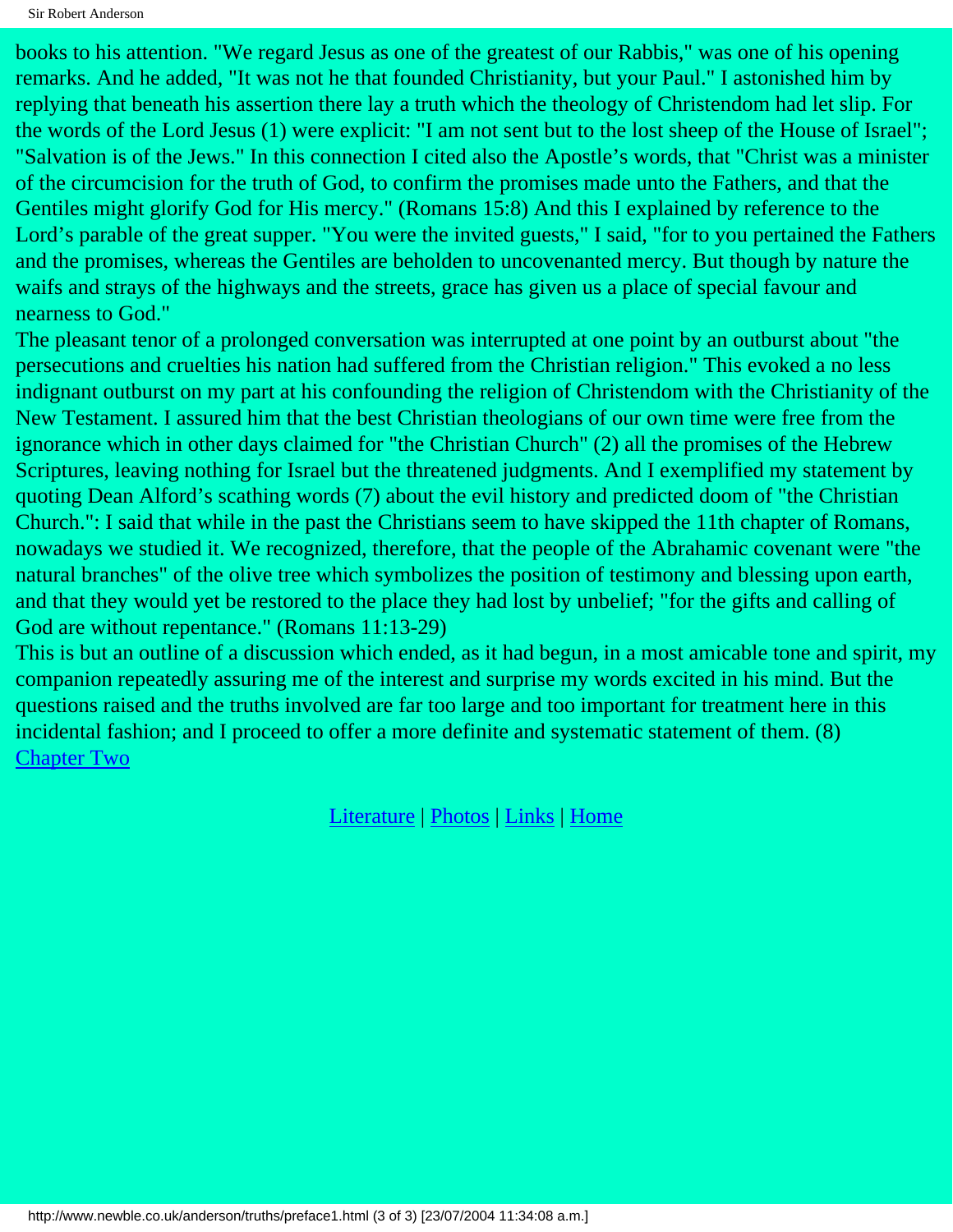books to his attention. "We regard Jesus as one of the greatest of our Rabbis," was one of his opening remarks. And he added, "It was not he that founded Christianity, but your Paul." I astonished him by replying that beneath his assertion there lay a truth which the theology of Christendom had let slip. For the words of the Lord Jesus (1) were explicit: "I am not sent but to the lost sheep of the House of Israel"; "Salvation is of the Jews." In this connection I cited also the Apostle's words, that "Christ was a minister of the circumcision for the truth of God, to confirm the promises made unto the Fathers, and that the Gentiles might glorify God for His mercy." (Romans 15:8) And this I explained by reference to the Lord's parable of the great supper. "You were the invited guests," I said, "for to you pertained the Fathers and the promises, whereas the Gentiles are beholden to uncovenanted mercy. But though by nature the waifs and strays of the highways and the streets, grace has given us a place of special favour and nearness to God."

The pleasant tenor of a prolonged conversation was interrupted at one point by an outburst about "the persecutions and cruelties his nation had suffered from the Christian religion." This evoked a no less indignant outburst on my part at his confounding the religion of Christendom with the Christianity of the New Testament. I assured him that the best Christian theologians of our own time were free from the ignorance which in other days claimed for "the Christian Church" (2) all the promises of the Hebrew Scriptures, leaving nothing for Israel but the threatened judgments. And I exemplified my statement by quoting Dean Alford's scathing words (7) about the evil history and predicted doom of "the Christian Church.": I said that while in the past the Christians seem to have skipped the 11th chapter of Romans, nowadays we studied it. We recognized, therefore, that the people of the Abrahamic covenant were "the natural branches" of the olive tree which symbolizes the position of testimony and blessing upon earth, and that they would yet be restored to the place they had lost by unbelief; "for the gifts and calling of God are without repentance." (Romans 11:13-29)

This is but an outline of a discussion which ended, as it had begun, in a most amicable tone and spirit, my companion repeatedly assuring me of the interest and surprise my words excited in his mind. But the questions raised and the truths involved are far too large and too important for treatment here in this incidental fashion; and I proceed to offer a more definite and systematic statement of them. (8)

Chapter Two

Literature | Photos | Links | Home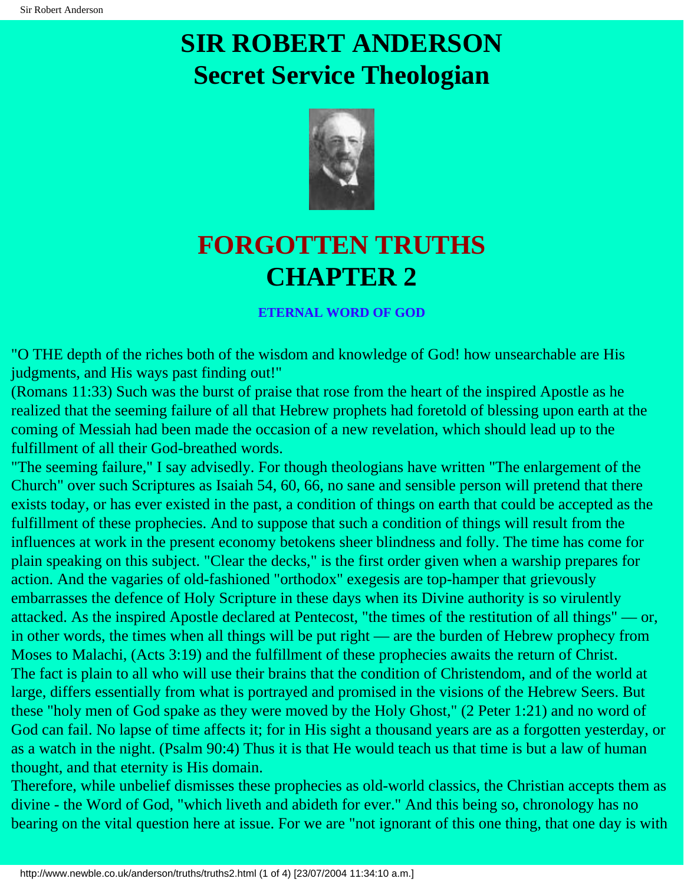# SIR ROBERT ANDERSON
# Secret Service Theologian

# FORGOTTEN TRUTHS
# CHAPTER 2

### ETERNAL WORD OF GOD

"O THE depth of the riches both of the wisdom and knowledge of God! how unsearchable are His judgments, and His ways past finding out!"
(Romans 11:33) Such was the burst of praise that rose from the heart of the inspired Apostle as he realized that the seeming failure of all that Hebrew prophets had foretold of blessing upon earth at the coming of Messiah had been made the occasion of a new revelation, which should lead up to the fulfillment of all their God-breathed words.

"The seeming failure," I say advisedly. For though theologians have written "The enlargement of the Church" over such Scriptures as Isaiah 54, 60, 66, no sane and sensible person will pretend that there exists today, or has ever existed in the past, a condition of things on earth that could be accepted as the fulfillment of these prophecies. And to suppose that such a condition of things will result from the influences at work in the present economy betokens sheer blindness and folly. The time has come for plain speaking on this subject. "Clear the decks," is the first order given when a warship prepares for action. And the vagaries of old-fashioned "orthodox" exegesis are top-hamper that grievously embarrasses the defence of Holy Scripture in these days when its Divine authority is so virulently attacked. As the inspired Apostle declared at Pentecost, "the times of the restitution of all things" — or, in other words, the times when all things will be put right — are the burden of Hebrew prophecy from Moses to Malachi, (Acts 3:19) and the fulfillment of these prophecies awaits the return of Christ.

The fact is plain to all who will use their brains that the condition of Christendom, and of the world at large, differs essentially from what is portrayed and promised in the visions of the Hebrew Seers. But these "holy men of God spake as they were moved by the Holy Ghost," (2 Peter 1:21) and no word of God can fail. No lapse of time affects it; for in His sight a thousand years are as a forgotten yesterday, or as a watch in the night. (Psalm 90:4) Thus it is that He would teach us that time is but a law of human thought, and that eternity is His domain.

Therefore, while unbelief dismisses these prophecies as old-world classics, the Christian accepts them as divine - the Word of God, "which liveth and abideth for ever." And this being so, chronology has no bearing on the vital question here at issue. For we are "not ignorant of this one thing, that one day is with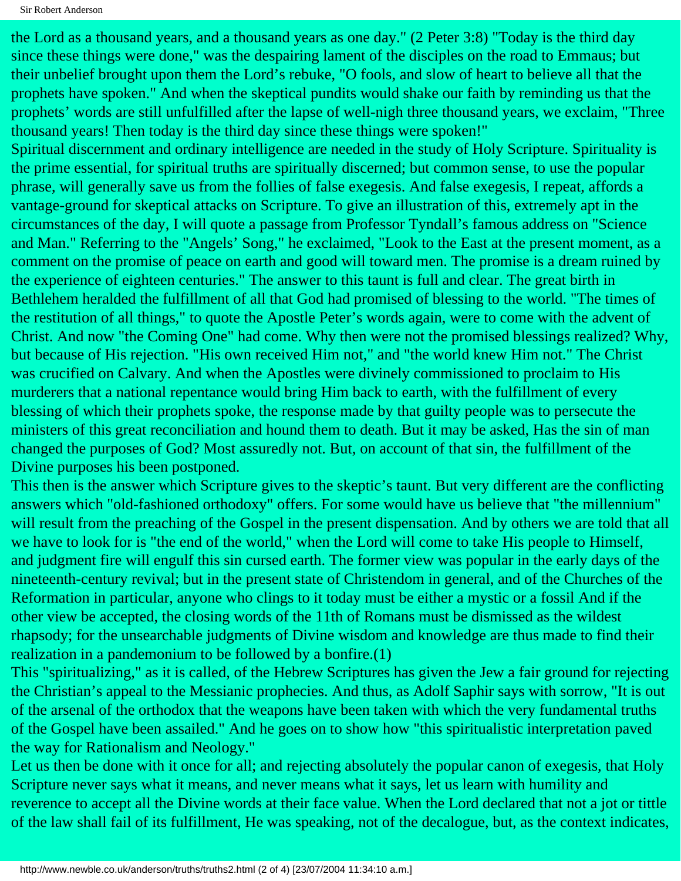the Lord as a thousand years, and a thousand years as one day." (2 Peter 3:8) "Today is the third day since these things were done," was the despairing lament of the disciples on the road to Emmaus; but their unbelief brought upon them the Lord's rebuke, "O fools, and slow of heart to believe all that the prophets have spoken." And when the skeptical pundits would shake our faith by reminding us that the prophets' words are still unfulfilled after the lapse of well-nigh three thousand years, we exclaim, "Three thousand years! Then today is the third day since these things were spoken!"

Spiritual discernment and ordinary intelligence are needed in the study of Holy Scripture. Spirituality is the prime essential, for spiritual truths are spiritually discerned; but common sense, to use the popular phrase, will generally save us from the follies of false exegesis. And false exegesis, I repeat, affords a vantage-ground for skeptical attacks on Scripture. To give an illustration of this, extremely apt in the circumstances of the day, I will quote a passage from Professor Tyndall's famous address on "Science and Man." Referring to the "Angels' Song," he exclaimed, "Look to the East at the present moment, as a comment on the promise of peace on earth and good will toward men. The promise is a dream ruined by the experience of eighteen centuries." The answer to this taunt is full and clear. The great birth in Bethlehem heralded the fulfillment of all that God had promised of blessing to the world. "The times of the restitution of all things," to quote the Apostle Peter's words again, were to come with the advent of Christ. And now "the Coming One" had come. Why then were not the promised blessings realized? Why, but because of His rejection. "His own received Him not," and "the world knew Him not." The Christ was crucified on Calvary. And when the Apostles were divinely commissioned to proclaim to His murderers that a national repentance would bring Him back to earth, with the fulfillment of every blessing of which their prophets spoke, the response made by that guilty people was to persecute the ministers of this great reconciliation and hound them to death. But it may be asked, Has the sin of man changed the purposes of God? Most assuredly not. But, on account of that sin, the fulfillment of the Divine purposes his been postponed.

This then is the answer which Scripture gives to the skeptic's taunt. But very different are the conflicting answers which "old-fashioned orthodoxy" offers. For some would have us believe that "the millennium" will result from the preaching of the Gospel in the present dispensation. And by others we are told that all we have to look for is "the end of the world," when the Lord will come to take His people to Himself, and judgment fire will engulf this sin cursed earth. The former view was popular in the early days of the nineteenth-century revival; but in the present state of Christendom in general, and of the Churches of the Reformation in particular, anyone who clings to it today must be either a mystic or a fossil And if the other view be accepted, the closing words of the 11th of Romans must be dismissed as the wildest rhapsody; for the unsearchable judgments of Divine wisdom and knowledge are thus made to find their realization in a pandemonium to be followed by a bonfire.(1)

This "spiritualizing," as it is called, of the Hebrew Scriptures has given the Jew a fair ground for rejecting the Christian's appeal to the Messianic prophecies. And thus, as Adolf Saphir says with sorrow, "It is out of the arsenal of the orthodox that the weapons have been taken with which the very fundamental truths of the Gospel have been assailed." And he goes on to show how "this spiritualistic interpretation paved the way for Rationalism and Neology."

Let us then be done with it once for all; and rejecting absolutely the popular canon of exegesis, that Holy Scripture never says what it means, and never means what it says, let us learn with humility and reverence to accept all the Divine words at their face value. When the Lord declared that not a jot or tittle of the law shall fail of its fulfillment, He was speaking, not of the decalogue, but, as the context indicates,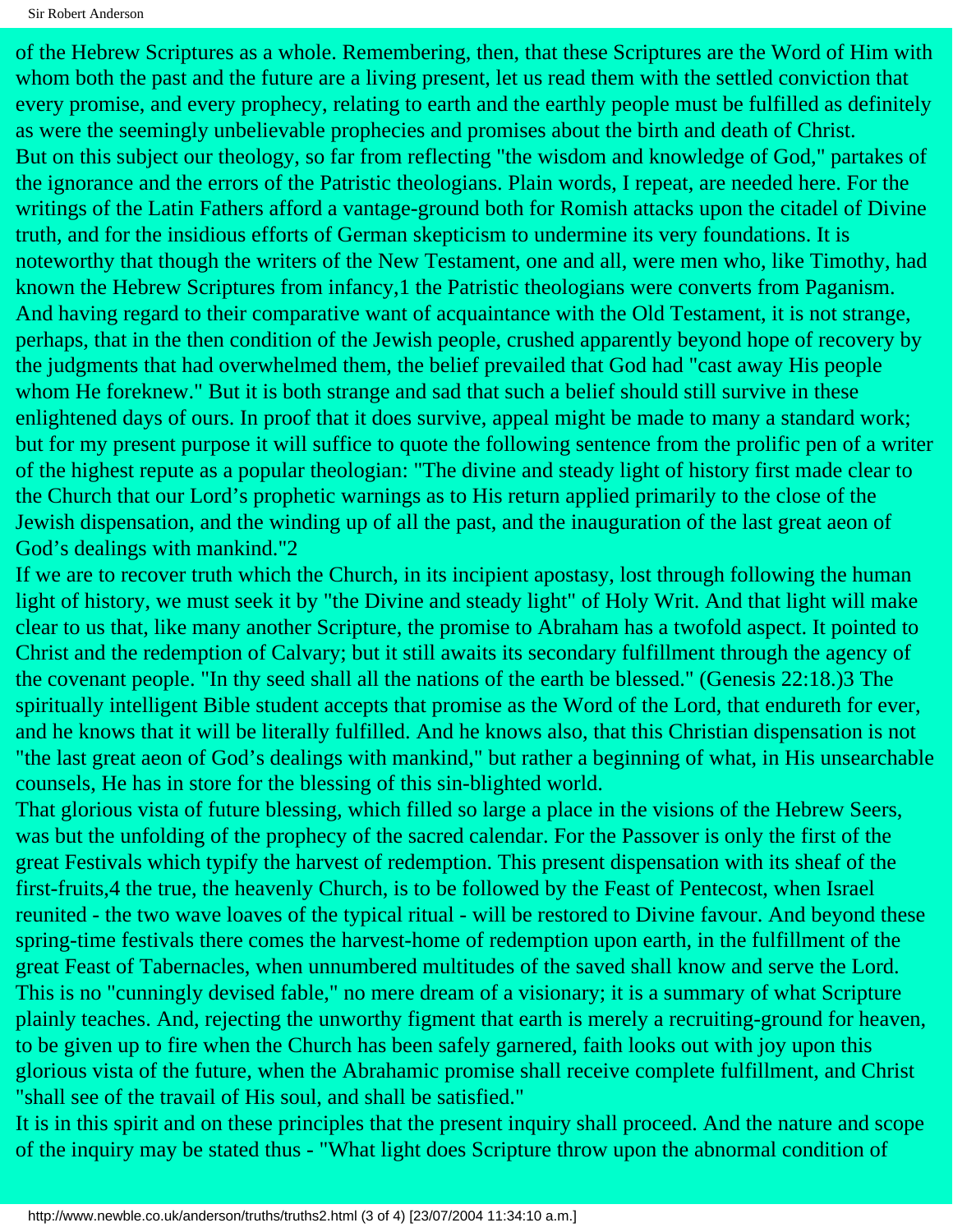of the Hebrew Scriptures as a whole. Remembering, then, that these Scriptures are the Word of Him with whom both the past and the future are a living present, let us read them with the settled conviction that every promise, and every prophecy, relating to earth and the earthly people must be fulfilled as definitely as were the seemingly unbelievable prophecies and promises about the birth and death of Christ.

But on this subject our theology, so far from reflecting "the wisdom and knowledge of God," partakes of the ignorance and the errors of the Patristic theologians. Plain words, I repeat, are needed here. For the writings of the Latin Fathers afford a vantage-ground both for Romish attacks upon the citadel of Divine truth, and for the insidious efforts of German skepticism to undermine its very foundations. It is noteworthy that though the writers of the New Testament, one and all, were men who, like Timothy, had known the Hebrew Scriptures from infancy,[1] the Patristic theologians were converts from Paganism. And having regard to their comparative want of acquaintance with the Old Testament, it is not strange, perhaps, that in the then condition of the Jewish people, crushed apparently beyond hope of recovery by the judgments that had overwhelmed them, the belief prevailed that God had "cast away His people whom He foreknew." But it is both strange and sad that such a belief should still survive in these enlightened days of ours. In proof that it does survive, appeal might be made to many a standard work; but for my present purpose it will suffice to quote the following sentence from the prolific pen of a writer of the highest repute as a popular theologian: "The divine and steady light of history first made clear to the Church that our Lord's prophetic warnings as to His return applied primarily to the close of the Jewish dispensation, and the winding up of all the past, and the inauguration of the last great aeon of God's dealings with mankind."[2]

If we are to recover truth which the Church, in its incipient apostasy, lost through following the human light of history, we must seek it by "the Divine and steady light" of Holy Writ. And that light will make clear to us that, like many another Scripture, the promise to Abraham has a twofold aspect. It pointed to Christ and the redemption of Calvary; but it still awaits its secondary fulfillment through the agency of the covenant people. "In thy seed shall all the nations of the earth be blessed." (Genesis 22:18.)[3] The spiritually intelligent Bible student accepts that promise as the Word of the Lord, that endureth for ever, and he knows that it will be literally fulfilled. And he knows also, that this Christian dispensation is not "the last great aeon of God's dealings with mankind," but rather a beginning of what, in His unsearchable counsels, He has in store for the blessing of this sin-blighted world.

That glorious vista of future blessing, which filled so large a place in the visions of the Hebrew Seers, was but the unfolding of the prophecy of the sacred calendar. For the Passover is only the first of the great Festivals which typify the harvest of redemption. This present dispensation with its sheaf of the first-fruits,[4] the true, the heavenly Church, is to be followed by the Feast of Pentecost, when Israel reunited - the two wave loaves of the typical ritual - will be restored to Divine favour. And beyond these spring-time festivals there comes the harvest-home of redemption upon earth, in the fulfillment of the great Feast of Tabernacles, when unnumbered multitudes of the saved shall know and serve the Lord. This is no "cunningly devised fable," no mere dream of a visionary; it is a summary of what Scripture plainly teaches. And, rejecting the unworthy figment that earth is merely a recruiting-ground for heaven, to be given up to fire when the Church has been safely garnered, faith looks out with joy upon this glorious vista of the future, when the Abrahamic promise shall receive complete fulfillment, and Christ "shall see of the travail of His soul, and shall be satisfied."

It is in this spirit and on these principles that the present inquiry shall proceed. And the nature and scope of the inquiry may be stated thus - "What light does Scripture throw upon the abnormal condition of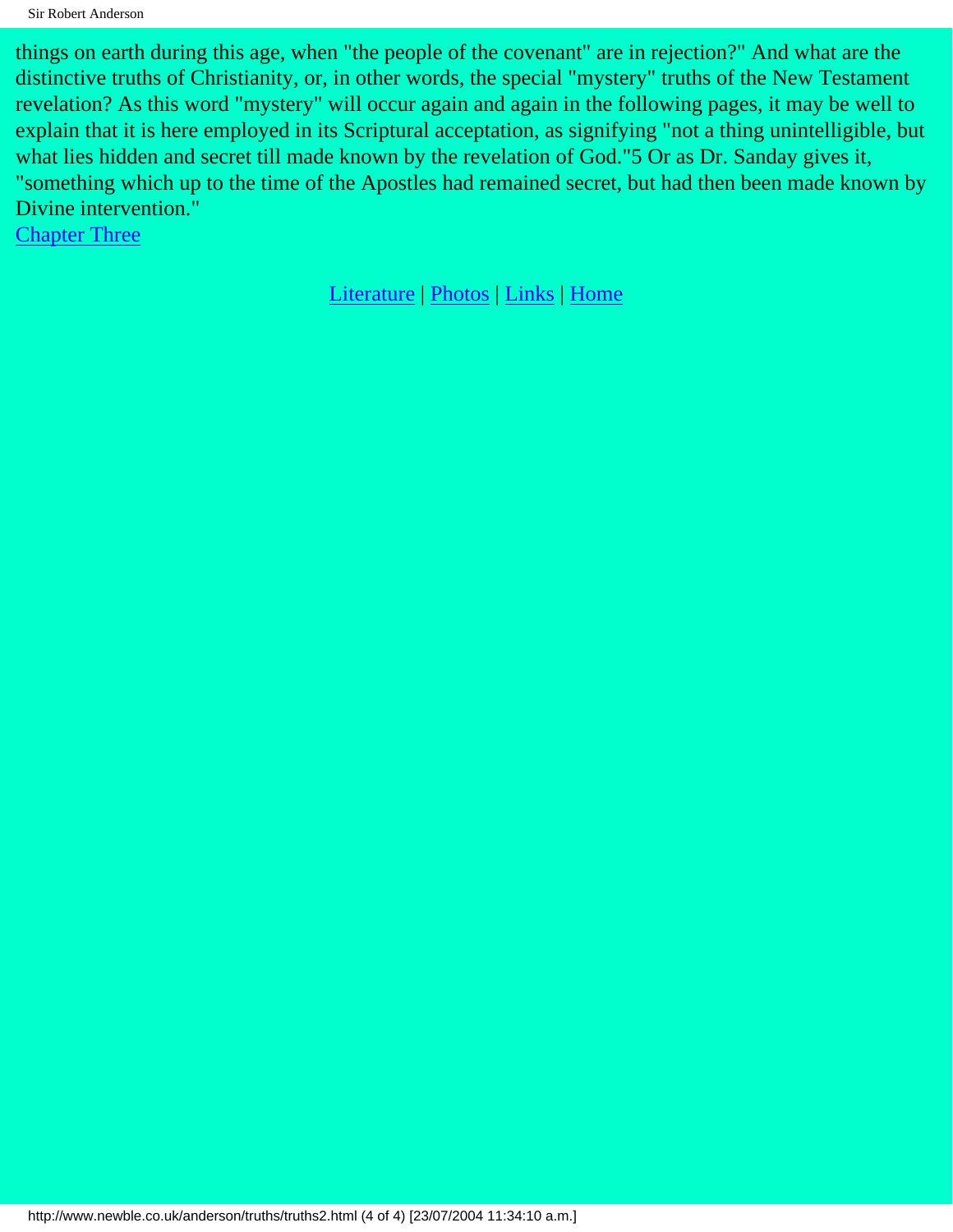things on earth during this age, when "the people of the covenant" are in rejection?" And what are the distinctive truths of Christianity, or, in other words, the special "mystery" truths of the New Testament revelation? As this word "mystery" will occur again and again in the following pages, it may be well to explain that it is here employed in its Scriptural acceptation, as signifying "not a thing unintelligible, but what lies hidden and secret till made known by the revelation of God."5 Or as Dr. Sanday gives it, "something which up to the time of the Apostles had remained secret, but had then been made known by Divine intervention."

Chapter Three

Literature | Photos | Links | Home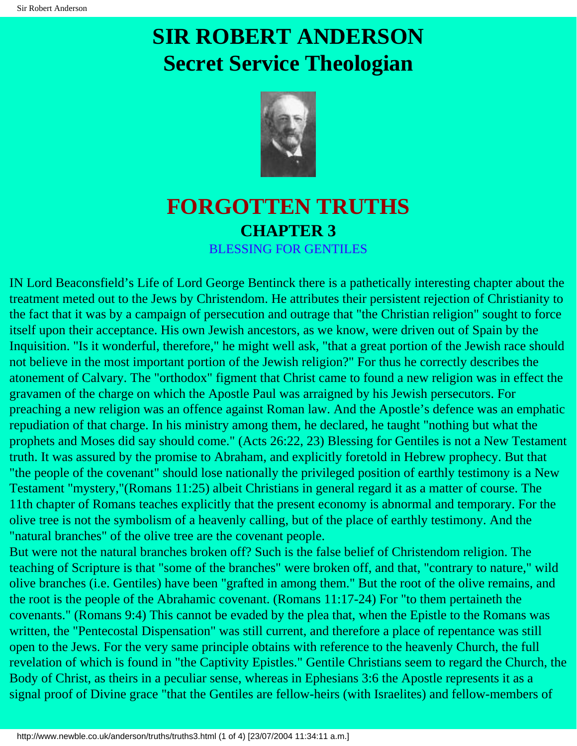# SIR ROBERT ANDERSON
# Secret Service Theologian

## FORGOTTEN TRUTHS

### CHAPTER 3

BLESSING FOR GENTILES

IN Lord Beaconsfield's Life of Lord George Bentinck there is a pathetically interesting chapter about the treatment meted out to the Jews by Christendom. He attributes their persistent rejection of Christianity to the fact that it was by a campaign of persecution and outrage that "the Christian religion" sought to force itself upon their acceptance. His own Jewish ancestors, as we know, were driven out of Spain by the Inquisition. "Is it wonderful, therefore," he might well ask, "that a great portion of the Jewish race should not believe in the most important portion of the Jewish religion?" For thus he correctly describes the atonement of Calvary. The "orthodox" figment that Christ came to found a new religion was in effect the gravamen of the charge on which the Apostle Paul was arraigned by his Jewish persecutors. For preaching a new religion was an offence against Roman law. And the Apostle's defence was an emphatic repudiation of that charge. In his ministry among them, he declared, he taught "nothing but what the prophets and Moses did say should come." (Acts 26:22, 23) Blessing for Gentiles is not a New Testament truth. It was assured by the promise to Abraham, and explicitly foretold in Hebrew prophecy. But that "the people of the covenant" should lose nationally the privileged position of earthly testimony is a New Testament "mystery,"(Romans 11:25) albeit Christians in general regard it as a matter of course. The 11th chapter of Romans teaches explicitly that the present economy is abnormal and temporary. For the olive tree is not the symbolism of a heavenly calling, but of the place of earthly testimony. And the "natural branches" of the olive tree are the covenant people.

But were not the natural branches broken off? Such is the false belief of Christendom religion. The teaching of Scripture is that "some of the branches" were broken off, and that, "contrary to nature," wild olive branches (i.e. Gentiles) have been "grafted in among them." But the root of the olive remains, and the root is the people of the Abrahamic covenant. (Romans 11:17-24) For "to them pertaineth the covenants." (Romans 9:4) This cannot be evaded by the plea that, when the Epistle to the Romans was written, the "Pentecostal Dispensation" was still current, and therefore a place of repentance was still open to the Jews. For the very same principle obtains with reference to the heavenly Church, the full revelation of which is found in "the Captivity Epistles." Gentile Christians seem to regard the Church, the Body of Christ, as theirs in a peculiar sense, whereas in Ephesians 3:6 the Apostle represents it as a signal proof of Divine grace "that the Gentiles are fellow-heirs (with Israelites) and fellow-members of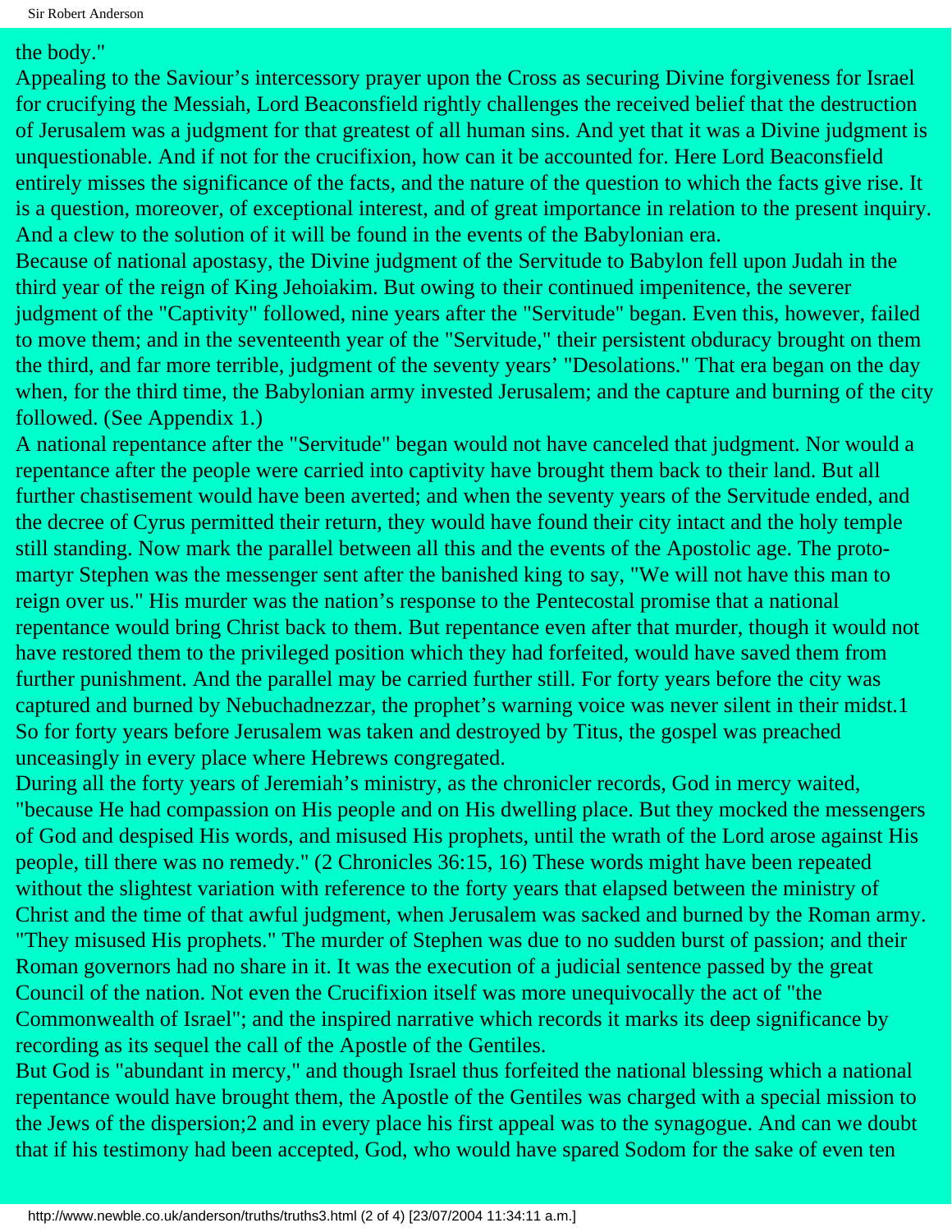the body."

Appealing to the Saviour's intercessory prayer upon the Cross as securing Divine forgiveness for Israel for crucifying the Messiah, Lord Beaconsfield rightly challenges the received belief that the destruction of Jerusalem was a judgment for that greatest of all human sins. And yet that it was a Divine judgment is unquestionable. And if not for the crucifixion, how can it be accounted for. Here Lord Beaconsfield entirely misses the significance of the facts, and the nature of the question to which the facts give rise. It is a question, moreover, of exceptional interest, and of great importance in relation to the present inquiry. And a clew to the solution of it will be found in the events of the Babylonian era.

Because of national apostasy, the Divine judgment of the Servitude to Babylon fell upon Judah in the third year of the reign of King Jehoiakim. But owing to their continued impenitence, the severer judgment of the "Captivity" followed, nine years after the "Servitude" began. Even this, however, failed to move them; and in the seventeenth year of the "Servitude," their persistent obduracy brought on them the third, and far more terrible, judgment of the seventy years' "Desolations." That era began on the day when, for the third time, the Babylonian army invested Jerusalem; and the capture and burning of the city followed. (See Appendix 1.)

A national repentance after the "Servitude" began would not have canceled that judgment. Nor would a repentance after the people were carried into captivity have brought them back to their land. But all further chastisement would have been averted; and when the seventy years of the Servitude ended, and the decree of Cyrus permitted their return, they would have found their city intact and the holy temple still standing. Now mark the parallel between all this and the events of the Apostolic age. The proto-martyr Stephen was the messenger sent after the banished king to say, "We will not have this man to reign over us." His murder was the nation's response to the Pentecostal promise that a national repentance would bring Christ back to them. But repentance even after that murder, though it would not have restored them to the privileged position which they had forfeited, would have saved them from further punishment. And the parallel may be carried further still. For forty years before the city was captured and burned by Nebuchadnezzar, the prophet's warning voice was never silent in their midst.1 So for forty years before Jerusalem was taken and destroyed by Titus, the gospel was preached unceasingly in every place where Hebrews congregated.

During all the forty years of Jeremiah's ministry, as the chronicler records, God in mercy waited, "because He had compassion on His people and on His dwelling place. But they mocked the messengers of God and despised His words, and misused His prophets, until the wrath of the Lord arose against His people, till there was no remedy." (2 Chronicles 36:15, 16) These words might have been repeated without the slightest variation with reference to the forty years that elapsed between the ministry of Christ and the time of that awful judgment, when Jerusalem was sacked and burned by the Roman army. "They misused His prophets." The murder of Stephen was due to no sudden burst of passion; and their Roman governors had no share in it. It was the execution of a judicial sentence passed by the great Council of the nation. Not even the Crucifixion itself was more unequivocally the act of "the Commonwealth of Israel"; and the inspired narrative which records it marks its deep significance by recording as its sequel the call of the Apostle of the Gentiles.

But God is "abundant in mercy," and though Israel thus forfeited the national blessing which a national repentance would have brought them, the Apostle of the Gentiles was charged with a special mission to the Jews of the dispersion;2 and in every place his first appeal was to the synagogue. And can we doubt that if his testimony had been accepted, God, who would have spared Sodom for the sake of even ten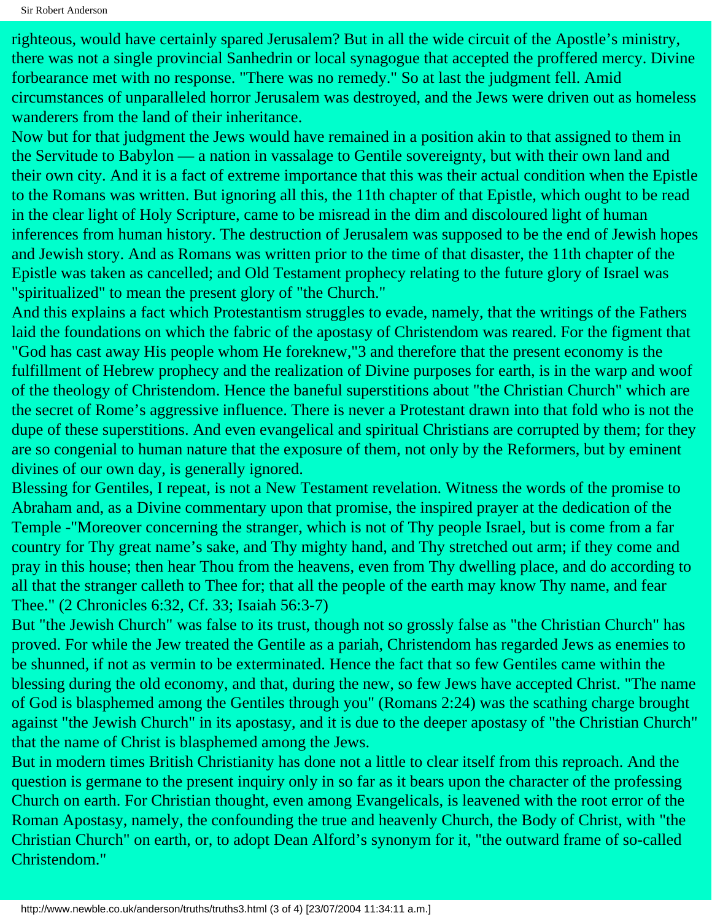righteous, would have certainly spared Jerusalem? But in all the wide circuit of the Apostle's ministry, there was not a single provincial Sanhedrin or local synagogue that accepted the proffered mercy. Divine forbearance met with no response. "There was no remedy." So at last the judgment fell. Amid circumstances of unparalleled horror Jerusalem was destroyed, and the Jews were driven out as homeless wanderers from the land of their inheritance.

Now but for that judgment the Jews would have remained in a position akin to that assigned to them in the Servitude to Babylon — a nation in vassalage to Gentile sovereignty, but with their own land and their own city. And it is a fact of extreme importance that this was their actual condition when the Epistle to the Romans was written. But ignoring all this, the 11th chapter of that Epistle, which ought to be read in the clear light of Holy Scripture, came to be misread in the dim and discoloured light of human inferences from human history. The destruction of Jerusalem was supposed to be the end of Jewish hopes and Jewish story. And as Romans was written prior to the time of that disaster, the 11th chapter of the Epistle was taken as cancelled; and Old Testament prophecy relating to the future glory of Israel was "spiritualized" to mean the present glory of "the Church."

And this explains a fact which Protestantism struggles to evade, namely, that the writings of the Fathers laid the foundations on which the fabric of the apostasy of Christendom was reared. For the figment that "God has cast away His people whom He foreknew,"3 and therefore that the present economy is the fulfillment of Hebrew prophecy and the realization of Divine purposes for earth, is in the warp and woof of the theology of Christendom. Hence the baneful superstitions about "the Christian Church" which are the secret of Rome's aggressive influence. There is never a Protestant drawn into that fold who is not the dupe of these superstitions. And even evangelical and spiritual Christians are corrupted by them; for they are so congenial to human nature that the exposure of them, not only by the Reformers, but by eminent divines of our own day, is generally ignored.

Blessing for Gentiles, I repeat, is not a New Testament revelation. Witness the words of the promise to Abraham and, as a Divine commentary upon that promise, the inspired prayer at the dedication of the Temple -"Moreover concerning the stranger, which is not of Thy people Israel, but is come from a far country for Thy great name's sake, and Thy mighty hand, and Thy stretched out arm; if they come and pray in this house; then hear Thou from the heavens, even from Thy dwelling place, and do according to all that the stranger calleth to Thee for; that all the people of the earth may know Thy name, and fear Thee." (2 Chronicles 6:32, Cf. 33; Isaiah 56:3-7)

But "the Jewish Church" was false to its trust, though not so grossly false as "the Christian Church" has proved. For while the Jew treated the Gentile as a pariah, Christendom has regarded Jews as enemies to be shunned, if not as vermin to be exterminated. Hence the fact that so few Gentiles came within the blessing during the old economy, and that, during the new, so few Jews have accepted Christ. "The name of God is blasphemed among the Gentiles through you" (Romans 2:24) was the scathing charge brought against "the Jewish Church" in its apostasy, and it is due to the deeper apostasy of "the Christian Church" that the name of Christ is blasphemed among the Jews.

But in modern times British Christianity has done not a little to clear itself from this reproach. And the question is germane to the present inquiry only in so far as it bears upon the character of the professing Church on earth. For Christian thought, even among Evangelicals, is leavened with the root error of the Roman Apostasy, namely, the confounding the true and heavenly Church, the Body of Christ, with "the Christian Church" on earth, or, to adopt Dean Alford's synonym for it, "the outward frame of so-called Christendom."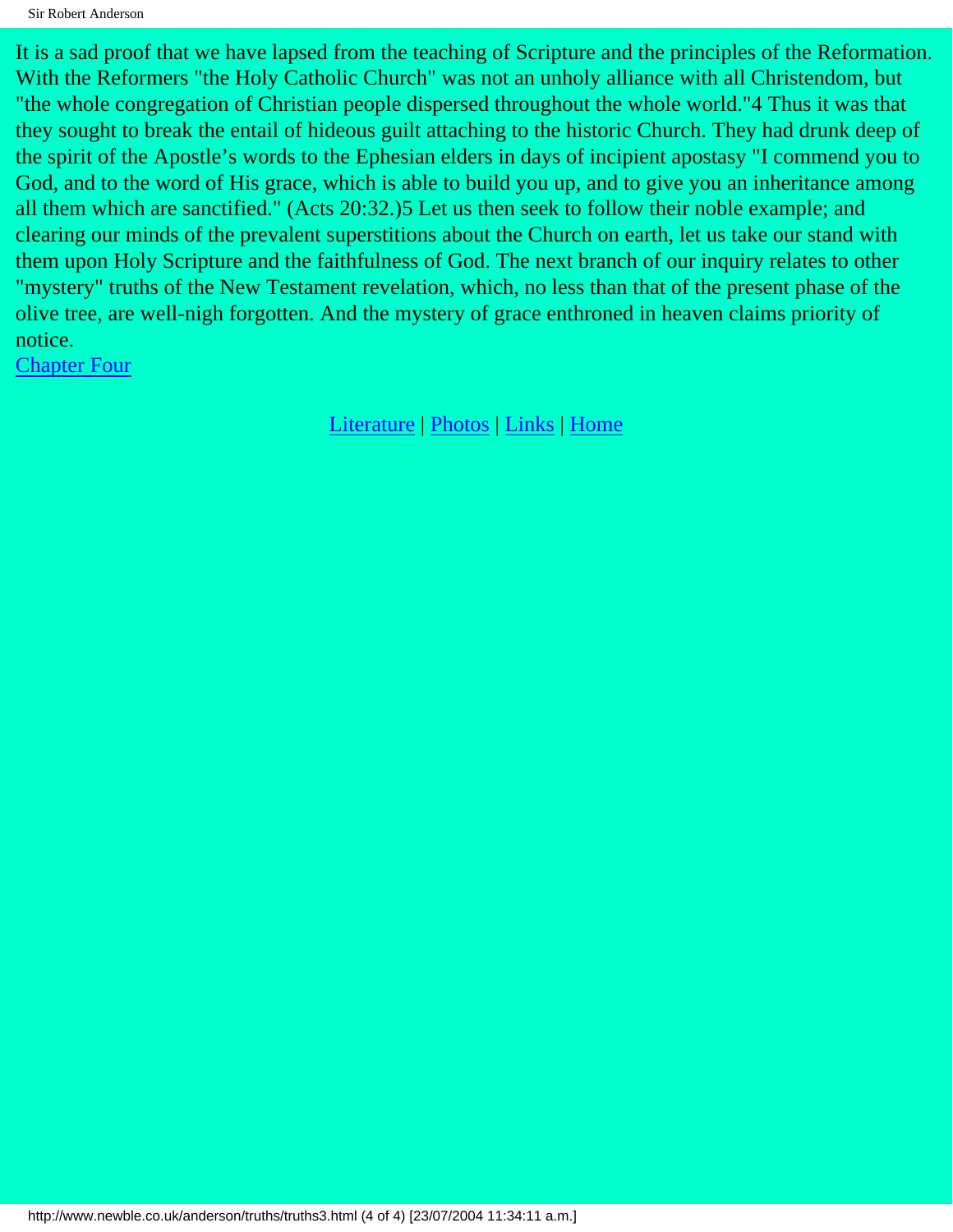It is a sad proof that we have lapsed from the teaching of Scripture and the principles of the Reformation. With the Reformers "the Holy Catholic Church" was not an unholy alliance with all Christendom, but "the whole congregation of Christian people dispersed throughout the whole world."[4] Thus it was that they sought to break the entail of hideous guilt attaching to the historic Church. They had drunk deep of the spirit of the Apostle's words to the Ephesian elders in days of incipient apostasy "I commend you to God, and to the word of His grace, which is able to build you up, and to give you an inheritance among all them which are sanctified." (Acts 20:32.)[5] Let us then seek to follow their noble example; and clearing our minds of the prevalent superstitions about the Church on earth, let us take our stand with them upon Holy Scripture and the faithfulness of God. The next branch of our inquiry relates to other "mystery" truths of the New Testament revelation, which, no less than that of the present phase of the olive tree, are well-nigh forgotten. And the mystery of grace enthroned in heaven claims priority of notice.

Chapter Four

Literature | Photos | Links | Home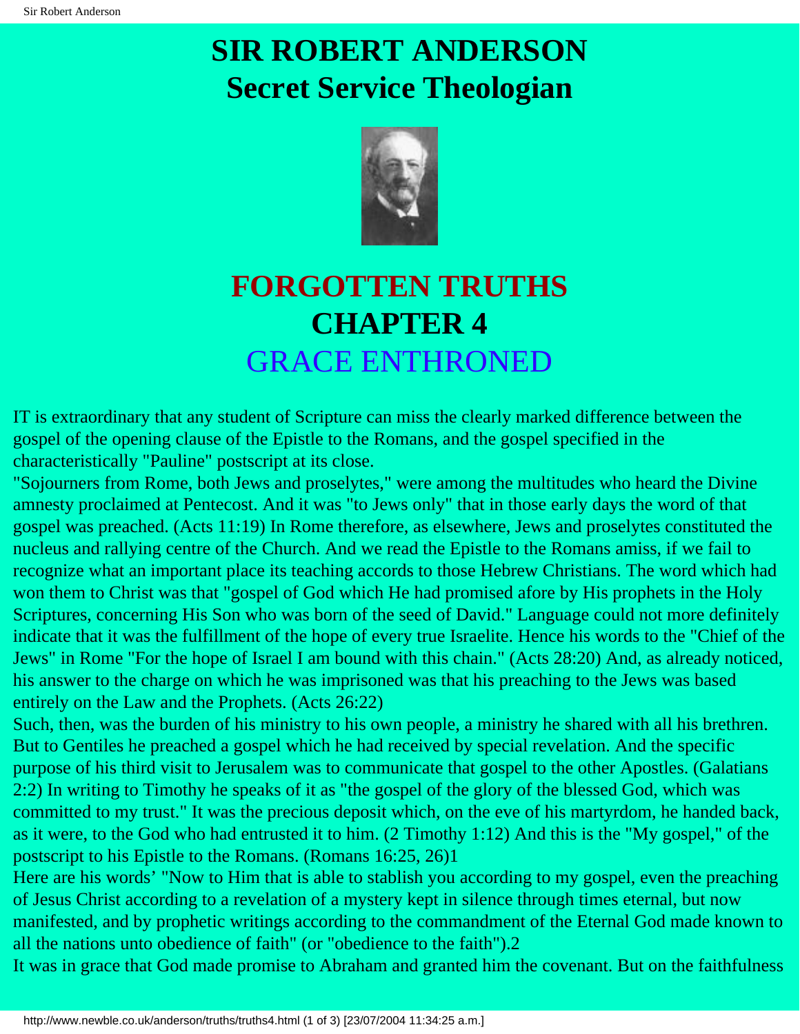# SIR ROBERT ANDERSON
# Secret Service Theologian

## FORGOTTEN TRUTHS
## CHAPTER 4
## GRACE ENTHRONED

IT is extraordinary that any student of Scripture can miss the clearly marked difference between the gospel of the opening clause of the Epistle to the Romans, and the gospel specified in the characteristically "Pauline" postscript at its close.

"Sojourners from Rome, both Jews and proselytes," were among the multitudes who heard the Divine amnesty proclaimed at Pentecost. And it was "to Jews only" that in those early days the word of that gospel was preached. (Acts 11:19) In Rome therefore, as elsewhere, Jews and proselytes constituted the nucleus and rallying centre of the Church. And we read the Epistle to the Romans amiss, if we fail to recognize what an important place its teaching accords to those Hebrew Christians. The word which had won them to Christ was that "gospel of God which He had promised afore by His prophets in the Holy Scriptures, concerning His Son who was born of the seed of David." Language could not more definitely indicate that it was the fulfillment of the hope of every true Israelite. Hence his words to the "Chief of the Jews" in Rome "For the hope of Israel I am bound with this chain." (Acts 28:20) And, as already noticed, his answer to the charge on which he was imprisoned was that his preaching to the Jews was based entirely on the Law and the Prophets. (Acts 26:22)

Such, then, was the burden of his ministry to his own people, a ministry he shared with all his brethren. But to Gentiles he preached a gospel which he had received by special revelation. And the specific purpose of his third visit to Jerusalem was to communicate that gospel to the other Apostles. (Galatians 2:2) In writing to Timothy he speaks of it as "the gospel of the glory of the blessed God, which was committed to my trust." It was the precious deposit which, on the eve of his martyrdom, he handed back, as it were, to the God who had entrusted it to him. (2 Timothy 1:12) And this is the "My gospel," of the postscript to his Epistle to the Romans. (Romans 16:25, 26)1

Here are his words' "Now to Him that is able to stablish you according to my gospel, even the preaching of Jesus Christ according to a revelation of a mystery kept in silence through times eternal, but now manifested, and by prophetic writings according to the commandment of the Eternal God made known to all the nations unto obedience of faith" (or "obedience to the faith").2

It was in grace that God made promise to Abraham and granted him the covenant. But on the faithfulness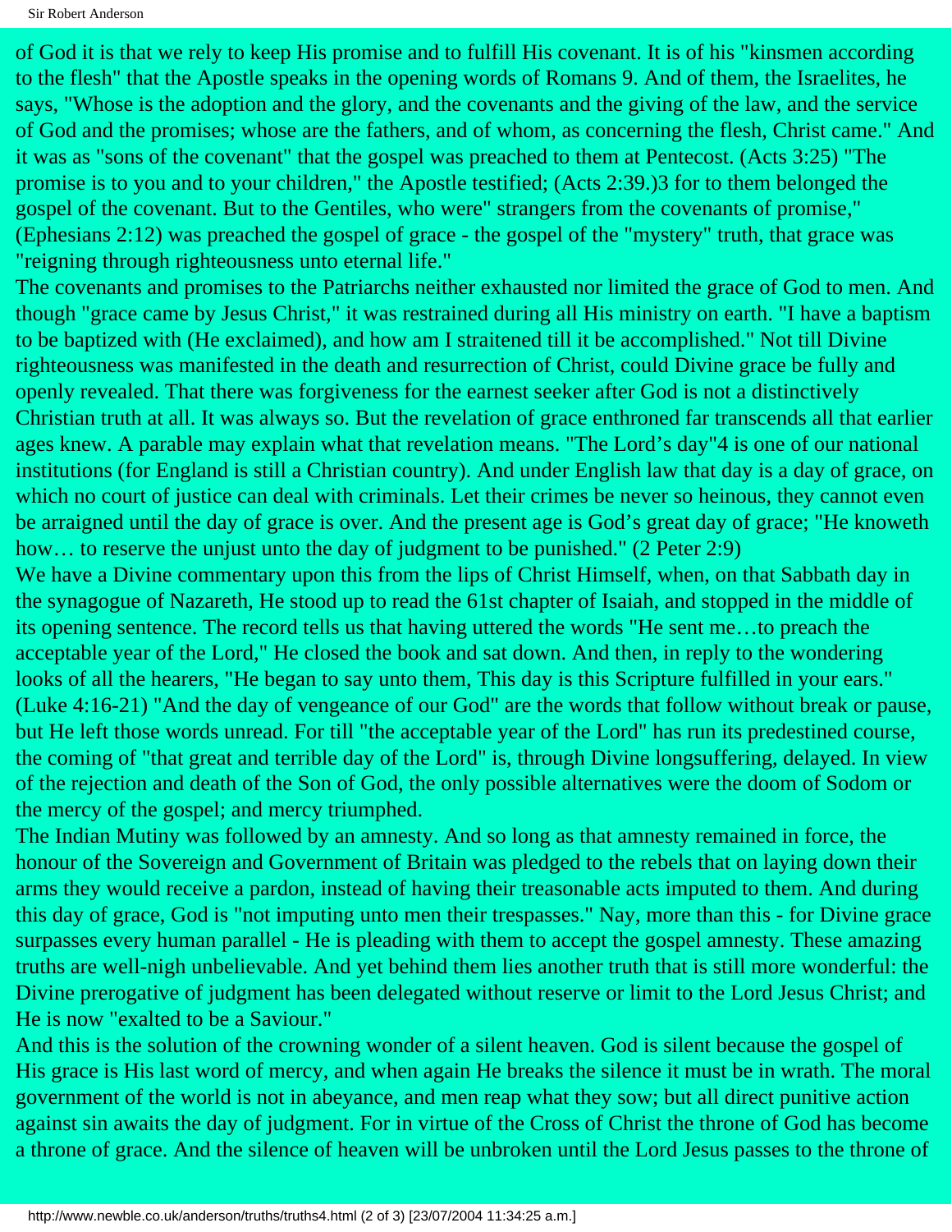of God it is that we rely to keep His promise and to fulfill His covenant. It is of his "kinsmen according to the flesh" that the Apostle speaks in the opening words of Romans 9. And of them, the Israelites, he says, "Whose is the adoption and the glory, and the covenants and the giving of the law, and the service of God and the promises; whose are the fathers, and of whom, as concerning the flesh, Christ came." And it was as "sons of the covenant" that the gospel was preached to them at Pentecost. (Acts 3:25) "The promise is to you and to your children," the Apostle testified; (Acts 2:39.)[3] for to them belonged the gospel of the covenant. But to the Gentiles, who were" strangers from the covenants of promise," (Ephesians 2:12) was preached the gospel of grace - the gospel of the "mystery" truth, that grace was "reigning through righteousness unto eternal life."

The covenants and promises to the Patriarchs neither exhausted nor limited the grace of God to men. And though "grace came by Jesus Christ," it was restrained during all His ministry on earth. "I have a baptism to be baptized with (He exclaimed), and how am I straitened till it be accomplished." Not till Divine righteousness was manifested in the death and resurrection of Christ, could Divine grace be fully and openly revealed. That there was forgiveness for the earnest seeker after God is not a distinctively Christian truth at all. It was always so. But the revelation of grace enthroned far transcends all that earlier ages knew. A parable may explain what that revelation means. "The Lord's day"[4] is one of our national institutions (for England is still a Christian country). And under English law that day is a day of grace, on which no court of justice can deal with criminals. Let their crimes be never so heinous, they cannot even be arraigned until the day of grace is over. And the present age is God's great day of grace; "He knoweth how… to reserve the unjust unto the day of judgment to be punished." (2 Peter 2:9)

We have a Divine commentary upon this from the lips of Christ Himself, when, on that Sabbath day in the synagogue of Nazareth, He stood up to read the 61st chapter of Isaiah, and stopped in the middle of its opening sentence. The record tells us that having uttered the words "He sent me…to preach the acceptable year of the Lord," He closed the book and sat down. And then, in reply to the wondering looks of all the hearers, "He began to say unto them, This day is this Scripture fulfilled in your ears." (Luke 4:16-21) "And the day of vengeance of our God" are the words that follow without break or pause, but He left those words unread. For till "the acceptable year of the Lord" has run its predestined course, the coming of "that great and terrible day of the Lord" is, through Divine longsuffering, delayed. In view of the rejection and death of the Son of God, the only possible alternatives were the doom of Sodom or the mercy of the gospel; and mercy triumphed.

The Indian Mutiny was followed by an amnesty. And so long as that amnesty remained in force, the honour of the Sovereign and Government of Britain was pledged to the rebels that on laying down their arms they would receive a pardon, instead of having their treasonable acts imputed to them. And during this day of grace, God is "not imputing unto men their trespasses." Nay, more than this - for Divine grace surpasses every human parallel - He is pleading with them to accept the gospel amnesty. These amazing truths are well-nigh unbelievable. And yet behind them lies another truth that is still more wonderful: the Divine prerogative of judgment has been delegated without reserve or limit to the Lord Jesus Christ; and He is now "exalted to be a Saviour."

And this is the solution of the crowning wonder of a silent heaven. God is silent because the gospel of His grace is His last word of mercy, and when again He breaks the silence it must be in wrath. The moral government of the world is not in abeyance, and men reap what they sow; but all direct punitive action against sin awaits the day of judgment. For in virtue of the Cross of Christ the throne of God has become a throne of grace. And the silence of heaven will be unbroken until the Lord Jesus passes to the throne of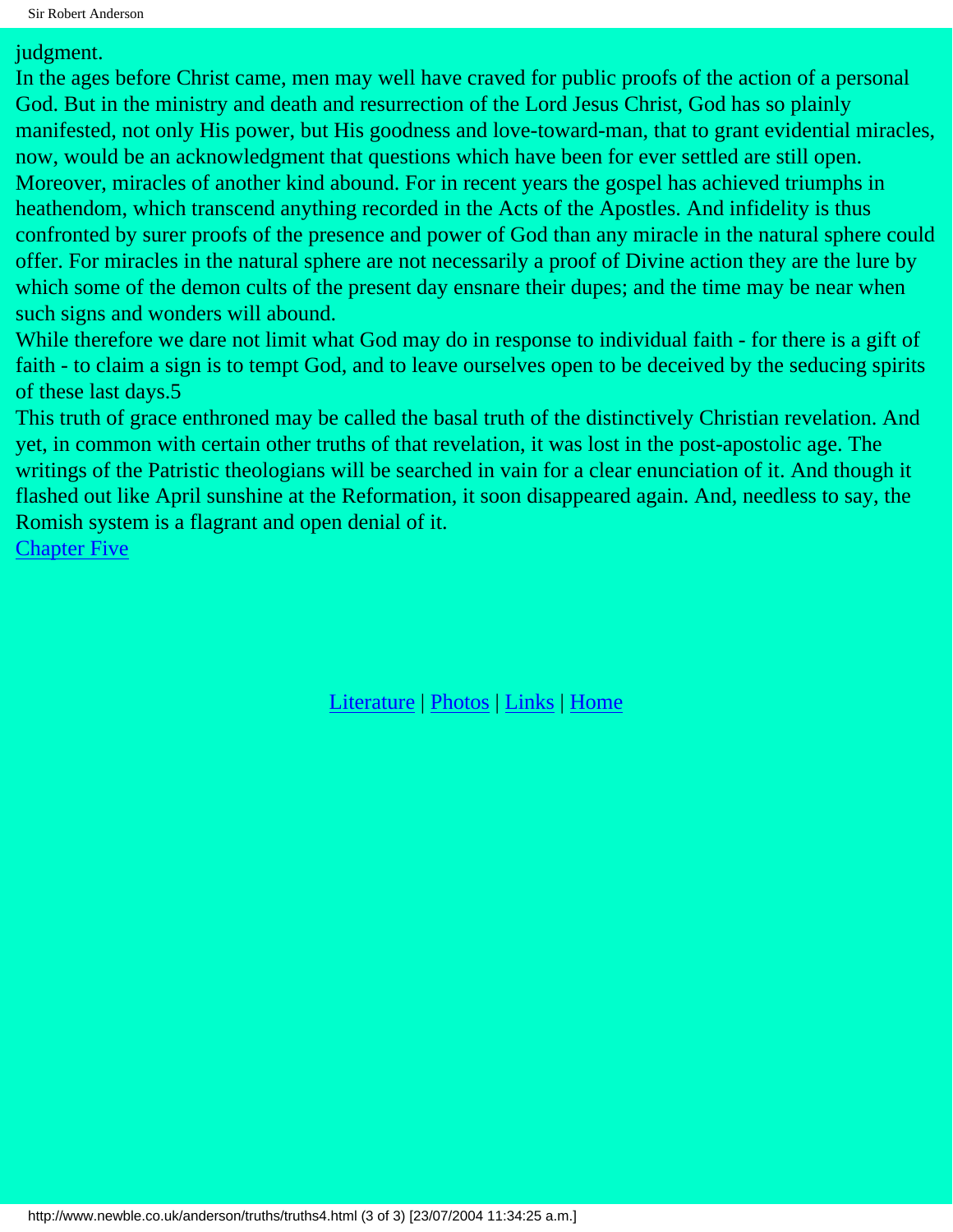judgment.

In the ages before Christ came, men may well have craved for public proofs of the action of a personal God. But in the ministry and death and resurrection of the Lord Jesus Christ, God has so plainly manifested, not only His power, but His goodness and love-toward-man, that to grant evidential miracles, now, would be an acknowledgment that questions which have been for ever settled are still open. Moreover, miracles of another kind abound. For in recent years the gospel has achieved triumphs in heathendom, which transcend anything recorded in the Acts of the Apostles. And infidelity is thus confronted by surer proofs of the presence and power of God than any miracle in the natural sphere could offer. For miracles in the natural sphere are not necessarily a proof of Divine action they are the lure by which some of the demon cults of the present day ensnare their dupes; and the time may be near when such signs and wonders will abound.

While therefore we dare not limit what God may do in response to individual faith - for there is a gift of faith - to claim a sign is to tempt God, and to leave ourselves open to be deceived by the seducing spirits of these last days.5

This truth of grace enthroned may be called the basal truth of the distinctively Christian revelation. And yet, in common with certain other truths of that revelation, it was lost in the post-apostolic age. The writings of the Patristic theologians will be searched in vain for a clear enunciation of it. And though it flashed out like April sunshine at the Reformation, it soon disappeared again. And, needless to say, the Romish system is a flagrant and open denial of it.

Chapter Five

Literature | Photos | Links | Home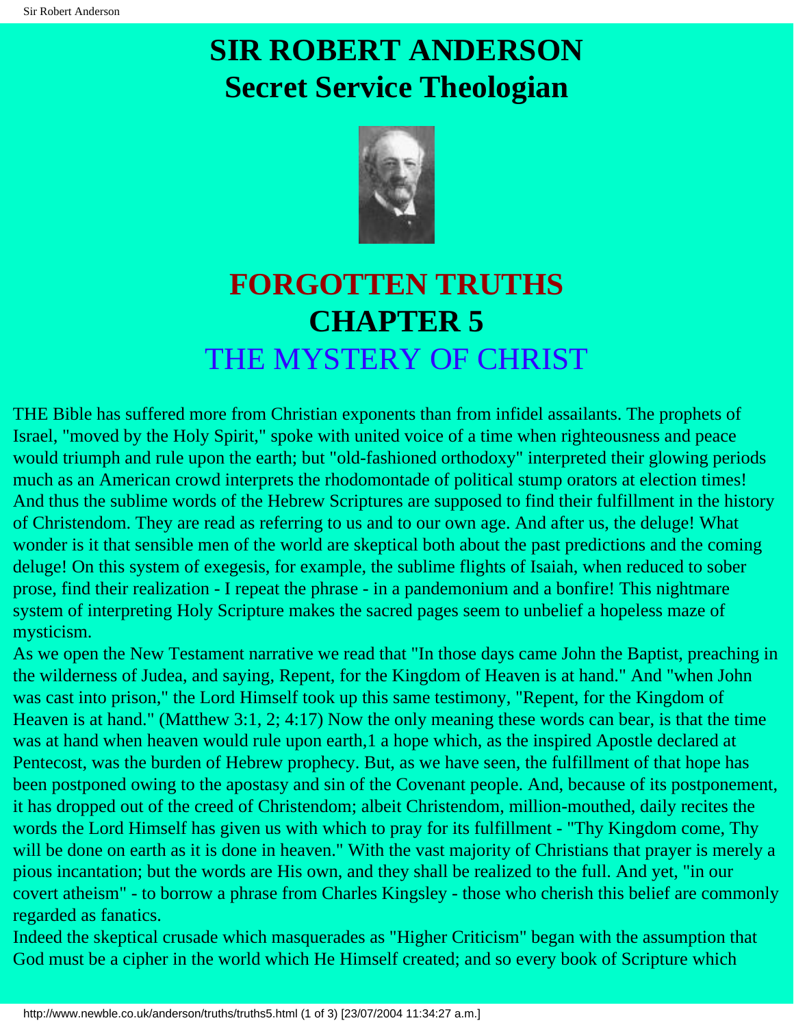# SIR ROBERT ANDERSON
# Secret Service Theologian

## FORGOTTEN TRUTHS
## CHAPTER 5
## THE MYSTERY OF CHRIST

THE Bible has suffered more from Christian exponents than from infidel assailants. The prophets of Israel, "moved by the Holy Spirit," spoke with united voice of a time when righteousness and peace would triumph and rule upon the earth; but "old-fashioned orthodoxy" interpreted their glowing periods much as an American crowd interprets the rhodomontade of political stump orators at election times! And thus the sublime words of the Hebrew Scriptures are supposed to find their fulfillment in the history of Christendom. They are read as referring to us and to our own age. And after us, the deluge! What wonder is it that sensible men of the world are skeptical both about the past predictions and the coming deluge! On this system of exegesis, for example, the sublime flights of Isaiah, when reduced to sober prose, find their realization - I repeat the phrase - in a pandemonium and a bonfire! This nightmare system of interpreting Holy Scripture makes the sacred pages seem to unbelief a hopeless maze of mysticism.

As we open the New Testament narrative we read that "In those days came John the Baptist, preaching in the wilderness of Judea, and saying, Repent, for the Kingdom of Heaven is at hand." And "when John was cast into prison," the Lord Himself took up this same testimony, "Repent, for the Kingdom of Heaven is at hand." (Matthew 3:1, 2; 4:17) Now the only meaning these words can bear, is that the time was at hand when heaven would rule upon earth,1 a hope which, as the inspired Apostle declared at Pentecost, was the burden of Hebrew prophecy. But, as we have seen, the fulfillment of that hope has been postponed owing to the apostasy and sin of the Covenant people. And, because of its postponement, it has dropped out of the creed of Christendom; albeit Christendom, million-mouthed, daily recites the words the Lord Himself has given us with which to pray for its fulfillment - "Thy Kingdom come, Thy will be done on earth as it is done in heaven." With the vast majority of Christians that prayer is merely a pious incantation; but the words are His own, and they shall be realized to the full. And yet, "in our covert atheism" - to borrow a phrase from Charles Kingsley - those who cherish this belief are commonly regarded as fanatics.

Indeed the skeptical crusade which masquerades as "Higher Criticism" began with the assumption that God must be a cipher in the world which He Himself created; and so every book of Scripture which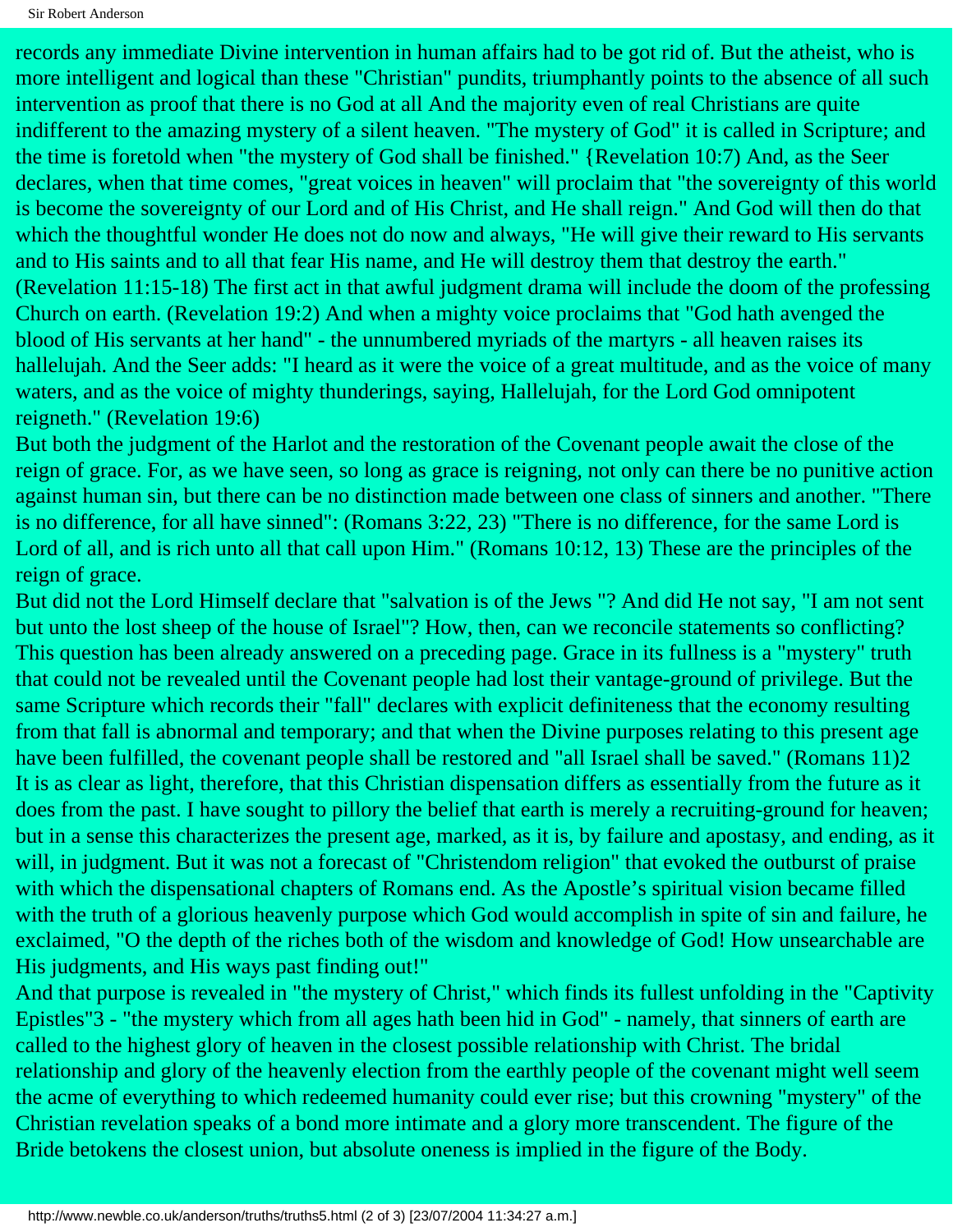records any immediate Divine intervention in human affairs had to be got rid of. But the atheist, who is more intelligent and logical than these "Christian" pundits, triumphantly points to the absence of all such intervention as proof that there is no God at all And the majority even of real Christians are quite indifferent to the amazing mystery of a silent heaven. "The mystery of God" it is called in Scripture; and the time is foretold when "the mystery of God shall be finished." {Revelation 10:7) And, as the Seer declares, when that time comes, "great voices in heaven" will proclaim that "the sovereignty of this world is become the sovereignty of our Lord and of His Christ, and He shall reign." And God will then do that which the thoughtful wonder He does not do now and always, "He will give their reward to His servants and to His saints and to all that fear His name, and He will destroy them that destroy the earth." (Revelation 11:15-18) The first act in that awful judgment drama will include the doom of the professing Church on earth. (Revelation 19:2) And when a mighty voice proclaims that "God hath avenged the blood of His servants at her hand" - the unnumbered myriads of the martyrs - all heaven raises its hallelujah. And the Seer adds: "I heard as it were the voice of a great multitude, and as the voice of many waters, and as the voice of mighty thunderings, saying, Hallelujah, for the Lord God omnipotent reigneth." (Revelation 19:6)

But both the judgment of the Harlot and the restoration of the Covenant people await the close of the reign of grace. For, as we have seen, so long as grace is reigning, not only can there be no punitive action against human sin, but there can be no distinction made between one class of sinners and another. "There is no difference, for all have sinned": (Romans 3:22, 23) "There is no difference, for the same Lord is Lord of all, and is rich unto all that call upon Him." (Romans 10:12, 13) These are the principles of the reign of grace.

But did not the Lord Himself declare that "salvation is of the Jews "? And did He not say, "I am not sent but unto the lost sheep of the house of Israel"? How, then, can we reconcile statements so conflicting? This question has been already answered on a preceding page. Grace in its fullness is a "mystery" truth that could not be revealed until the Covenant people had lost their vantage-ground of privilege. But the same Scripture which records their "fall" declares with explicit definiteness that the economy resulting from that fall is abnormal and temporary; and that when the Divine purposes relating to this present age have been fulfilled, the covenant people shall be restored and "all Israel shall be saved." (Romans 11)2

It is as clear as light, therefore, that this Christian dispensation differs as essentially from the future as it does from the past. I have sought to pillory the belief that earth is merely a recruiting-ground for heaven; but in a sense this characterizes the present age, marked, as it is, by failure and apostasy, and ending, as it will, in judgment. But it was not a forecast of "Christendom religion" that evoked the outburst of praise with which the dispensational chapters of Romans end. As the Apostle's spiritual vision became filled with the truth of a glorious heavenly purpose which God would accomplish in spite of sin and failure, he exclaimed, "O the depth of the riches both of the wisdom and knowledge of God! How unsearchable are His judgments, and His ways past finding out!"

And that purpose is revealed in "the mystery of Christ," which finds its fullest unfolding in the "Captivity Epistles"3 - "the mystery which from all ages hath been hid in God" - namely, that sinners of earth are called to the highest glory of heaven in the closest possible relationship with Christ. The bridal relationship and glory of the heavenly election from the earthly people of the covenant might well seem the acme of everything to which redeemed humanity could ever rise; but this crowning "mystery" of the Christian revelation speaks of a bond more intimate and a glory more transcendent. The figure of the Bride betokens the closest union, but absolute oneness is implied in the figure of the Body.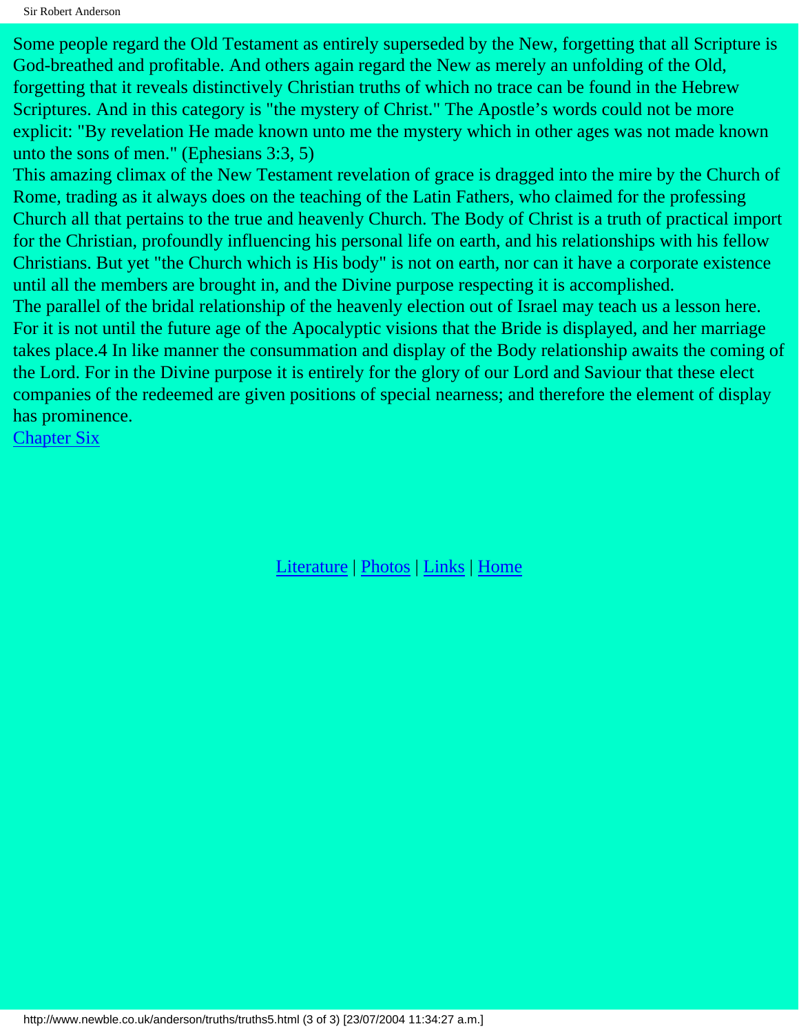Some people regard the Old Testament as entirely superseded by the New, forgetting that all Scripture is God-breathed and profitable. And others again regard the New as merely an unfolding of the Old, forgetting that it reveals distinctively Christian truths of which no trace can be found in the Hebrew Scriptures. And in this category is "the mystery of Christ." The Apostle's words could not be more explicit: "By revelation He made known unto me the mystery which in other ages was not made known unto the sons of men." (Ephesians 3:3, 5)

This amazing climax of the New Testament revelation of grace is dragged into the mire by the Church of Rome, trading as it always does on the teaching of the Latin Fathers, who claimed for the professing Church all that pertains to the true and heavenly Church. The Body of Christ is a truth of practical import for the Christian, profoundly influencing his personal life on earth, and his relationships with his fellow Christians. But yet "the Church which is His body" is not on earth, nor can it have a corporate existence until all the members are brought in, and the Divine purpose respecting it is accomplished.

The parallel of the bridal relationship of the heavenly election out of Israel may teach us a lesson here. For it is not until the future age of the Apocalyptic visions that the Bride is displayed, and her marriage takes place.[4] In like manner the consummation and display of the Body relationship awaits the coming of the Lord. For in the Divine purpose it is entirely for the glory of our Lord and Saviour that these elect companies of the redeemed are given positions of special nearness; and therefore the element of display has prominence.

[Chapter Six]

[Literature] | [Photos] | [Links] | [Home]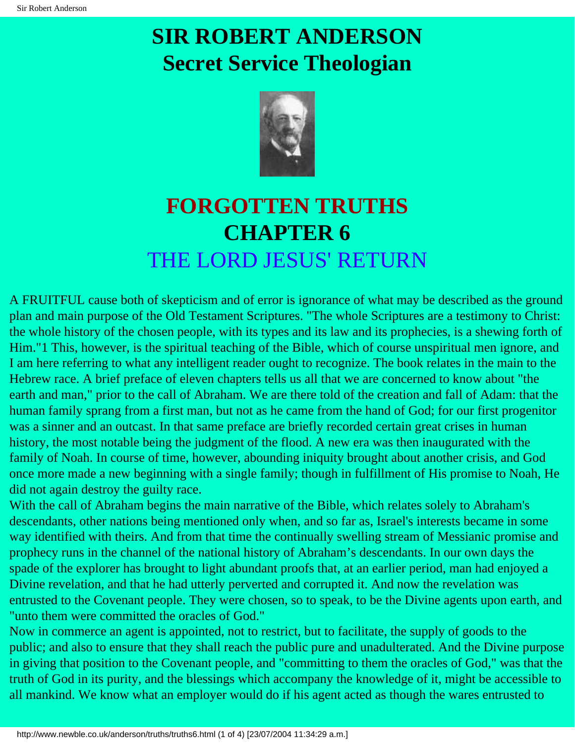# SIR ROBERT ANDERSON
# Secret Service Theologian

## FORGOTTEN TRUTHS
## CHAPTER 6
## THE LORD JESUS' RETURN

A FRUITFUL cause both of skepticism and of error is ignorance of what may be described as the ground plan and main purpose of the Old Testament Scriptures. "The whole Scriptures are a testimony to Christ: the whole history of the chosen people, with its types and its law and its prophecies, is a shewing forth of Him."1 This, however, is the spiritual teaching of the Bible, which of course unspiritual men ignore, and I am here referring to what any intelligent reader ought to recognize. The book relates in the main to the Hebrew race. A brief preface of eleven chapters tells us all that we are concerned to know about "the earth and man," prior to the call of Abraham. We are there told of the creation and fall of Adam: that the human family sprang from a first man, but not as he came from the hand of God; for our first progenitor was a sinner and an outcast. In that same preface are briefly recorded certain great crises in human history, the most notable being the judgment of the flood. A new era was then inaugurated with the family of Noah. In course of time, however, abounding iniquity brought about another crisis, and God once more made a new beginning with a single family; though in fulfillment of His promise to Noah, He did not again destroy the guilty race.

With the call of Abraham begins the main narrative of the Bible, which relates solely to Abraham's descendants, other nations being mentioned only when, and so far as, Israel's interests became in some way identified with theirs. And from that time the continually swelling stream of Messianic promise and prophecy runs in the channel of the national history of Abraham's descendants. In our own days the spade of the explorer has brought to light abundant proofs that, at an earlier period, man had enjoyed a Divine revelation, and that he had utterly perverted and corrupted it. And now the revelation was entrusted to the Covenant people. They were chosen, so to speak, to be the Divine agents upon earth, and "unto them were committed the oracles of God."

Now in commerce an agent is appointed, not to restrict, but to facilitate, the supply of goods to the public; and also to ensure that they shall reach the public pure and unadulterated. And the Divine purpose in giving that position to the Covenant people, and "committing to them the oracles of God," was that the truth of God in its purity, and the blessings which accompany the knowledge of it, might be accessible to all mankind. We know what an employer would do if his agent acted as though the wares entrusted to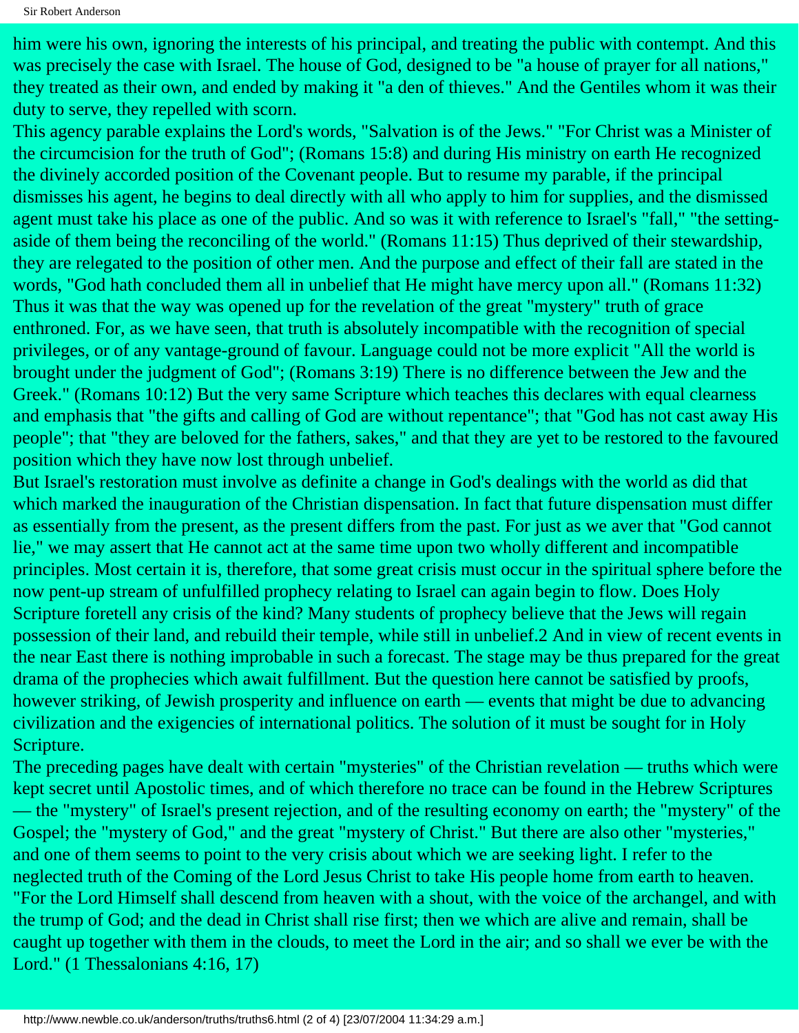him were his own, ignoring the interests of his principal, and treating the public with contempt. And this was precisely the case with Israel. The house of God, designed to be "a house of prayer for all nations," they treated as their own, and ended by making it "a den of thieves." And the Gentiles whom it was their duty to serve, they repelled with scorn.

This agency parable explains the Lord's words, "Salvation is of the Jews." "For Christ was a Minister of the circumcision for the truth of God"; (Romans 15:8) and during His ministry on earth He recognized the divinely accorded position of the Covenant people. But to resume my parable, if the principal dismisses his agent, he begins to deal directly with all who apply to him for supplies, and the dismissed agent must take his place as one of the public. And so was it with reference to Israel's "fall," "the setting-aside of them being the reconciling of the world." (Romans 11:15) Thus deprived of their stewardship, they are relegated to the position of other men. And the purpose and effect of their fall are stated in the words, "God hath concluded them all in unbelief that He might have mercy upon all." (Romans 11:32) Thus it was that the way was opened up for the revelation of the great "mystery" truth of grace enthroned. For, as we have seen, that truth is absolutely incompatible with the recognition of special privileges, or of any vantage-ground of favour. Language could not be more explicit "All the world is brought under the judgment of God"; (Romans 3:19) There is no difference between the Jew and the Greek." (Romans 10:12) But the very same Scripture which teaches this declares with equal clearness and emphasis that "the gifts and calling of God are without repentance"; that "God has not cast away His people"; that "they are beloved for the fathers, sakes," and that they are yet to be restored to the favoured position which they have now lost through unbelief.

But Israel's restoration must involve as definite a change in God's dealings with the world as did that which marked the inauguration of the Christian dispensation. In fact that future dispensation must differ as essentially from the present, as the present differs from the past. For just as we aver that "God cannot lie," we may assert that He cannot act at the same time upon two wholly different and incompatible principles. Most certain it is, therefore, that some great crisis must occur in the spiritual sphere before the now pent-up stream of unfulfilled prophecy relating to Israel can again begin to flow. Does Holy Scripture foretell any crisis of the kind? Many students of prophecy believe that the Jews will regain possession of their land, and rebuild their temple, while still in unbelief.2 And in view of recent events in the near East there is nothing improbable in such a forecast. The stage may be thus prepared for the great drama of the prophecies which await fulfillment. But the question here cannot be satisfied by proofs, however striking, of Jewish prosperity and influence on earth — events that might be due to advancing civilization and the exigencies of international politics. The solution of it must be sought for in Holy Scripture.

The preceding pages have dealt with certain "mysteries" of the Christian revelation — truths which were kept secret until Apostolic times, and of which therefore no trace can be found in the Hebrew Scriptures — the "mystery" of Israel's present rejection, and of the resulting economy on earth; the "mystery" of the Gospel; the "mystery of God," and the great "mystery of Christ." But there are also other "mysteries," and one of them seems to point to the very crisis about which we are seeking light. I refer to the neglected truth of the Coming of the Lord Jesus Christ to take His people home from earth to heaven. "For the Lord Himself shall descend from heaven with a shout, with the voice of the archangel, and with the trump of God; and the dead in Christ shall rise first; then we which are alive and remain, shall be caught up together with them in the clouds, to meet the Lord in the air; and so shall we ever be with the Lord." (1 Thessalonians 4:16, 17)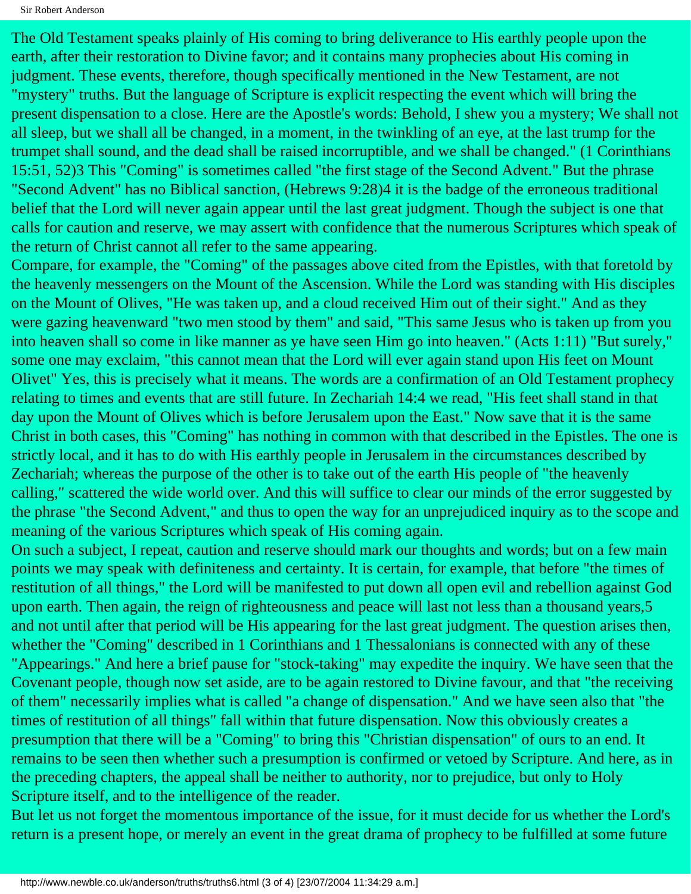The Old Testament speaks plainly of His coming to bring deliverance to His earthly people upon the earth, after their restoration to Divine favor; and it contains many prophecies about His coming in judgment. These events, therefore, though specifically mentioned in the New Testament, are not "mystery" truths. But the language of Scripture is explicit respecting the event which will bring the present dispensation to a close. Here are the Apostle's words: Behold, I shew you a mystery; We shall not all sleep, but we shall all be changed, in a moment, in the twinkling of an eye, at the last trump for the trumpet shall sound, and the dead shall be raised incorruptible, and we shall be changed." (1 Corinthians 15:51, 52)3 This "Coming" is sometimes called "the first stage of the Second Advent." But the phrase "Second Advent" has no Biblical sanction, (Hebrews 9:28)4 it is the badge of the erroneous traditional belief that the Lord will never again appear until the last great judgment. Though the subject is one that calls for caution and reserve, we may assert with confidence that the numerous Scriptures which speak of the return of Christ cannot all refer to the same appearing.

Compare, for example, the "Coming" of the passages above cited from the Epistles, with that foretold by the heavenly messengers on the Mount of the Ascension. While the Lord was standing with His disciples on the Mount of Olives, "He was taken up, and a cloud received Him out of their sight." And as they were gazing heavenward "two men stood by them" and said, "This same Jesus who is taken up from you into heaven shall so come in like manner as ye have seen Him go into heaven." (Acts 1:11) "But surely," some one may exclaim, "this cannot mean that the Lord will ever again stand upon His feet on Mount Olivet" Yes, this is precisely what it means. The words are a confirmation of an Old Testament prophecy relating to times and events that are still future. In Zechariah 14:4 we read, "His feet shall stand in that day upon the Mount of Olives which is before Jerusalem upon the East." Now save that it is the same Christ in both cases, this "Coming" has nothing in common with that described in the Epistles. The one is strictly local, and it has to do with His earthly people in Jerusalem in the circumstances described by Zechariah; whereas the purpose of the other is to take out of the earth His people of "the heavenly calling," scattered the wide world over. And this will suffice to clear our minds of the error suggested by the phrase "the Second Advent," and thus to open the way for an unprejudiced inquiry as to the scope and meaning of the various Scriptures which speak of His coming again.

On such a subject, I repeat, caution and reserve should mark our thoughts and words; but on a few main points we may speak with definiteness and certainty. It is certain, for example, that before "the times of restitution of all things," the Lord will be manifested to put down all open evil and rebellion against God upon earth. Then again, the reign of righteousness and peace will last not less than a thousand years,5 and not until after that period will be His appearing for the last great judgment. The question arises then, whether the "Coming" described in 1 Corinthians and 1 Thessalonians is connected with any of these "Appearings." And here a brief pause for "stock-taking" may expedite the inquiry. We have seen that the Covenant people, though now set aside, are to be again restored to Divine favour, and that "the receiving of them" necessarily implies what is called "a change of dispensation." And we have seen also that "the times of restitution of all things" fall within that future dispensation. Now this obviously creates a presumption that there will be a "Coming" to bring this "Christian dispensation" of ours to an end. It remains to be seen then whether such a presumption is confirmed or vetoed by Scripture. And here, as in the preceding chapters, the appeal shall be neither to authority, nor to prejudice, but only to Holy Scripture itself, and to the intelligence of the reader.

But let us not forget the momentous importance of the issue, for it must decide for us whether the Lord's return is a present hope, or merely an event in the great drama of prophecy to be fulfilled at some future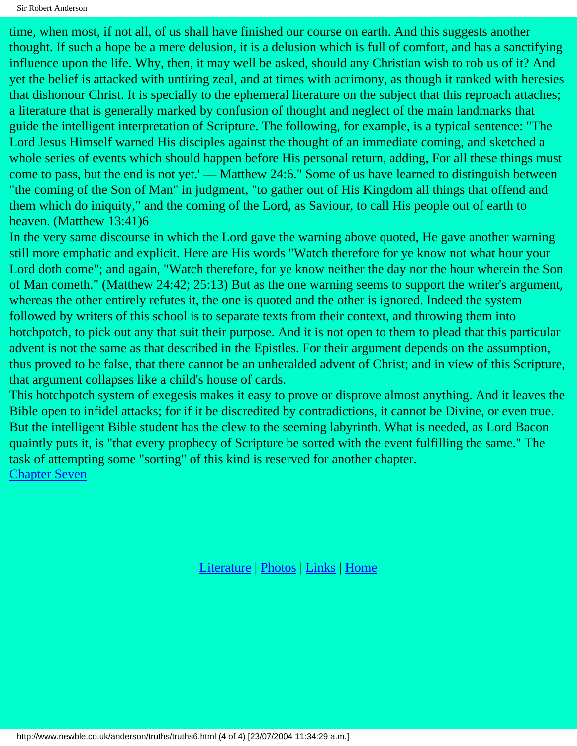time, when most, if not all, of us shall have finished our course on earth. And this suggests another thought. If such a hope be a mere delusion, it is a delusion which is full of comfort, and has a sanctifying influence upon the life. Why, then, it may well be asked, should any Christian wish to rob us of it? And yet the belief is attacked with untiring zeal, and at times with acrimony, as though it ranked with heresies that dishonour Christ. It is specially to the ephemeral literature on the subject that this reproach attaches; a literature that is generally marked by confusion of thought and neglect of the main landmarks that guide the intelligent interpretation of Scripture. The following, for example, is a typical sentence: "The Lord Jesus Himself warned His disciples against the thought of an immediate coming, and sketched a whole series of events which should happen before His personal return, adding, For all these things must come to pass, but the end is not yet.' — Matthew 24:6." Some of us have learned to distinguish between "the coming of the Son of Man" in judgment, "to gather out of His Kingdom all things that offend and them which do iniquity," and the coming of the Lord, as Saviour, to call His people out of earth to heaven. (Matthew 13:41)6

In the very same discourse in which the Lord gave the warning above quoted, He gave another warning still more emphatic and explicit. Here are His words "Watch therefore for ye know not what hour your Lord doth come"; and again, "Watch therefore, for ye know neither the day nor the hour wherein the Son of Man cometh." (Matthew 24:42; 25:13) But as the one warning seems to support the writer's argument, whereas the other entirely refutes it, the one is quoted and the other is ignored. Indeed the system followed by writers of this school is to separate texts from their context, and throwing them into hotchpotch, to pick out any that suit their purpose. And it is not open to them to plead that this particular advent is not the same as that described in the Epistles. For their argument depends on the assumption, thus proved to be false, that there cannot be an unheralded advent of Christ; and in view of this Scripture, that argument collapses like a child's house of cards.

This hotchpotch system of exegesis makes it easy to prove or disprove almost anything. And it leaves the Bible open to infidel attacks; for if it be discredited by contradictions, it cannot be Divine, or even true. But the intelligent Bible student has the clew to the seeming labyrinth. What is needed, as Lord Bacon quaintly puts it, is "that every prophecy of Scripture be sorted with the event fulfilling the same." The task of attempting some "sorting" of this kind is reserved for another chapter.

Chapter Seven

Literature | Photos | Links | Home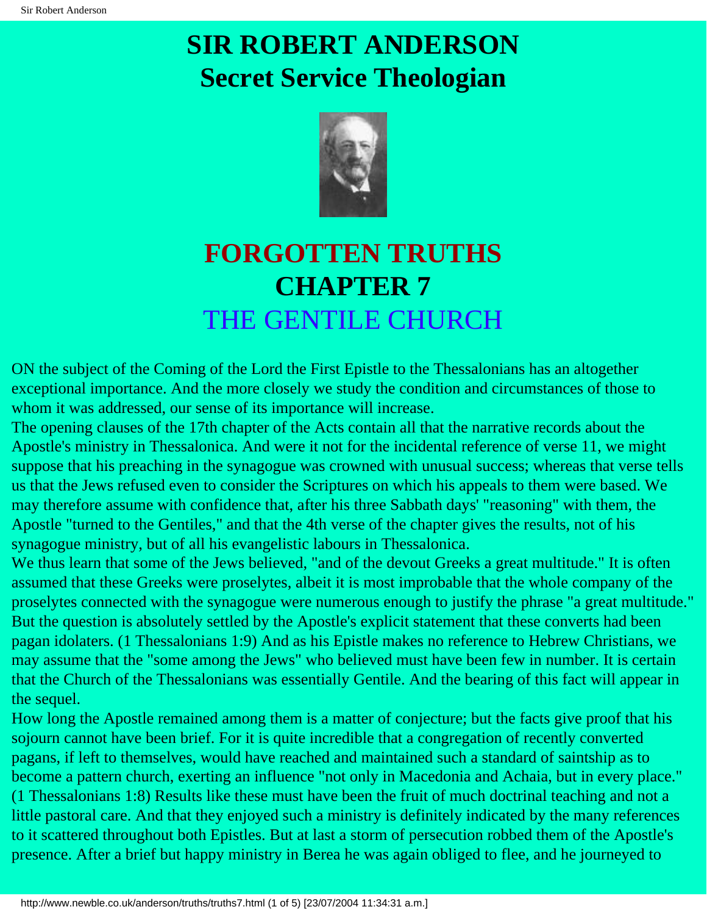# SIR ROBERT ANDERSON
# Secret Service Theologian

# FORGOTTEN TRUTHS
## CHAPTER 7
## THE GENTILE CHURCH

ON the subject of the Coming of the Lord the First Epistle to the Thessalonians has an altogether exceptional importance. And the more closely we study the condition and circumstances of those to whom it was addressed, our sense of its importance will increase.

The opening clauses of the 17th chapter of the Acts contain all that the narrative records about the Apostle's ministry in Thessalonica. And were it not for the incidental reference of verse 11, we might suppose that his preaching in the synagogue was crowned with unusual success; whereas that verse tells us that the Jews refused even to consider the Scriptures on which his appeals to them were based. We may therefore assume with confidence that, after his three Sabbath days' "reasoning" with them, the Apostle "turned to the Gentiles," and that the 4th verse of the chapter gives the results, not of his synagogue ministry, but of all his evangelistic labours in Thessalonica.

We thus learn that some of the Jews believed, "and of the devout Greeks a great multitude." It is often assumed that these Greeks were proselytes, albeit it is most improbable that the whole company of the proselytes connected with the synagogue were numerous enough to justify the phrase "a great multitude." But the question is absolutely settled by the Apostle's explicit statement that these converts had been pagan idolaters. (1 Thessalonians 1:9) And as his Epistle makes no reference to Hebrew Christians, we may assume that the "some among the Jews" who believed must have been few in number. It is certain that the Church of the Thessalonians was essentially Gentile. And the bearing of this fact will appear in the sequel.

How long the Apostle remained among them is a matter of conjecture; but the facts give proof that his sojourn cannot have been brief. For it is quite incredible that a congregation of recently converted pagans, if left to themselves, would have reached and maintained such a standard of saintship as to become a pattern church, exerting an influence "not only in Macedonia and Achaia, but in every place." (1 Thessalonians 1:8) Results like these must have been the fruit of much doctrinal teaching and not a little pastoral care. And that they enjoyed such a ministry is definitely indicated by the many references to it scattered throughout both Epistles. But at last a storm of persecution robbed them of the Apostle's presence. After a brief but happy ministry in Berea he was again obliged to flee, and he journeyed to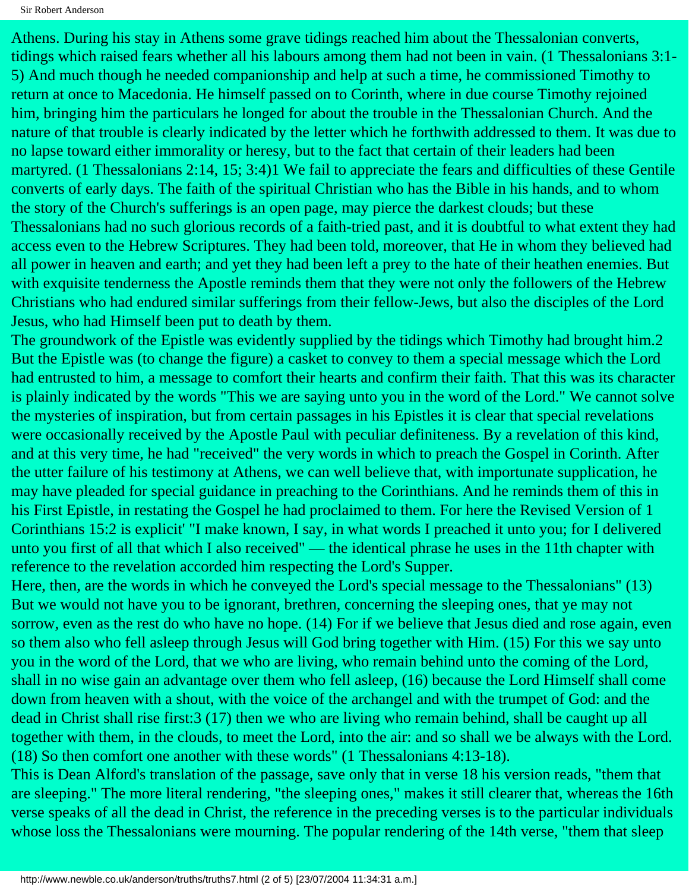Athens. During his stay in Athens some grave tidings reached him about the Thessalonian converts, tidings which raised fears whether all his labours among them had not been in vain. (1 Thessalonians 3:1-5) And much though he needed companionship and help at such a time, he commissioned Timothy to return at once to Macedonia. He himself passed on to Corinth, where in due course Timothy rejoined him, bringing him the particulars he longed for about the trouble in the Thessalonian Church. And the nature of that trouble is clearly indicated by the letter which he forthwith addressed to them. It was due to no lapse toward either immorality or heresy, but to the fact that certain of their leaders had been martyred. (1 Thessalonians 2:14, 15; 3:4)1 We fail to appreciate the fears and difficulties of these Gentile converts of early days. The faith of the spiritual Christian who has the Bible in his hands, and to whom the story of the Church's sufferings is an open page, may pierce the darkest clouds; but these Thessalonians had no such glorious records of a faith-tried past, and it is doubtful to what extent they had access even to the Hebrew Scriptures. They had been told, moreover, that He in whom they believed had all power in heaven and earth; and yet they had been left a prey to the hate of their heathen enemies. But with exquisite tenderness the Apostle reminds them that they were not only the followers of the Hebrew Christians who had endured similar sufferings from their fellow-Jews, but also the disciples of the Lord Jesus, who had Himself been put to death by them.

The groundwork of the Epistle was evidently supplied by the tidings which Timothy had brought him.2 But the Epistle was (to change the figure) a casket to convey to them a special message which the Lord had entrusted to him, a message to comfort their hearts and confirm their faith. That this was its character is plainly indicated by the words "This we are saying unto you in the word of the Lord." We cannot solve the mysteries of inspiration, but from certain passages in his Epistles it is clear that special revelations were occasionally received by the Apostle Paul with peculiar definiteness. By a revelation of this kind, and at this very time, he had "received" the very words in which to preach the Gospel in Corinth. After the utter failure of his testimony at Athens, we can well believe that, with importunate supplication, he may have pleaded for special guidance in preaching to the Corinthians. And he reminds them of this in his First Epistle, in restating the Gospel he had proclaimed to them. For here the Revised Version of 1 Corinthians 15:2 is explicit' "I make known, I say, in what words I preached it unto you; for I delivered unto you first of all that which I also received" — the identical phrase he uses in the 11th chapter with reference to the revelation accorded him respecting the Lord's Supper.

Here, then, are the words in which he conveyed the Lord's special message to the Thessalonians" (13) But we would not have you to be ignorant, brethren, concerning the sleeping ones, that ye may not sorrow, even as the rest do who have no hope. (14) For if we believe that Jesus died and rose again, even so them also who fell asleep through Jesus will God bring together with Him. (15) For this we say unto you in the word of the Lord, that we who are living, who remain behind unto the coming of the Lord, shall in no wise gain an advantage over them who fell asleep, (16) because the Lord Himself shall come down from heaven with a shout, with the voice of the archangel and with the trumpet of God: and the dead in Christ shall rise first:3 (17) then we who are living who remain behind, shall be caught up all together with them, in the clouds, to meet the Lord, into the air: and so shall we be always with the Lord. (18) So then comfort one another with these words" (1 Thessalonians 4:13-18).

This is Dean Alford's translation of the passage, save only that in verse 18 his version reads, "them that are sleeping." The more literal rendering, "the sleeping ones," makes it still clearer that, whereas the 16th verse speaks of all the dead in Christ, the reference in the preceding verses is to the particular individuals whose loss the Thessalonians were mourning. The popular rendering of the 14th verse, "them that sleep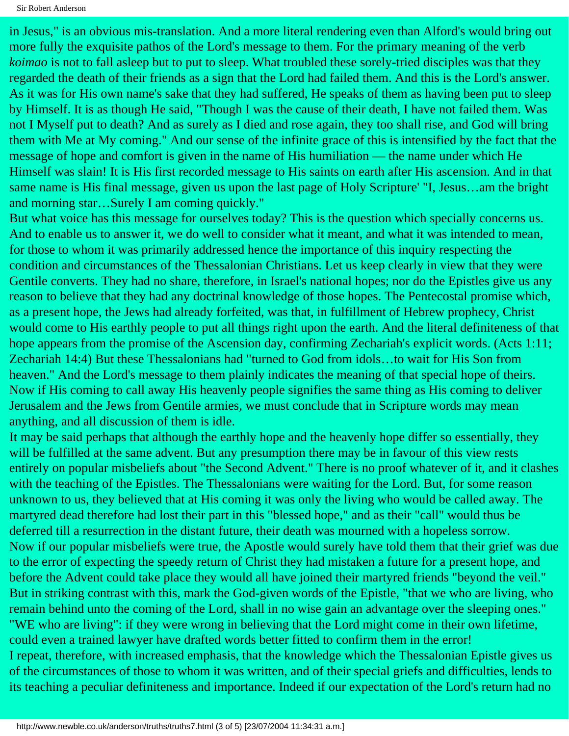in Jesus," is an obvious mis-translation. And a more literal rendering even than Alford's would bring out more fully the exquisite pathos of the Lord's message to them. For the primary meaning of the verb *koimao* is not to fall asleep but to put to sleep. What troubled these sorely-tried disciples was that they regarded the death of their friends as a sign that the Lord had failed them. And this is the Lord's answer. As it was for His own name's sake that they had suffered, He speaks of them as having been put to sleep by Himself. It is as though He said, "Though I was the cause of their death, I have not failed them. Was not I Myself put to death? And as surely as I died and rose again, they too shall rise, and God will bring them with Me at My coming." And our sense of the infinite grace of this is intensified by the fact that the message of hope and comfort is given in the name of His humiliation — the name under which He Himself was slain! It is His first recorded message to His saints on earth after His ascension. And in that same name is His final message, given us upon the last page of Holy Scripture' "I, Jesus…am the bright and morning star…Surely I am coming quickly."

But what voice has this message for ourselves today? This is the question which specially concerns us. And to enable us to answer it, we do well to consider what it meant, and what it was intended to mean, for those to whom it was primarily addressed hence the importance of this inquiry respecting the condition and circumstances of the Thessalonian Christians. Let us keep clearly in view that they were Gentile converts. They had no share, therefore, in Israel's national hopes; nor do the Epistles give us any reason to believe that they had any doctrinal knowledge of those hopes. The Pentecostal promise which, as a present hope, the Jews had already forfeited, was that, in fulfillment of Hebrew prophecy, Christ would come to His earthly people to put all things right upon the earth. And the literal definiteness of that hope appears from the promise of the Ascension day, confirming Zechariah's explicit words. (Acts 1:11; Zechariah 14:4) But these Thessalonians had "turned to God from idols…to wait for His Son from heaven." And the Lord's message to them plainly indicates the meaning of that special hope of theirs. Now if His coming to call away His heavenly people signifies the same thing as His coming to deliver Jerusalem and the Jews from Gentile armies, we must conclude that in Scripture words may mean anything, and all discussion of them is idle.

It may be said perhaps that although the earthly hope and the heavenly hope differ so essentially, they will be fulfilled at the same advent. But any presumption there may be in favour of this view rests entirely on popular misbeliefs about "the Second Advent." There is no proof whatever of it, and it clashes with the teaching of the Epistles. The Thessalonians were waiting for the Lord. But, for some reason unknown to us, they believed that at His coming it was only the living who would be called away. The martyred dead therefore had lost their part in this "blessed hope," and as their "call" would thus be deferred till a resurrection in the distant future, their death was mourned with a hopeless sorrow.

Now if our popular misbeliefs were true, the Apostle would surely have told them that their grief was due to the error of expecting the speedy return of Christ they had mistaken a future for a present hope, and before the Advent could take place they would all have joined their martyred friends "beyond the veil." But in striking contrast with this, mark the God-given words of the Epistle, "that we who are living, who remain behind unto the coming of the Lord, shall in no wise gain an advantage over the sleeping ones." "WE who are living": if they were wrong in believing that the Lord might come in their own lifetime, could even a trained lawyer have drafted words better fitted to confirm them in the error!

I repeat, therefore, with increased emphasis, that the knowledge which the Thessalonian Epistle gives us of the circumstances of those to whom it was written, and of their special griefs and difficulties, lends to its teaching a peculiar definiteness and importance. Indeed if our expectation of the Lord's return had no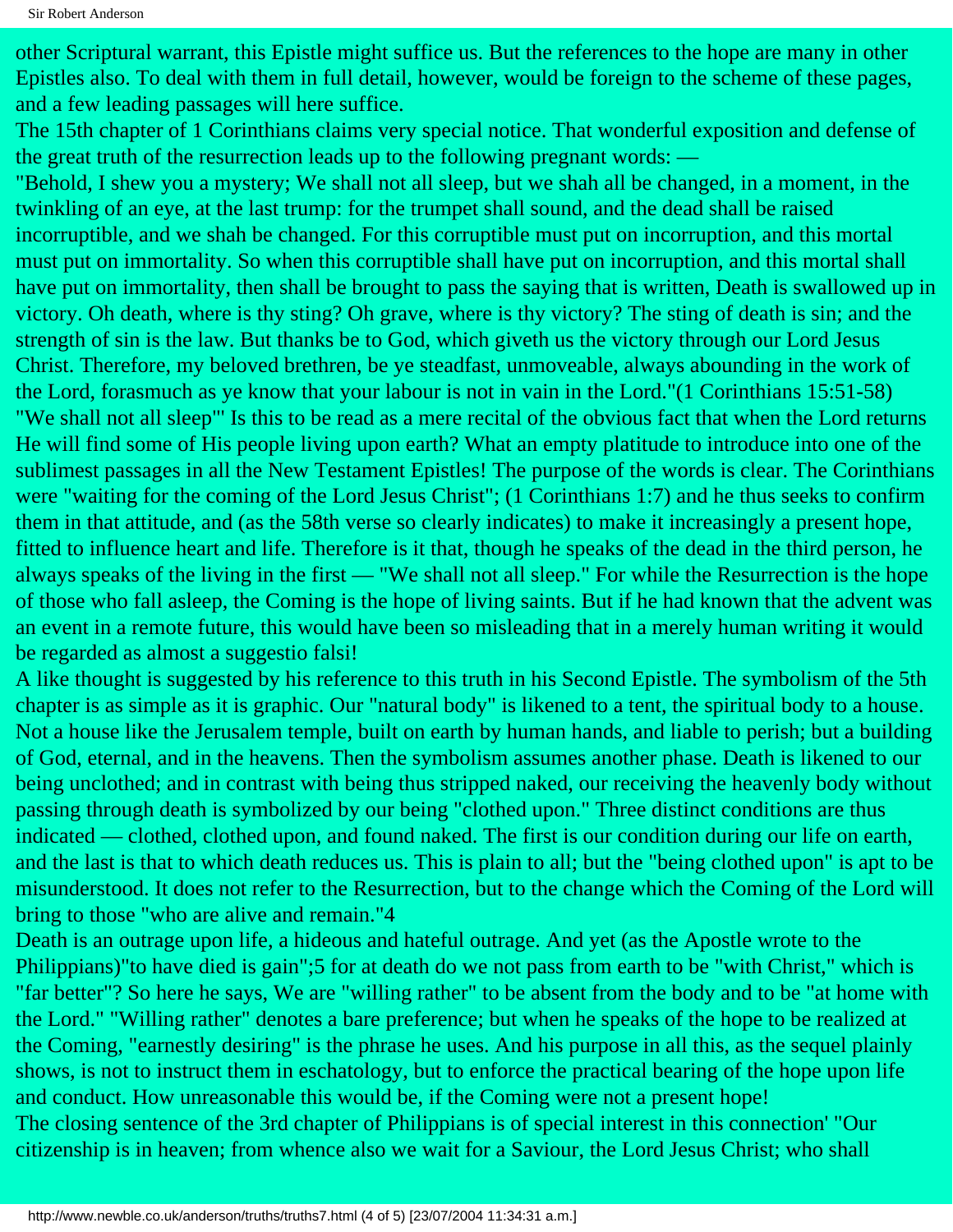other Scriptural warrant, this Epistle might suffice us. But the references to the hope are many in other Epistles also. To deal with them in full detail, however, would be foreign to the scheme of these pages, and a few leading passages will here suffice.

The 15th chapter of 1 Corinthians claims very special notice. That wonderful exposition and defense of the great truth of the resurrection leads up to the following pregnant words: —

"Behold, I shew you a mystery; We shall not all sleep, but we shah all be changed, in a moment, in the twinkling of an eye, at the last trump: for the trumpet shall sound, and the dead shall be raised incorruptible, and we shah be changed. For this corruptible must put on incorruption, and this mortal must put on immortality. So when this corruptible shall have put on incorruption, and this mortal shall have put on immortality, then shall be brought to pass the saying that is written, Death is swallowed up in victory. Oh death, where is thy sting? Oh grave, where is thy victory? The sting of death is sin; and the strength of sin is the law. But thanks be to God, which giveth us the victory through our Lord Jesus Christ. Therefore, my beloved brethren, be ye steadfast, unmoveable, always abounding in the work of the Lord, forasmuch as ye know that your labour is not in vain in the Lord."(1 Corinthians 15:51-58)

"We shall not all sleep'" Is this to be read as a mere recital of the obvious fact that when the Lord returns He will find some of His people living upon earth? What an empty platitude to introduce into one of the sublimest passages in all the New Testament Epistles! The purpose of the words is clear. The Corinthians were "waiting for the coming of the Lord Jesus Christ"; (1 Corinthians 1:7) and he thus seeks to confirm them in that attitude, and (as the 58th verse so clearly indicates) to make it increasingly a present hope, fitted to influence heart and life. Therefore is it that, though he speaks of the dead in the third person, he always speaks of the living in the first — "We shall not all sleep." For while the Resurrection is the hope of those who fall asleep, the Coming is the hope of living saints. But if he had known that the advent was an event in a remote future, this would have been so misleading that in a merely human writing it would be regarded as almost a suggestio falsi!

A like thought is suggested by his reference to this truth in his Second Epistle. The symbolism of the 5th chapter is as simple as it is graphic. Our "natural body" is likened to a tent, the spiritual body to a house. Not a house like the Jerusalem temple, built on earth by human hands, and liable to perish; but a building of God, eternal, and in the heavens. Then the symbolism assumes another phase. Death is likened to our being unclothed; and in contrast with being thus stripped naked, our receiving the heavenly body without passing through death is symbolized by our being "clothed upon." Three distinct conditions are thus indicated — clothed, clothed upon, and found naked. The first is our condition during our life on earth, and the last is that to which death reduces us. This is plain to all; but the "being clothed upon" is apt to be misunderstood. It does not refer to the Resurrection, but to the change which the Coming of the Lord will bring to those "who are alive and remain."[4]

Death is an outrage upon life, a hideous and hateful outrage. And yet (as the Apostle wrote to the Philippians)"to have died is gain";[5] for at death do we not pass from earth to be "with Christ," which is "far better"? So here he says, We are "willing rather" to be absent from the body and to be "at home with the Lord." "Willing rather" denotes a bare preference; but when he speaks of the hope to be realized at the Coming, "earnestly desiring" is the phrase he uses. And his purpose in all this, as the sequel plainly shows, is not to instruct them in eschatology, but to enforce the practical bearing of the hope upon life and conduct. How unreasonable this would be, if the Coming were not a present hope!

The closing sentence of the 3rd chapter of Philippians is of special interest in this connection' "Our citizenship is in heaven; from whence also we wait for a Saviour, the Lord Jesus Christ; who shall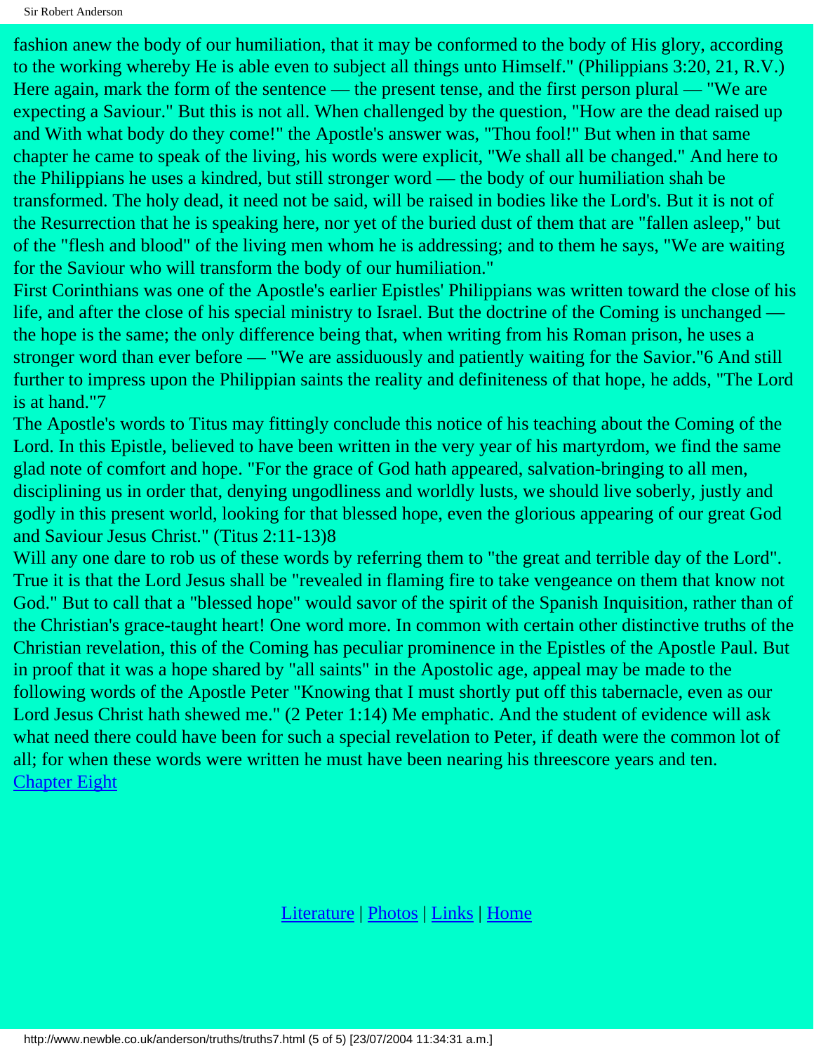fashion anew the body of our humiliation, that it may be conformed to the body of His glory, according to the working whereby He is able even to subject all things unto Himself." (Philippians 3:20, 21, R.V.) Here again, mark the form of the sentence — the present tense, and the first person plural — "We are expecting a Saviour." But this is not all. When challenged by the question, "How are the dead raised up and With what body do they come!" the Apostle's answer was, "Thou fool!" But when in that same chapter he came to speak of the living, his words were explicit, "We shall all be changed." And here to the Philippians he uses a kindred, but still stronger word — the body of our humiliation shah be transformed. The holy dead, it need not be said, will be raised in bodies like the Lord's. But it is not of the Resurrection that he is speaking here, nor yet of the buried dust of them that are "fallen asleep," but of the "flesh and blood" of the living men whom he is addressing; and to them he says, "We are waiting for the Saviour who will transform the body of our humiliation."

First Corinthians was one of the Apostle's earlier Epistles' Philippians was written toward the close of his life, and after the close of his special ministry to Israel. But the doctrine of the Coming is unchanged — the hope is the same; the only difference being that, when writing from his Roman prison, he uses a stronger word than ever before — "We are assiduously and patiently waiting for the Savior."6 And still further to impress upon the Philippian saints the reality and definiteness of that hope, he adds, "The Lord is at hand."7

The Apostle's words to Titus may fittingly conclude this notice of his teaching about the Coming of the Lord. In this Epistle, believed to have been written in the very year of his martyrdom, we find the same glad note of comfort and hope. "For the grace of God hath appeared, salvation-bringing to all men, disciplining us in order that, denying ungodliness and worldly lusts, we should live soberly, justly and godly in this present world, looking for that blessed hope, even the glorious appearing of our great God and Saviour Jesus Christ." (Titus 2:11-13)8

Will any one dare to rob us of these words by referring them to "the great and terrible day of the Lord". True it is that the Lord Jesus shall be "revealed in flaming fire to take vengeance on them that know not God." But to call that a "blessed hope" would savor of the spirit of the Spanish Inquisition, rather than of the Christian's grace-taught heart! One word more. In common with certain other distinctive truths of the Christian revelation, this of the Coming has peculiar prominence in the Epistles of the Apostle Paul. But in proof that it was a hope shared by "all saints" in the Apostolic age, appeal may be made to the following words of the Apostle Peter "Knowing that I must shortly put off this tabernacle, even as our Lord Jesus Christ hath shewed me." (2 Peter 1:14) Me emphatic. And the student of evidence will ask what need there could have been for such a special revelation to Peter, if death were the common lot of all; for when these words were written he must have been nearing his threescore years and ten.

Chapter Eight

Literature | Photos | Links | Home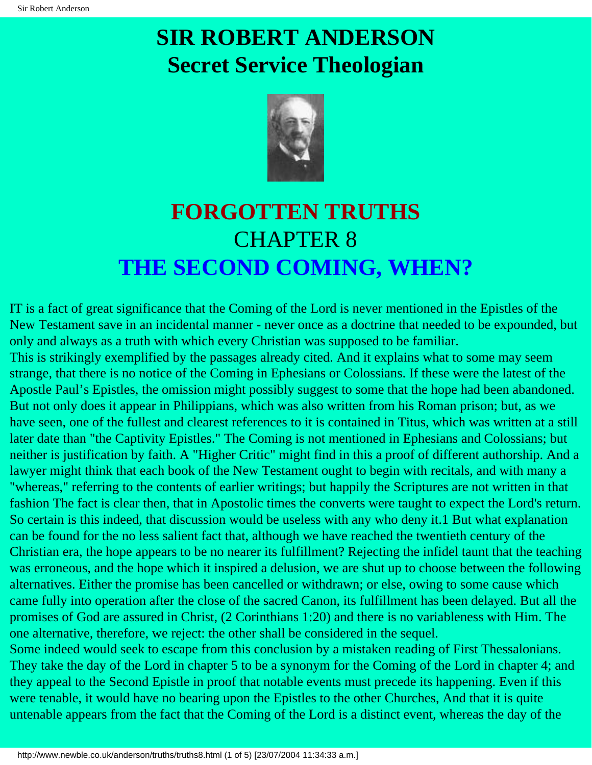# SIR ROBERT ANDERSON
# Secret Service Theologian

## FORGOTTEN TRUTHS
## CHAPTER 8
## THE SECOND COMING, WHEN?

IT is a fact of great significance that the Coming of the Lord is never mentioned in the Epistles of the New Testament save in an incidental manner - never once as a doctrine that needed to be expounded, but only and always as a truth with which every Christian was supposed to be familiar.

This is strikingly exemplified by the passages already cited. And it explains what to some may seem strange, that there is no notice of the Coming in Ephesians or Colossians. If these were the latest of the Apostle Paul's Epistles, the omission might possibly suggest to some that the hope had been abandoned. But not only does it appear in Philippians, which was also written from his Roman prison; but, as we have seen, one of the fullest and clearest references to it is contained in Titus, which was written at a still later date than "the Captivity Epistles." The Coming is not mentioned in Ephesians and Colossians; but neither is justification by faith. A "Higher Critic" might find in this a proof of different authorship. And a lawyer might think that each book of the New Testament ought to begin with recitals, and with many a "whereas," referring to the contents of earlier writings; but happily the Scriptures are not written in that fashion The fact is clear then, that in Apostolic times the converts were taught to expect the Lord's return. So certain is this indeed, that discussion would be useless with any who deny it.1 But what explanation can be found for the no less salient fact that, although we have reached the twentieth century of the Christian era, the hope appears to be no nearer its fulfillment? Rejecting the infidel taunt that the teaching was erroneous, and the hope which it inspired a delusion, we are shut up to choose between the following alternatives. Either the promise has been cancelled or withdrawn; or else, owing to some cause which came fully into operation after the close of the sacred Canon, its fulfillment has been delayed. But all the promises of God are assured in Christ, (2 Corinthians 1:20) and there is no variableness with Him. The one alternative, therefore, we reject: the other shall be considered in the sequel.

Some indeed would seek to escape from this conclusion by a mistaken reading of First Thessalonians. They take the day of the Lord in chapter 5 to be a synonym for the Coming of the Lord in chapter 4; and they appeal to the Second Epistle in proof that notable events must precede its happening. Even if this were tenable, it would have no bearing upon the Epistles to the other Churches, And that it is quite untenable appears from the fact that the Coming of the Lord is a distinct event, whereas the day of the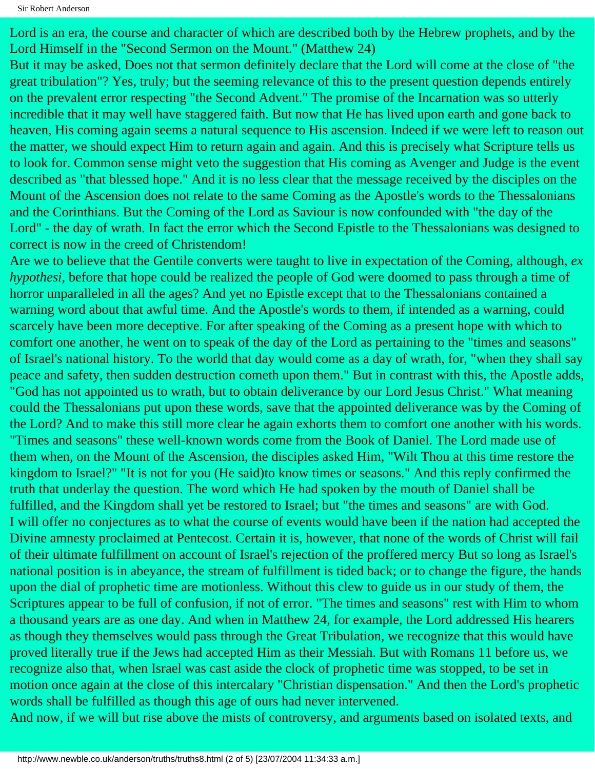Lord is an era, the course and character of which are described both by the Hebrew prophets, and by the Lord Himself in the "Second Sermon on the Mount." (Matthew 24)

But it may be asked, Does not that sermon definitely declare that the Lord will come at the close of "the great tribulation"? Yes, truly; but the seeming relevance of this to the present question depends entirely on the prevalent error respecting "the Second Advent." The promise of the Incarnation was so utterly incredible that it may well have staggered faith. But now that He has lived upon earth and gone back to heaven, His coming again seems a natural sequence to His ascension. Indeed if we were left to reason out the matter, we should expect Him to return again and again. And this is precisely what Scripture tells us to look for. Common sense might veto the suggestion that His coming as Avenger and Judge is the event described as "that blessed hope." And it is no less clear that the message received by the disciples on the Mount of the Ascension does not relate to the same Coming as the Apostle's words to the Thessalonians and the Corinthians. But the Coming of the Lord as Saviour is now confounded with "the day of the Lord" - the day of wrath. In fact the error which the Second Epistle to the Thessalonians was designed to correct is now in the creed of Christendom!

Are we to believe that the Gentile converts were taught to live in expectation of the Coming, although, *ex hypothesi,* before that hope could be realized the people of God were doomed to pass through a time of horror unparalleled in all the ages? And yet no Epistle except that to the Thessalonians contained a warning word about that awful time. And the Apostle's words to them, if intended as a warning, could scarcely have been more deceptive. For after speaking of the Coming as a present hope with which to comfort one another, he went on to speak of the day of the Lord as pertaining to the "times and seasons" of Israel's national history. To the world that day would come as a day of wrath, for, "when they shall say peace and safety, then sudden destruction cometh upon them." But in contrast with this, the Apostle adds, "God has not appointed us to wrath, but to obtain deliverance by our Lord Jesus Christ." What meaning could the Thessalonians put upon these words, save that the appointed deliverance was by the Coming of the Lord? And to make this still more clear he again exhorts them to comfort one another with his words.

"Times and seasons" these well-known words come from the Book of Daniel. The Lord made use of them when, on the Mount of the Ascension, the disciples asked Him, "Wilt Thou at this time restore the kingdom to Israel?" "It is not for you (He said)to know times or seasons." And this reply confirmed the truth that underlay the question. The word which He had spoken by the mouth of Daniel shall be fulfilled, and the Kingdom shall yet be restored to Israel; but "the times and seasons" are with God.

I will offer no conjectures as to what the course of events would have been if the nation had accepted the Divine amnesty proclaimed at Pentecost. Certain it is, however, that none of the words of Christ will fail of their ultimate fulfillment on account of Israel's rejection of the proffered mercy But so long as Israel's national position is in abeyance, the stream of fulfillment is tided back; or to change the figure, the hands upon the dial of prophetic time are motionless. Without this clew to guide us in our study of them, the Scriptures appear to be full of confusion, if not of error. "The times and seasons" rest with Him to whom a thousand years are as one day. And when in Matthew 24, for example, the Lord addressed His hearers as though they themselves would pass through the Great Tribulation, we recognize that this would have proved literally true if the Jews had accepted Him as their Messiah. But with Romans 11 before us, we recognize also that, when Israel was cast aside the clock of prophetic time was stopped, to be set in motion once again at the close of this intercalary "Christian dispensation." And then the Lord's prophetic words shall be fulfilled as though this age of ours had never intervened.

And now, if we will but rise above the mists of controversy, and arguments based on isolated texts, and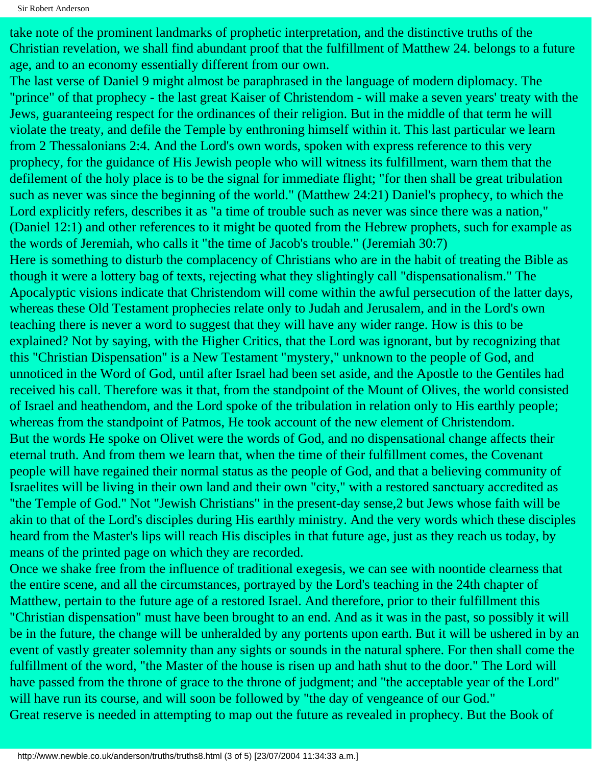take note of the prominent landmarks of prophetic interpretation, and the distinctive truths of the Christian revelation, we shall find abundant proof that the fulfillment of Matthew 24. belongs to a future age, and to an economy essentially different from our own.

The last verse of Daniel 9 might almost be paraphrased in the language of modern diplomacy. The "prince" of that prophecy - the last great Kaiser of Christendom - will make a seven years' treaty with the Jews, guaranteeing respect for the ordinances of their religion. But in the middle of that term he will violate the treaty, and defile the Temple by enthroning himself within it. This last particular we learn from 2 Thessalonians 2:4. And the Lord's own words, spoken with express reference to this very prophecy, for the guidance of His Jewish people who will witness its fulfillment, warn them that the defilement of the holy place is to be the signal for immediate flight; "for then shall be great tribulation such as never was since the beginning of the world." (Matthew 24:21) Daniel's prophecy, to which the Lord explicitly refers, describes it as "a time of trouble such as never was since there was a nation," (Daniel 12:1) and other references to it might be quoted from the Hebrew prophets, such for example as the words of Jeremiah, who calls it "the time of Jacob's trouble." (Jeremiah 30:7)

Here is something to disturb the complacency of Christians who are in the habit of treating the Bible as though it were a lottery bag of texts, rejecting what they slightingly call "dispensationalism." The Apocalyptic visions indicate that Christendom will come within the awful persecution of the latter days, whereas these Old Testament prophecies relate only to Judah and Jerusalem, and in the Lord's own teaching there is never a word to suggest that they will have any wider range. How is this to be explained? Not by saying, with the Higher Critics, that the Lord was ignorant, but by recognizing that this "Christian Dispensation" is a New Testament "mystery," unknown to the people of God, and unnoticed in the Word of God, until after Israel had been set aside, and the Apostle to the Gentiles had received his call. Therefore was it that, from the standpoint of the Mount of Olives, the world consisted of Israel and heathendom, and the Lord spoke of the tribulation in relation only to His earthly people; whereas from the standpoint of Patmos, He took account of the new element of Christendom.

But the words He spoke on Olivet were the words of God, and no dispensational change affects their eternal truth. And from them we learn that, when the time of their fulfillment comes, the Covenant people will have regained their normal status as the people of God, and that a believing community of Israelites will be living in their own land and their own "city," with a restored sanctuary accredited as "the Temple of God." Not "Jewish Christians" in the present-day sense,2 but Jews whose faith will be akin to that of the Lord's disciples during His earthly ministry. And the very words which these disciples heard from the Master's lips will reach His disciples in that future age, just as they reach us today, by means of the printed page on which they are recorded.

Once we shake free from the influence of traditional exegesis, we can see with noontide clearness that the entire scene, and all the circumstances, portrayed by the Lord's teaching in the 24th chapter of Matthew, pertain to the future age of a restored Israel. And therefore, prior to their fulfillment this "Christian dispensation" must have been brought to an end. And as it was in the past, so possibly it will be in the future, the change will be unheralded by any portents upon earth. But it will be ushered in by an event of vastly greater solemnity than any sights or sounds in the natural sphere. For then shall come the fulfillment of the word, "the Master of the house is risen up and hath shut to the door." The Lord will have passed from the throne of grace to the throne of judgment; and "the acceptable year of the Lord" will have run its course, and will soon be followed by "the day of vengeance of our God."

Great reserve is needed in attempting to map out the future as revealed in prophecy. But the Book of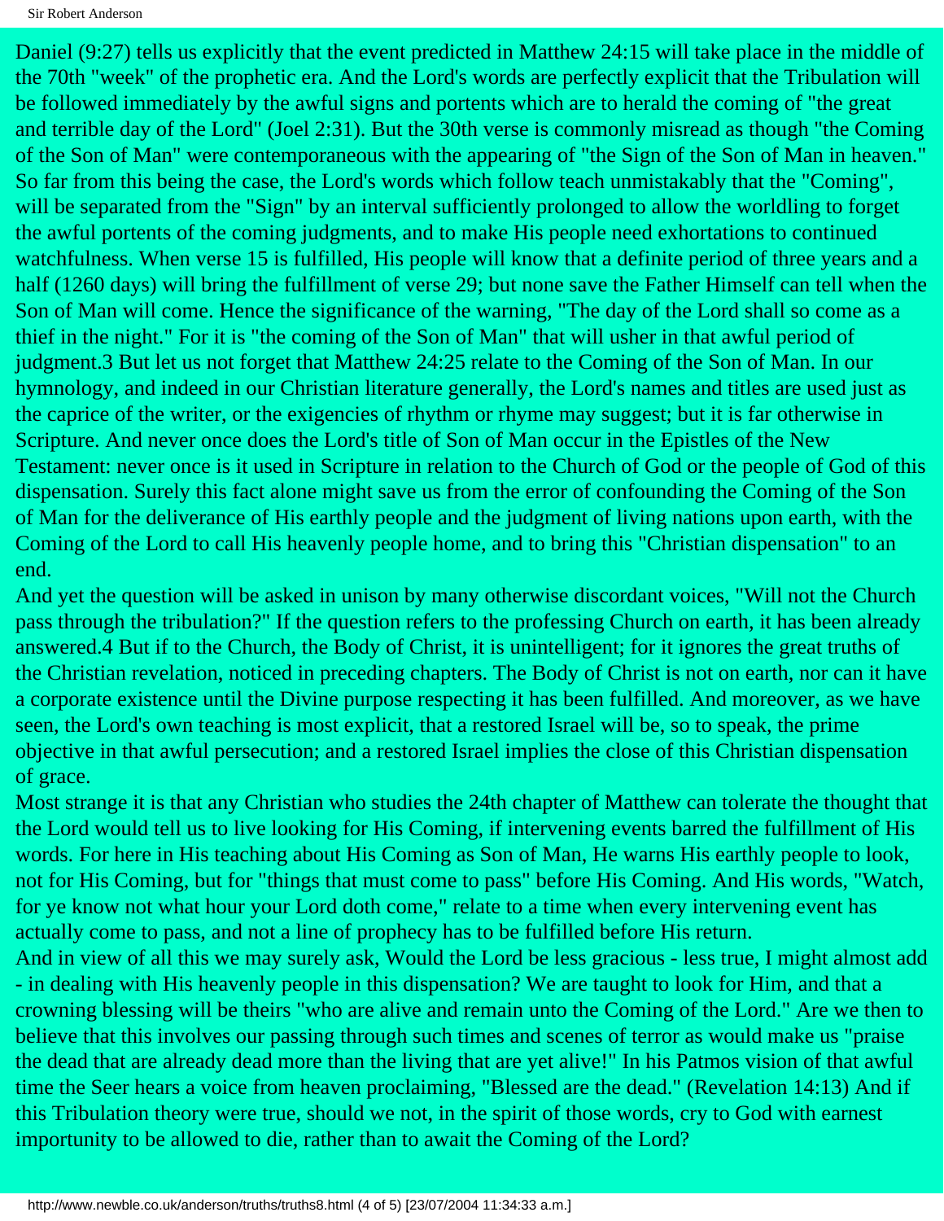Daniel (9:27) tells us explicitly that the event predicted in Matthew 24:15 will take place in the middle of the 70th "week" of the prophetic era. And the Lord's words are perfectly explicit that the Tribulation will be followed immediately by the awful signs and portents which are to herald the coming of "the great and terrible day of the Lord" (Joel 2:31). But the 30th verse is commonly misread as though "the Coming of the Son of Man" were contemporaneous with the appearing of "the Sign of the Son of Man in heaven." So far from this being the case, the Lord's words which follow teach unmistakably that the "Coming", will be separated from the "Sign" by an interval sufficiently prolonged to allow the worldling to forget the awful portents of the coming judgments, and to make His people need exhortations to continued watchfulness. When verse 15 is fulfilled, His people will know that a definite period of three years and a half (1260 days) will bring the fulfillment of verse 29; but none save the Father Himself can tell when the Son of Man will come. Hence the significance of the warning, "The day of the Lord shall so come as a thief in the night." For it is "the coming of the Son of Man" that will usher in that awful period of judgment.3 But let us not forget that Matthew 24:25 relate to the Coming of the Son of Man. In our hymnology, and indeed in our Christian literature generally, the Lord's names and titles are used just as the caprice of the writer, or the exigencies of rhythm or rhyme may suggest; but it is far otherwise in Scripture. And never once does the Lord's title of Son of Man occur in the Epistles of the New Testament: never once is it used in Scripture in relation to the Church of God or the people of God of this dispensation. Surely this fact alone might save us from the error of confounding the Coming of the Son of Man for the deliverance of His earthly people and the judgment of living nations upon earth, with the Coming of the Lord to call His heavenly people home, and to bring this "Christian dispensation" to an end.

And yet the question will be asked in unison by many otherwise discordant voices, "Will not the Church pass through the tribulation?" If the question refers to the professing Church on earth, it has been already answered.4 But if to the Church, the Body of Christ, it is unintelligent; for it ignores the great truths of the Christian revelation, noticed in preceding chapters. The Body of Christ is not on earth, nor can it have a corporate existence until the Divine purpose respecting it has been fulfilled. And moreover, as we have seen, the Lord's own teaching is most explicit, that a restored Israel will be, so to speak, the prime objective in that awful persecution; and a restored Israel implies the close of this Christian dispensation of grace.

Most strange it is that any Christian who studies the 24th chapter of Matthew can tolerate the thought that the Lord would tell us to live looking for His Coming, if intervening events barred the fulfillment of His words. For here in His teaching about His Coming as Son of Man, He warns His earthly people to look, not for His Coming, but for "things that must come to pass" before His Coming. And His words, "Watch, for ye know not what hour your Lord doth come," relate to a time when every intervening event has actually come to pass, and not a line of prophecy has to be fulfilled before His return.

And in view of all this we may surely ask, Would the Lord be less gracious - less true, I might almost add - in dealing with His heavenly people in this dispensation? We are taught to look for Him, and that a crowning blessing will be theirs "who are alive and remain unto the Coming of the Lord." Are we then to believe that this involves our passing through such times and scenes of terror as would make us "praise the dead that are already dead more than the living that are yet alive!" In his Patmos vision of that awful time the Seer hears a voice from heaven proclaiming, "Blessed are the dead." (Revelation 14:13) And if this Tribulation theory were true, should we not, in the spirit of those words, cry to God with earnest importunity to be allowed to die, rather than to await the Coming of the Lord?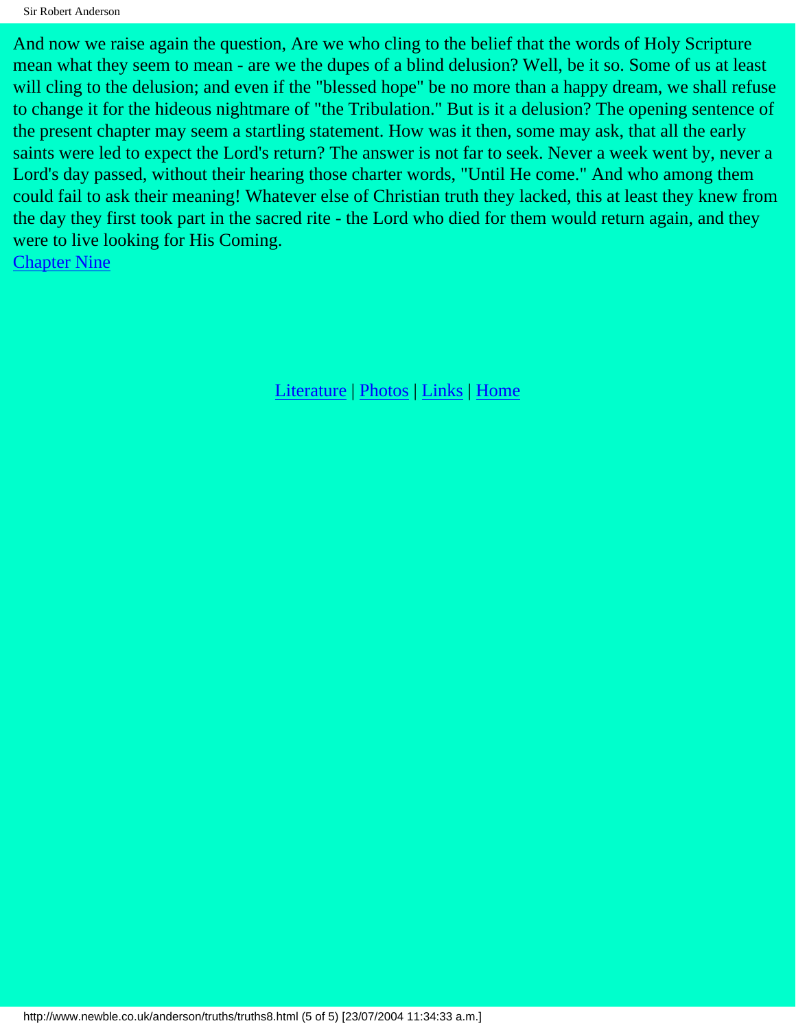And now we raise again the question, Are we who cling to the belief that the words of Holy Scripture mean what they seem to mean - are we the dupes of a blind delusion? Well, be it so. Some of us at least will cling to the delusion; and even if the "blessed hope" be no more than a happy dream, we shall refuse to change it for the hideous nightmare of "the Tribulation." But is it a delusion? The opening sentence of the present chapter may seem a startling statement. How was it then, some may ask, that all the early saints were led to expect the Lord's return? The answer is not far to seek. Never a week went by, never a Lord's day passed, without their hearing those charter words, "Until He come." And who among them could fail to ask their meaning! Whatever else of Christian truth they lacked, this at least they knew from the day they first took part in the sacred rite - the Lord who died for them would return again, and they were to live looking for His Coming.

Chapter Nine

Literature | Photos | Links | Home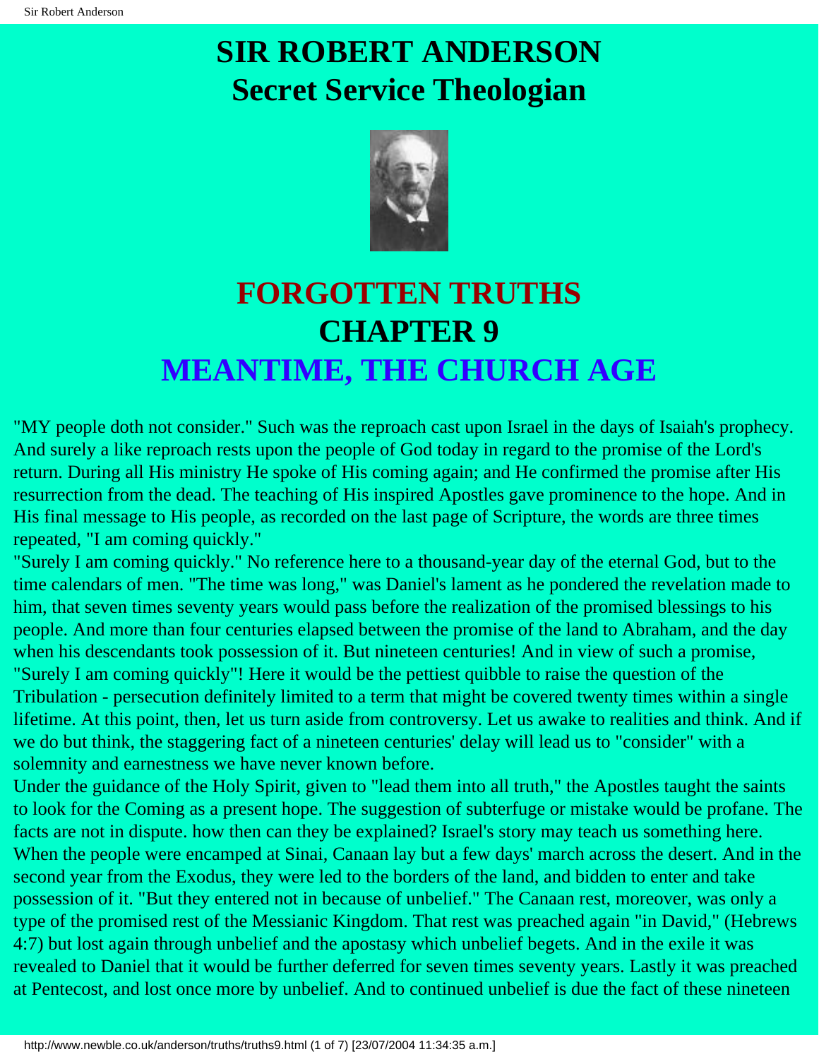# SIR ROBERT ANDERSON
# Secret Service Theologian

## FORGOTTEN TRUTHS
## CHAPTER 9
## MEANTIME, THE CHURCH AGE

"MY people doth not consider." Such was the reproach cast upon Israel in the days of Isaiah's prophecy. And surely a like reproach rests upon the people of God today in regard to the promise of the Lord's return. During all His ministry He spoke of His coming again; and He confirmed the promise after His resurrection from the dead. The teaching of His inspired Apostles gave prominence to the hope. And in His final message to His people, as recorded on the last page of Scripture, the words are three times repeated, "I am coming quickly."

"Surely I am coming quickly." No reference here to a thousand-year day of the eternal God, but to the time calendars of men. "The time was long," was Daniel's lament as he pondered the revelation made to him, that seven times seventy years would pass before the realization of the promised blessings to his people. And more than four centuries elapsed between the promise of the land to Abraham, and the day when his descendants took possession of it. But nineteen centuries! And in view of such a promise, "Surely I am coming quickly"! Here it would be the pettiest quibble to raise the question of the Tribulation - persecution definitely limited to a term that might be covered twenty times within a single lifetime. At this point, then, let us turn aside from controversy. Let us awake to realities and think. And if we do but think, the staggering fact of a nineteen centuries' delay will lead us to "consider" with a solemnity and earnestness we have never known before.

Under the guidance of the Holy Spirit, given to "lead them into all truth," the Apostles taught the saints to look for the Coming as a present hope. The suggestion of subterfuge or mistake would be profane. The facts are not in dispute. how then can they be explained? Israel's story may teach us something here. When the people were encamped at Sinai, Canaan lay but a few days' march across the desert. And in the second year from the Exodus, they were led to the borders of the land, and bidden to enter and take possession of it. "But they entered not in because of unbelief." The Canaan rest, moreover, was only a type of the promised rest of the Messianic Kingdom. That rest was preached again "in David," (Hebrews 4:7) but lost again through unbelief and the apostasy which unbelief begets. And in the exile it was revealed to Daniel that it would be further deferred for seven times seventy years. Lastly it was preached at Pentecost, and lost once more by unbelief. And to continued unbelief is due the fact of these nineteen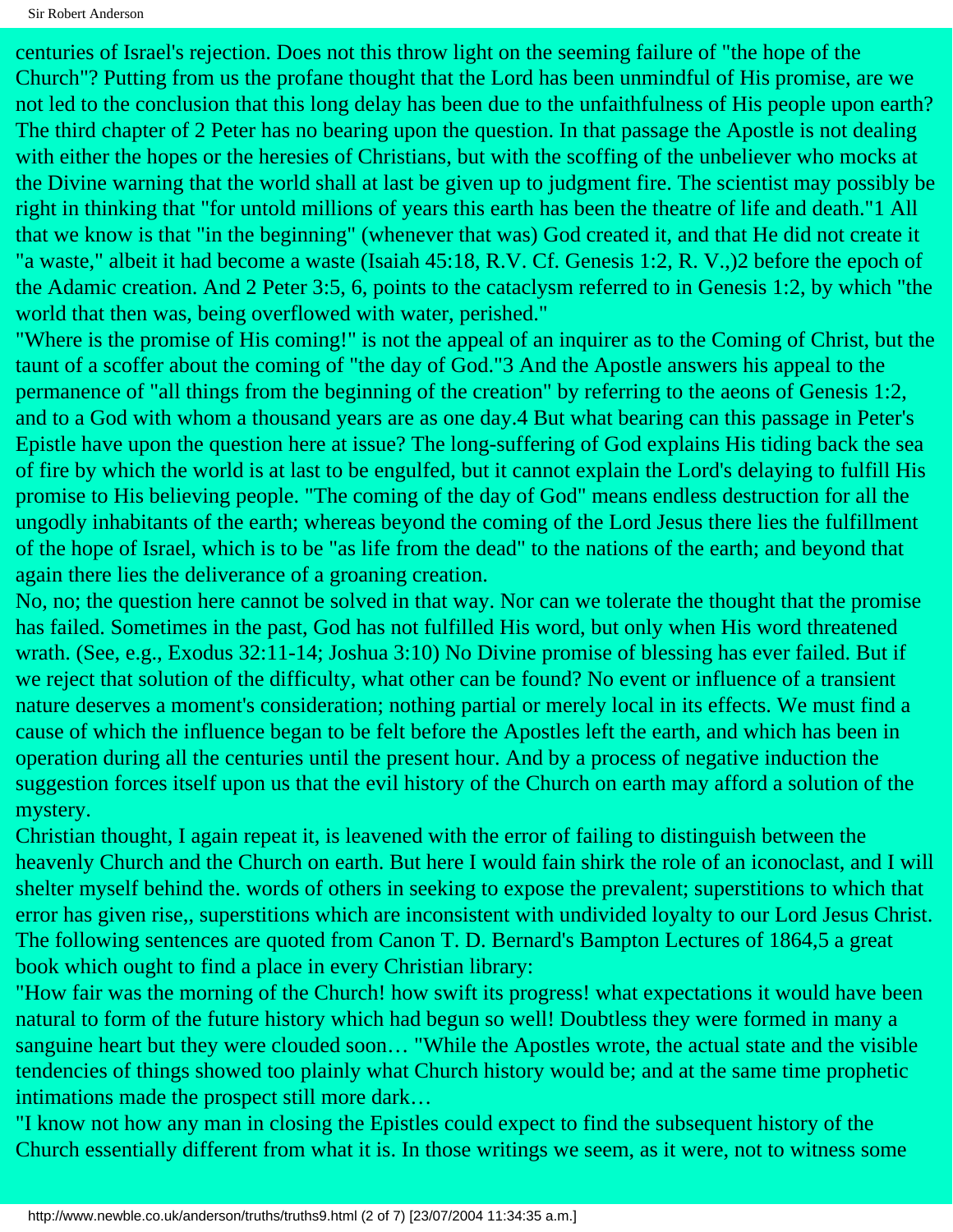centuries of Israel's rejection. Does not this throw light on the seeming failure of "the hope of the Church"? Putting from us the profane thought that the Lord has been unmindful of His promise, are we not led to the conclusion that this long delay has been due to the unfaithfulness of His people upon earth? The third chapter of 2 Peter has no bearing upon the question. In that passage the Apostle is not dealing with either the hopes or the heresies of Christians, but with the scoffing of the unbeliever who mocks at the Divine warning that the world shall at last be given up to judgment fire. The scientist may possibly be right in thinking that "for untold millions of years this earth has been the theatre of life and death."[1] All that we know is that "in the beginning" (whenever that was) God created it, and that He did not create it "a waste," albeit it had become a waste (Isaiah 45:18, R.V. Cf. Genesis 1:2, R. V.,)[2] before the epoch of the Adamic creation. And 2 Peter 3:5, 6, points to the cataclysm referred to in Genesis 1:2, by which "the world that then was, being overflowed with water, perished."

"Where is the promise of His coming!" is not the appeal of an inquirer as to the Coming of Christ, but the taunt of a scoffer about the coming of "the day of God."[3] And the Apostle answers his appeal to the permanence of "all things from the beginning of the creation" by referring to the aeons of Genesis 1:2, and to a God with whom a thousand years are as one day.[4] But what bearing can this passage in Peter's Epistle have upon the question here at issue? The long-suffering of God explains His tiding back the sea of fire by which the world is at last to be engulfed, but it cannot explain the Lord's delaying to fulfill His promise to His believing people. "The coming of the day of God" means endless destruction for all the ungodly inhabitants of the earth; whereas beyond the coming of the Lord Jesus there lies the fulfillment of the hope of Israel, which is to be "as life from the dead" to the nations of the earth; and beyond that again there lies the deliverance of a groaning creation.

No, no; the question here cannot be solved in that way. Nor can we tolerate the thought that the promise has failed. Sometimes in the past, God has not fulfilled His word, but only when His word threatened wrath. (See, e.g., Exodus 32:11-14; Joshua 3:10) No Divine promise of blessing has ever failed. But if we reject that solution of the difficulty, what other can be found? No event or influence of a transient nature deserves a moment's consideration; nothing partial or merely local in its effects. We must find a cause of which the influence began to be felt before the Apostles left the earth, and which has been in operation during all the centuries until the present hour. And by a process of negative induction the suggestion forces itself upon us that the evil history of the Church on earth may afford a solution of the mystery.

Christian thought, I again repeat it, is leavened with the error of failing to distinguish between the heavenly Church and the Church on earth. But here I would fain shirk the role of an iconoclast, and I will shelter myself behind the. words of others in seeking to expose the prevalent; superstitions to which that error has given rise,, superstitions which are inconsistent with undivided loyalty to our Lord Jesus Christ. The following sentences are quoted from Canon T. D. Bernard's Bampton Lectures of 1864,[5] a great book which ought to find a place in every Christian library:

"How fair was the morning of the Church! how swift its progress! what expectations it would have been natural to form of the future history which had begun so well! Doubtless they were formed in many a sanguine heart but they were clouded soon… "While the Apostles wrote, the actual state and the visible tendencies of things showed too plainly what Church history would be; and at the same time prophetic intimations made the prospect still more dark…

"I know not how any man in closing the Epistles could expect to find the subsequent history of the Church essentially different from what it is. In those writings we seem, as it were, not to witness some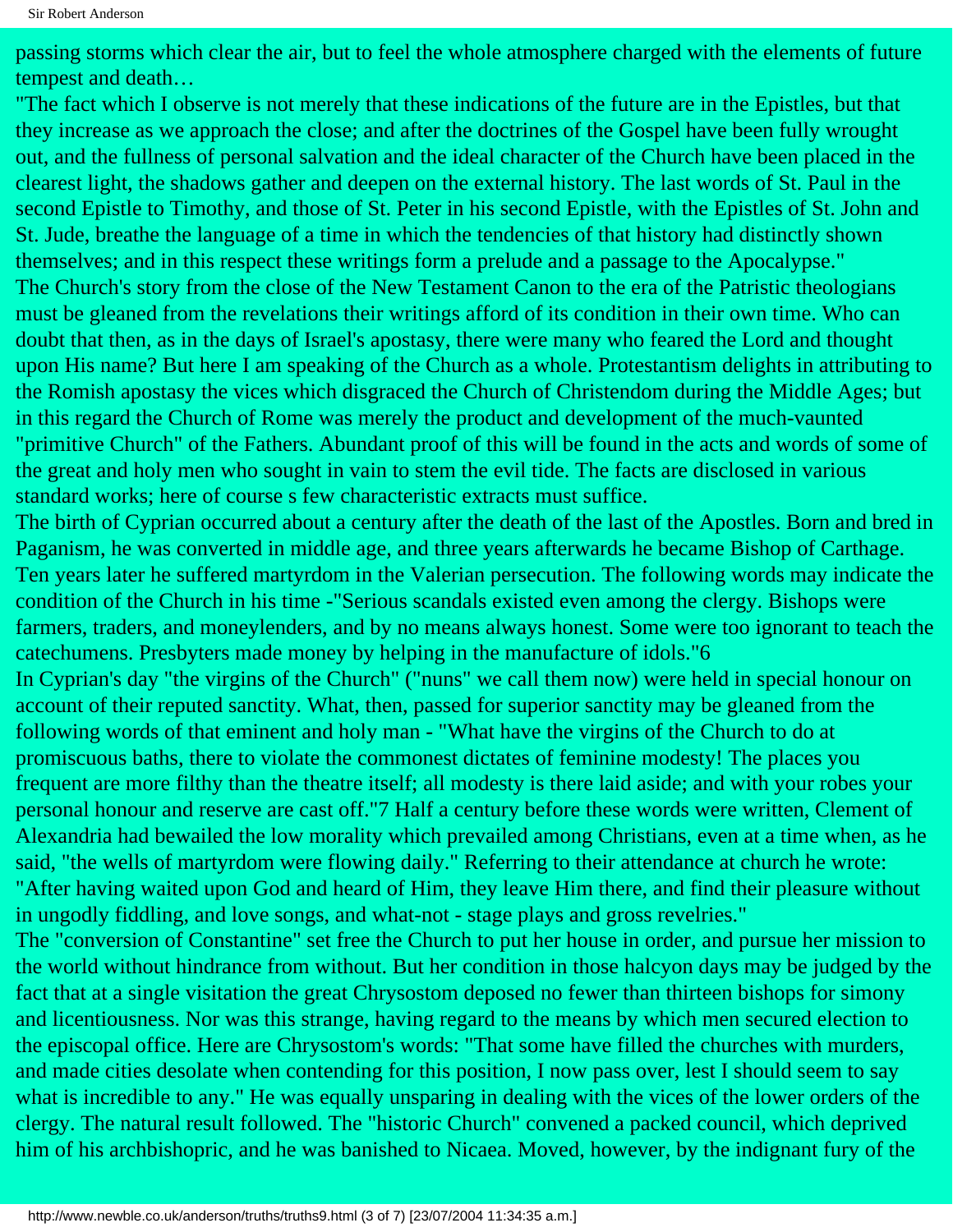passing storms which clear the air, but to feel the whole atmosphere charged with the elements of future tempest and death…

"The fact which I observe is not merely that these indications of the future are in the Epistles, but that they increase as we approach the close; and after the doctrines of the Gospel have been fully wrought out, and the fullness of personal salvation and the ideal character of the Church have been placed in the clearest light, the shadows gather and deepen on the external history. The last words of St. Paul in the second Epistle to Timothy, and those of St. Peter in his second Epistle, with the Epistles of St. John and St. Jude, breathe the language of a time in which the tendencies of that history had distinctly shown themselves; and in this respect these writings form a prelude and a passage to the Apocalypse."

The Church's story from the close of the New Testament Canon to the era of the Patristic theologians must be gleaned from the revelations their writings afford of its condition in their own time. Who can doubt that then, as in the days of Israel's apostasy, there were many who feared the Lord and thought upon His name? But here I am speaking of the Church as a whole. Protestantism delights in attributing to the Romish apostasy the vices which disgraced the Church of Christendom during the Middle Ages; but in this regard the Church of Rome was merely the product and development of the much-vaunted "primitive Church" of the Fathers. Abundant proof of this will be found in the acts and words of some of the great and holy men who sought in vain to stem the evil tide. The facts are disclosed in various standard works; here of course s few characteristic extracts must suffice.

The birth of Cyprian occurred about a century after the death of the last of the Apostles. Born and bred in Paganism, he was converted in middle age, and three years afterwards he became Bishop of Carthage. Ten years later he suffered martyrdom in the Valerian persecution. The following words may indicate the condition of the Church in his time -"Serious scandals existed even among the clergy. Bishops were farmers, traders, and moneylenders, and by no means always honest. Some were too ignorant to teach the catechumens. Presbyters made money by helping in the manufacture of idols."6

In Cyprian's day "the virgins of the Church" ("nuns" we call them now) were held in special honour on account of their reputed sanctity. What, then, passed for superior sanctity may be gleaned from the following words of that eminent and holy man - "What have the virgins of the Church to do at promiscuous baths, there to violate the commonest dictates of feminine modesty! The places you frequent are more filthy than the theatre itself; all modesty is there laid aside; and with your robes your personal honour and reserve are cast off."7 Half a century before these words were written, Clement of Alexandria had bewailed the low morality which prevailed among Christians, even at a time when, as he said, "the wells of martyrdom were flowing daily." Referring to their attendance at church he wrote: "After having waited upon God and heard of Him, they leave Him there, and find their pleasure without in ungodly fiddling, and love songs, and what-not - stage plays and gross revelries."

The "conversion of Constantine" set free the Church to put her house in order, and pursue her mission to the world without hindrance from without. But her condition in those halcyon days may be judged by the fact that at a single visitation the great Chrysostom deposed no fewer than thirteen bishops for simony and licentiousness. Nor was this strange, having regard to the means by which men secured election to the episcopal office. Here are Chrysostom's words: "That some have filled the churches with murders, and made cities desolate when contending for this position, I now pass over, lest I should seem to say what is incredible to any." He was equally unsparing in dealing with the vices of the lower orders of the clergy. The natural result followed. The "historic Church" convened a packed council, which deprived him of his archbishopric, and he was banished to Nicaea. Moved, however, by the indignant fury of the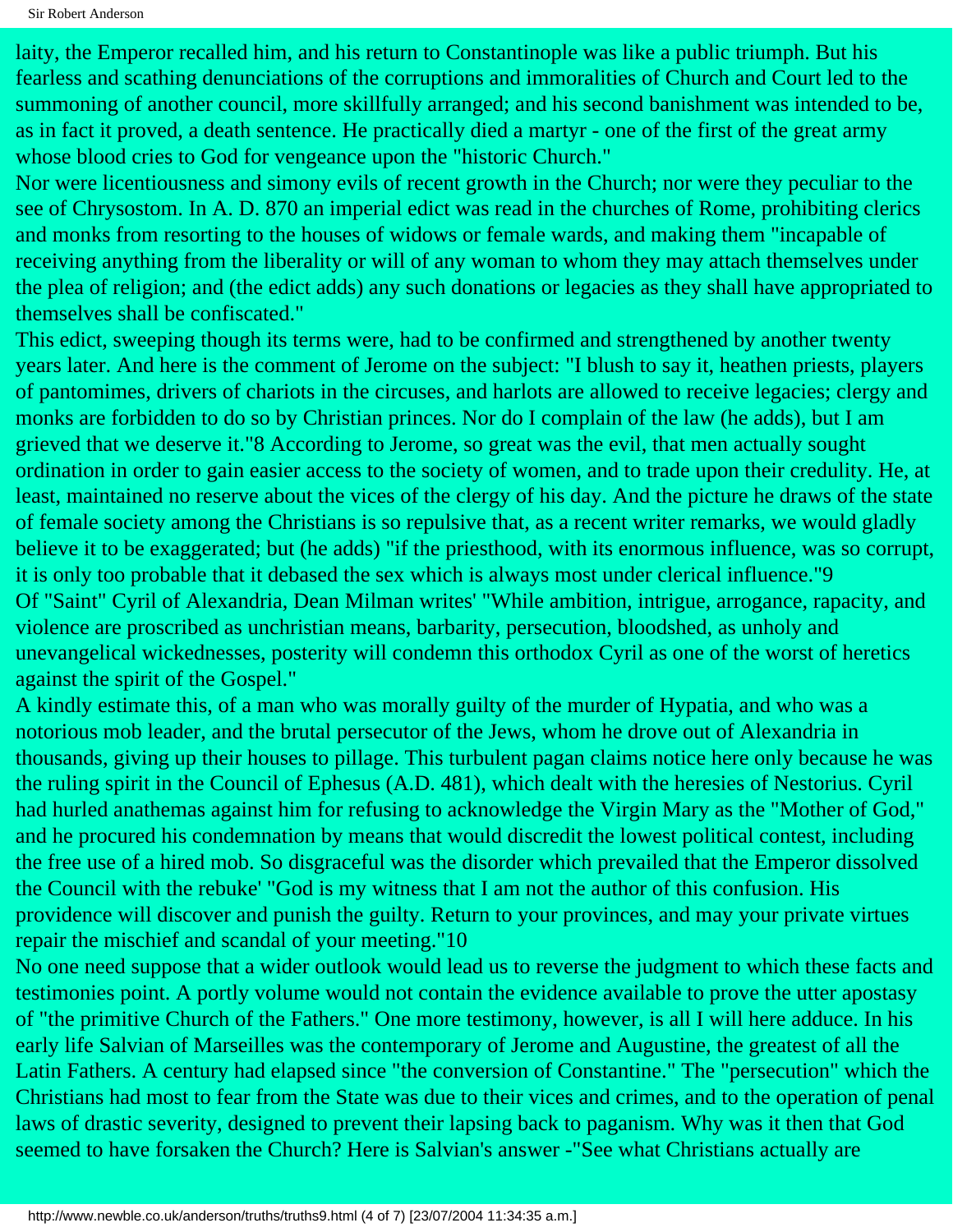laity, the Emperor recalled him, and his return to Constantinople was like a public triumph. But his fearless and scathing denunciations of the corruptions and immoralities of Church and Court led to the summoning of another council, more skillfully arranged; and his second banishment was intended to be, as in fact it proved, a death sentence. He practically died a martyr - one of the first of the great army whose blood cries to God for vengeance upon the "historic Church."

Nor were licentiousness and simony evils of recent growth in the Church; nor were they peculiar to the see of Chrysostom. In A. D. 870 an imperial edict was read in the churches of Rome, prohibiting clerics and monks from resorting to the houses of widows or female wards, and making them "incapable of receiving anything from the liberality or will of any woman to whom they may attach themselves under the plea of religion; and (the edict adds) any such donations or legacies as they shall have appropriated to themselves shall be confiscated."

This edict, sweeping though its terms were, had to be confirmed and strengthened by another twenty years later. And here is the comment of Jerome on the subject: "I blush to say it, heathen priests, players of pantomimes, drivers of chariots in the circuses, and harlots are allowed to receive legacies; clergy and monks are forbidden to do so by Christian princes. Nor do I complain of the law (he adds), but I am grieved that we deserve it."8 According to Jerome, so great was the evil, that men actually sought ordination in order to gain easier access to the society of women, and to trade upon their credulity. He, at least, maintained no reserve about the vices of the clergy of his day. And the picture he draws of the state of female society among the Christians is so repulsive that, as a recent writer remarks, we would gladly believe it to be exaggerated; but (he adds) "if the priesthood, with its enormous influence, was so corrupt, it is only too probable that it debased the sex which is always most under clerical influence."9

Of "Saint" Cyril of Alexandria, Dean Milman writes' "While ambition, intrigue, arrogance, rapacity, and violence are proscribed as unchristian means, barbarity, persecution, bloodshed, as unholy and unevangelical wickednesses, posterity will condemn this orthodox Cyril as one of the worst of heretics against the spirit of the Gospel."

A kindly estimate this, of a man who was morally guilty of the murder of Hypatia, and who was a notorious mob leader, and the brutal persecutor of the Jews, whom he drove out of Alexandria in thousands, giving up their houses to pillage. This turbulent pagan claims notice here only because he was the ruling spirit in the Council of Ephesus (A.D. 481), which dealt with the heresies of Nestorius. Cyril had hurled anathemas against him for refusing to acknowledge the Virgin Mary as the "Mother of God," and he procured his condemnation by means that would discredit the lowest political contest, including the free use of a hired mob. So disgraceful was the disorder which prevailed that the Emperor dissolved the Council with the rebuke' "God is my witness that I am not the author of this confusion. His providence will discover and punish the guilty. Return to your provinces, and may your private virtues repair the mischief and scandal of your meeting."10

No one need suppose that a wider outlook would lead us to reverse the judgment to which these facts and testimonies point. A portly volume would not contain the evidence available to prove the utter apostasy of "the primitive Church of the Fathers." One more testimony, however, is all I will here adduce. In his early life Salvian of Marseilles was the contemporary of Jerome and Augustine, the greatest of all the Latin Fathers. A century had elapsed since "the conversion of Constantine." The "persecution" which the Christians had most to fear from the State was due to their vices and crimes, and to the operation of penal laws of drastic severity, designed to prevent their lapsing back to paganism. Why was it then that God seemed to have forsaken the Church? Here is Salvian's answer -"See what Christians actually are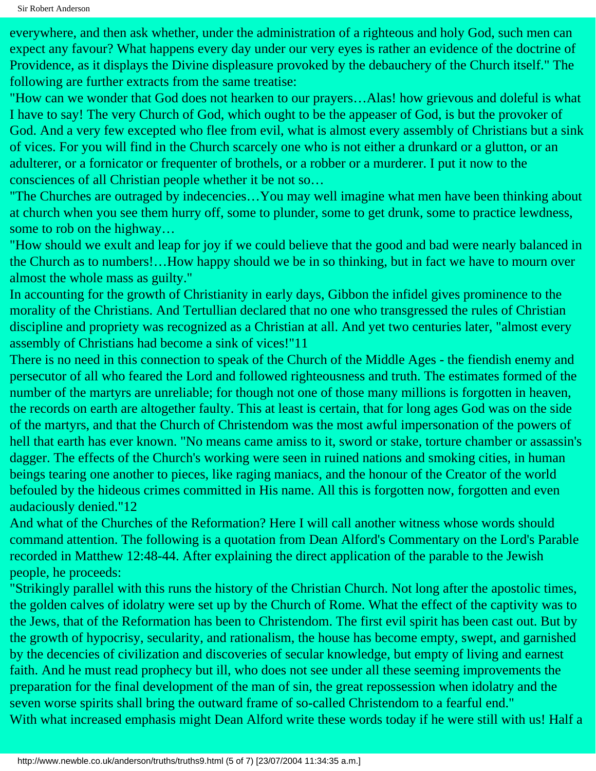everywhere, and then ask whether, under the administration of a righteous and holy God, such men can expect any favour? What happens every day under our very eyes is rather an evidence of the doctrine of Providence, as it displays the Divine displeasure provoked by the debauchery of the Church itself." The following are further extracts from the same treatise:

"How can we wonder that God does not hearken to our prayers…Alas! how grievous and doleful is what I have to say! The very Church of God, which ought to be the appeaser of God, is but the provoker of God. And a very few excepted who flee from evil, what is almost every assembly of Christians but a sink of vices. For you will find in the Church scarcely one who is not either a drunkard or a glutton, or an adulterer, or a fornicator or frequenter of brothels, or a robber or a murderer. I put it now to the consciences of all Christian people whether it be not so…

"The Churches are outraged by indecencies…You may well imagine what men have been thinking about at church when you see them hurry off, some to plunder, some to get drunk, some to practice lewdness, some to rob on the highway…

"How should we exult and leap for joy if we could believe that the good and bad were nearly balanced in the Church as to numbers!…How happy should we be in so thinking, but in fact we have to mourn over almost the whole mass as guilty."

In accounting for the growth of Christianity in early days, Gibbon the infidel gives prominence to the morality of the Christians. And Tertullian declared that no one who transgressed the rules of Christian discipline and propriety was recognized as a Christian at all. And yet two centuries later, "almost every assembly of Christians had become a sink of vices!"11

There is no need in this connection to speak of the Church of the Middle Ages - the fiendish enemy and persecutor of all who feared the Lord and followed righteousness and truth. The estimates formed of the number of the martyrs are unreliable; for though not one of those many millions is forgotten in heaven, the records on earth are altogether faulty. This at least is certain, that for long ages God was on the side of the martyrs, and that the Church of Christendom was the most awful impersonation of the powers of hell that earth has ever known. "No means came amiss to it, sword or stake, torture chamber or assassin's dagger. The effects of the Church's working were seen in ruined nations and smoking cities, in human beings tearing one another to pieces, like raging maniacs, and the honour of the Creator of the world befouled by the hideous crimes committed in His name. All this is forgotten now, forgotten and even audaciously denied."12

And what of the Churches of the Reformation? Here I will call another witness whose words should command attention. The following is a quotation from Dean Alford's Commentary on the Lord's Parable recorded in Matthew 12:48-44. After explaining the direct application of the parable to the Jewish people, he proceeds:

"Strikingly parallel with this runs the history of the Christian Church. Not long after the apostolic times, the golden calves of idolatry were set up by the Church of Rome. What the effect of the captivity was to the Jews, that of the Reformation has been to Christendom. The first evil spirit has been cast out. But by the growth of hypocrisy, secularity, and rationalism, the house has become empty, swept, and garnished by the decencies of civilization and discoveries of secular knowledge, but empty of living and earnest faith. And he must read prophecy but ill, who does not see under all these seeming improvements the preparation for the final development of the man of sin, the great repossession when idolatry and the seven worse spirits shall bring the outward frame of so-called Christendom to a fearful end."

With what increased emphasis might Dean Alford write these words today if he were still with us! Half a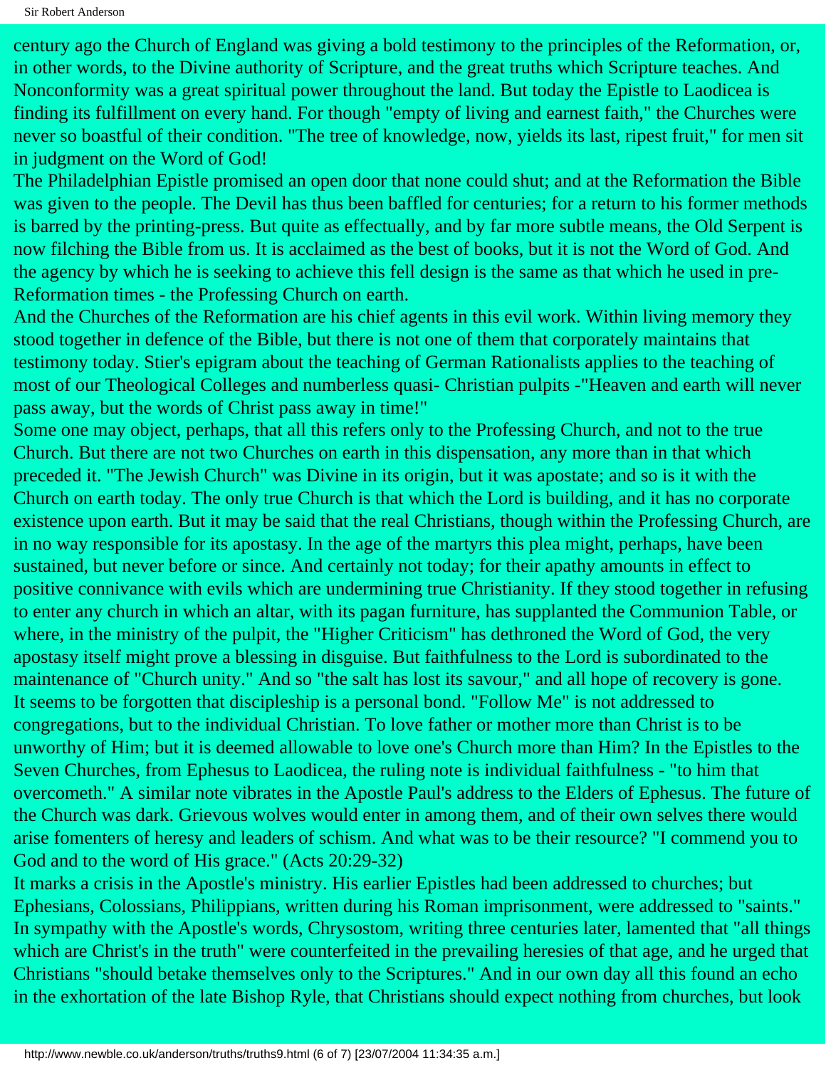century ago the Church of England was giving a bold testimony to the principles of the Reformation, or, in other words, to the Divine authority of Scripture, and the great truths which Scripture teaches. And Nonconformity was a great spiritual power throughout the land. But today the Epistle to Laodicea is finding its fulfillment on every hand. For though "empty of living and earnest faith," the Churches were never so boastful of their condition. "The tree of knowledge, now, yields its last, ripest fruit," for men sit in judgment on the Word of God!

The Philadelphian Epistle promised an open door that none could shut; and at the Reformation the Bible was given to the people. The Devil has thus been baffled for centuries; for a return to his former methods is barred by the printing-press. But quite as effectually, and by far more subtle means, the Old Serpent is now filching the Bible from us. It is acclaimed as the best of books, but it is not the Word of God. And the agency by which he is seeking to achieve this fell design is the same as that which he used in pre-Reformation times - the Professing Church on earth.

And the Churches of the Reformation are his chief agents in this evil work. Within living memory they stood together in defence of the Bible, but there is not one of them that corporately maintains that testimony today. Stier's epigram about the teaching of German Rationalists applies to the teaching of most of our Theological Colleges and numberless quasi- Christian pulpits -"Heaven and earth will never pass away, but the words of Christ pass away in time!"

Some one may object, perhaps, that all this refers only to the Professing Church, and not to the true Church. But there are not two Churches on earth in this dispensation, any more than in that which preceded it. "The Jewish Church" was Divine in its origin, but it was apostate; and so is it with the Church on earth today. The only true Church is that which the Lord is building, and it has no corporate existence upon earth. But it may be said that the real Christians, though within the Professing Church, are in no way responsible for its apostasy. In the age of the martyrs this plea might, perhaps, have been sustained, but never before or since. And certainly not today; for their apathy amounts in effect to positive connivance with evils which are undermining true Christianity. If they stood together in refusing to enter any church in which an altar, with its pagan furniture, has supplanted the Communion Table, or where, in the ministry of the pulpit, the "Higher Criticism" has dethroned the Word of God, the very apostasy itself might prove a blessing in disguise. But faithfulness to the Lord is subordinated to the maintenance of "Church unity." And so "the salt has lost its savour," and all hope of recovery is gone.

It seems to be forgotten that discipleship is a personal bond. "Follow Me" is not addressed to congregations, but to the individual Christian. To love father or mother more than Christ is to be unworthy of Him; but it is deemed allowable to love one's Church more than Him? In the Epistles to the Seven Churches, from Ephesus to Laodicea, the ruling note is individual faithfulness - "to him that overcometh." A similar note vibrates in the Apostle Paul's address to the Elders of Ephesus. The future of the Church was dark. Grievous wolves would enter in among them, and of their own selves there would arise fomenters of heresy and leaders of schism. And what was to be their resource? "I commend you to God and to the word of His grace." (Acts 20:29-32)

It marks a crisis in the Apostle's ministry. His earlier Epistles had been addressed to churches; but Ephesians, Colossians, Philippians, written during his Roman imprisonment, were addressed to "saints." In sympathy with the Apostle's words, Chrysostom, writing three centuries later, lamented that "all things which are Christ's in the truth" were counterfeited in the prevailing heresies of that age, and he urged that Christians "should betake themselves only to the Scriptures." And in our own day all this found an echo in the exhortation of the late Bishop Ryle, that Christians should expect nothing from churches, but look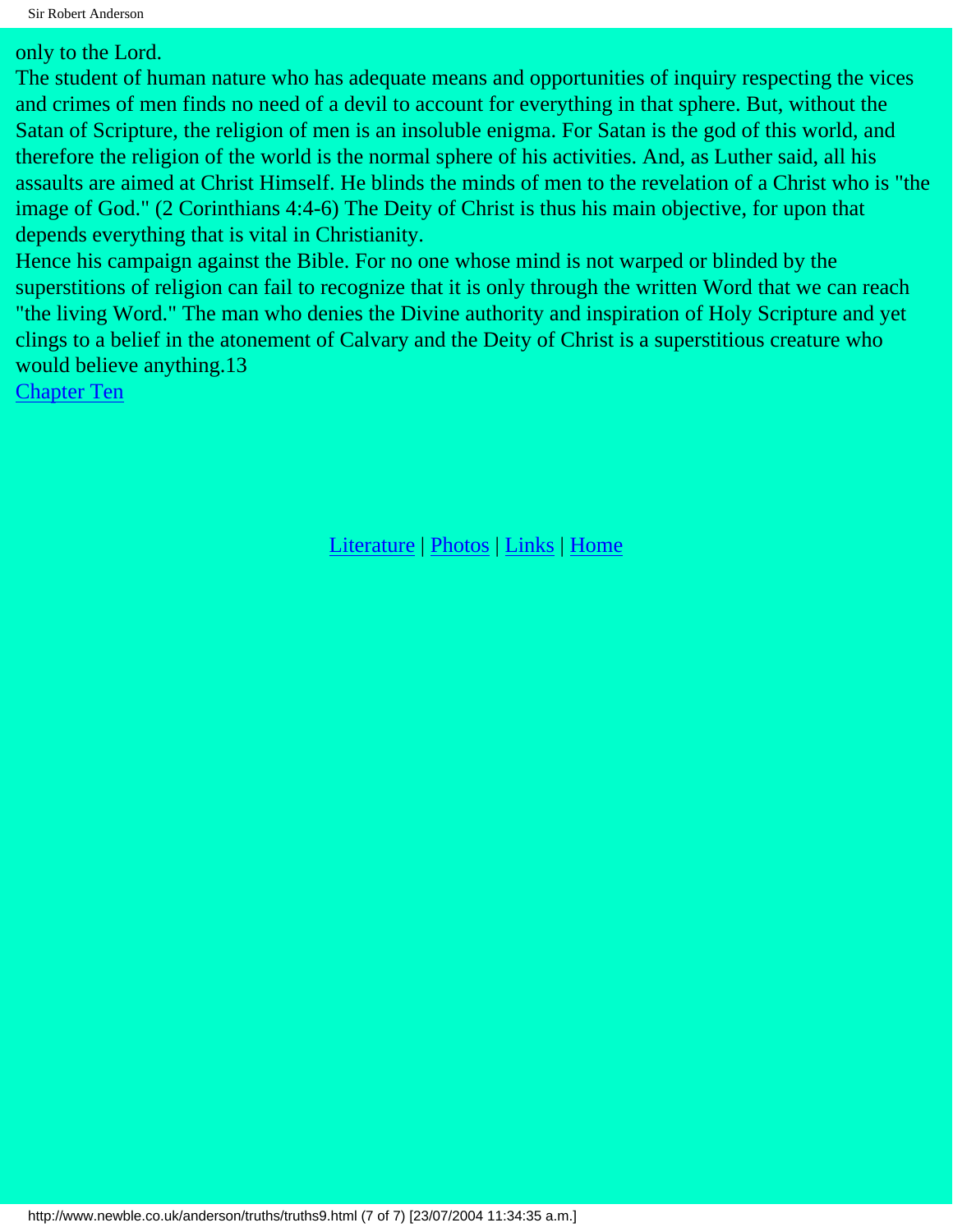only to the Lord.

The student of human nature who has adequate means and opportunities of inquiry respecting the vices and crimes of men finds no need of a devil to account for everything in that sphere. But, without the Satan of Scripture, the religion of men is an insoluble enigma. For Satan is the god of this world, and therefore the religion of the world is the normal sphere of his activities. And, as Luther said, all his assaults are aimed at Christ Himself. He blinds the minds of men to the revelation of a Christ who is "the image of God." (2 Corinthians 4:4-6) The Deity of Christ is thus his main objective, for upon that depends everything that is vital in Christianity.

Hence his campaign against the Bible. For no one whose mind is not warped or blinded by the superstitions of religion can fail to recognize that it is only through the written Word that we can reach "the living Word." The man who denies the Divine authority and inspiration of Holy Scripture and yet clings to a belief in the atonement of Calvary and the Deity of Christ is a superstitious creature who would believe anything.13

Chapter Ten

Literature | Photos | Links | Home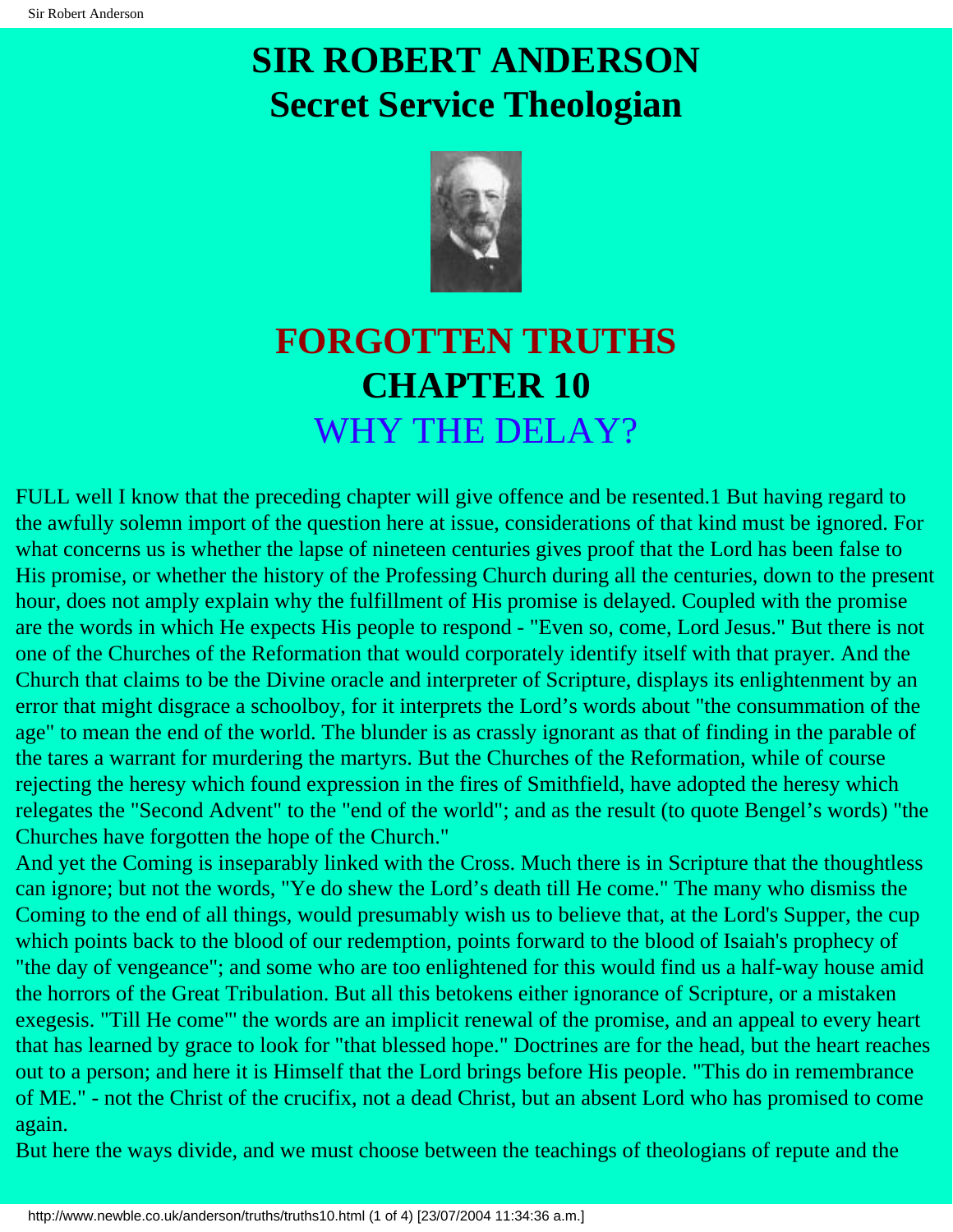# SIR ROBERT ANDERSON
# Secret Service Theologian

## FORGOTTEN TRUTHS
## CHAPTER 10
## WHY THE DELAY?

FULL well I know that the preceding chapter will give offence and be resented.1 But having regard to the awfully solemn import of the question here at issue, considerations of that kind must be ignored. For what concerns us is whether the lapse of nineteen centuries gives proof that the Lord has been false to His promise, or whether the history of the Professing Church during all the centuries, down to the present hour, does not amply explain why the fulfillment of His promise is delayed. Coupled with the promise are the words in which He expects His people to respond - "Even so, come, Lord Jesus." But there is not one of the Churches of the Reformation that would corporately identify itself with that prayer. And the Church that claims to be the Divine oracle and interpreter of Scripture, displays its enlightenment by an error that might disgrace a schoolboy, for it interprets the Lord's words about "the consummation of the age" to mean the end of the world. The blunder is as crassly ignorant as that of finding in the parable of the tares a warrant for murdering the martyrs. But the Churches of the Reformation, while of course rejecting the heresy which found expression in the fires of Smithfield, have adopted the heresy which relegates the "Second Advent" to the "end of the world"; and as the result (to quote Bengel's words) "the Churches have forgotten the hope of the Church."

And yet the Coming is inseparably linked with the Cross. Much there is in Scripture that the thoughtless can ignore; but not the words, "Ye do shew the Lord's death till He come." The many who dismiss the Coming to the end of all things, would presumably wish us to believe that, at the Lord's Supper, the cup which points back to the blood of our redemption, points forward to the blood of Isaiah's prophecy of "the day of vengeance"; and some who are too enlightened for this would find us a half-way house amid the horrors of the Great Tribulation. But all this betokens either ignorance of Scripture, or a mistaken exegesis. "Till He come"' the words are an implicit renewal of the promise, and an appeal to every heart that has learned by grace to look for "that blessed hope." Doctrines are for the head, but the heart reaches out to a person; and here it is Himself that the Lord brings before His people. "This do in remembrance of ME." - not the Christ of the crucifix, not a dead Christ, but an absent Lord who has promised to come again.

But here the ways divide, and we must choose between the teachings of theologians of repute and the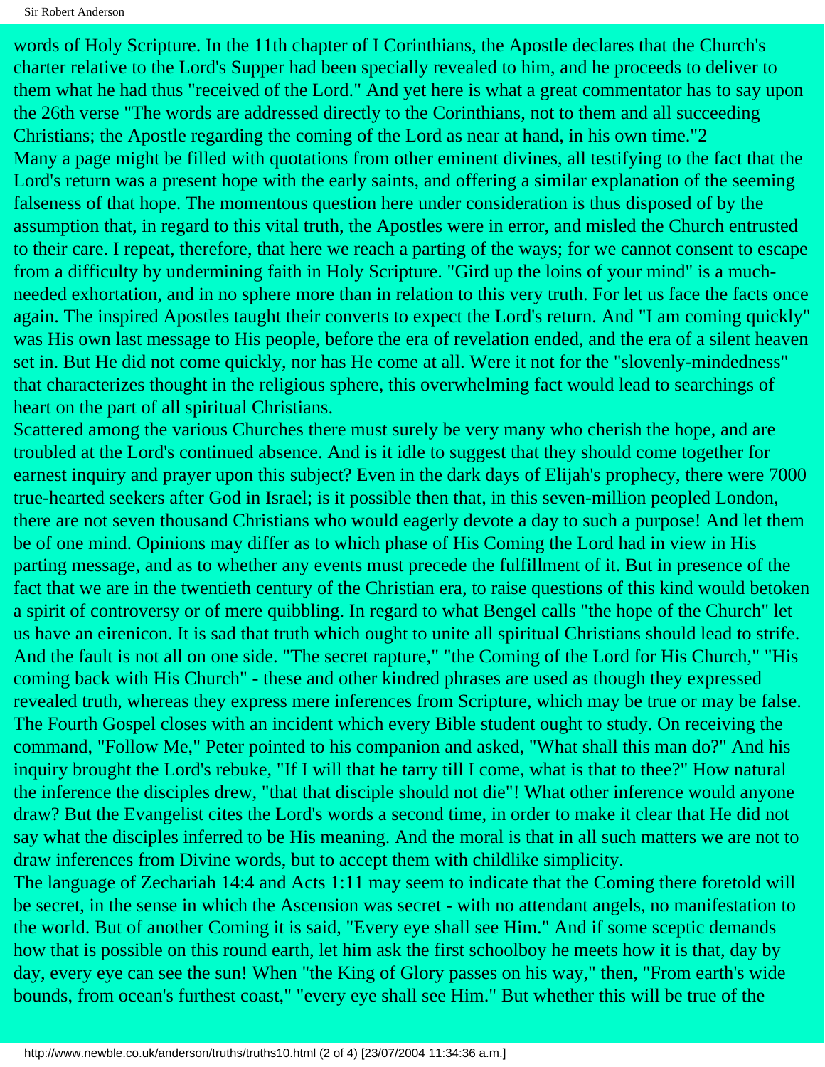words of Holy Scripture. In the 11th chapter of I Corinthians, the Apostle declares that the Church's charter relative to the Lord's Supper had been specially revealed to him, and he proceeds to deliver to them what he had thus "received of the Lord." And yet here is what a great commentator has to say upon the 26th verse "The words are addressed directly to the Corinthians, not to them and all succeeding Christians; the Apostle regarding the coming of the Lord as near at hand, in his own time."[2]

Many a page might be filled with quotations from other eminent divines, all testifying to the fact that the Lord's return was a present hope with the early saints, and offering a similar explanation of the seeming falseness of that hope. The momentous question here under consideration is thus disposed of by the assumption that, in regard to this vital truth, the Apostles were in error, and misled the Church entrusted to their care. I repeat, therefore, that here we reach a parting of the ways; for we cannot consent to escape from a difficulty by undermining faith in Holy Scripture. "Gird up the loins of your mind" is a much-needed exhortation, and in no sphere more than in relation to this very truth. For let us face the facts once again. The inspired Apostles taught their converts to expect the Lord's return. And "I am coming quickly" was His own last message to His people, before the era of revelation ended, and the era of a silent heaven set in. But He did not come quickly, nor has He come at all. Were it not for the "slovenly-mindedness" that characterizes thought in the religious sphere, this overwhelming fact would lead to searchings of heart on the part of all spiritual Christians.

Scattered among the various Churches there must surely be very many who cherish the hope, and are troubled at the Lord's continued absence. And is it idle to suggest that they should come together for earnest inquiry and prayer upon this subject? Even in the dark days of Elijah's prophecy, there were 7000 true-hearted seekers after God in Israel; is it possible then that, in this seven-million peopled London, there are not seven thousand Christians who would eagerly devote a day to such a purpose! And let them be of one mind. Opinions may differ as to which phase of His Coming the Lord had in view in His parting message, and as to whether any events must precede the fulfillment of it. But in presence of the fact that we are in the twentieth century of the Christian era, to raise questions of this kind would betoken a spirit of controversy or of mere quibbling. In regard to what Bengel calls "the hope of the Church" let us have an eirenicon. It is sad that truth which ought to unite all spiritual Christians should lead to strife. And the fault is not all on one side. "The secret rapture," "the Coming of the Lord for His Church," "His coming back with His Church" - these and other kindred phrases are used as though they expressed revealed truth, whereas they express mere inferences from Scripture, which may be true or may be false. The Fourth Gospel closes with an incident which every Bible student ought to study. On receiving the command, "Follow Me," Peter pointed to his companion and asked, "What shall this man do?" And his inquiry brought the Lord's rebuke, "If I will that he tarry till I come, what is that to thee?" How natural the inference the disciples drew, "that that disciple should not die"! What other inference would anyone draw? But the Evangelist cites the Lord's words a second time, in order to make it clear that He did not say what the disciples inferred to be His meaning. And the moral is that in all such matters we are not to draw inferences from Divine words, but to accept them with childlike simplicity.

The language of Zechariah 14:4 and Acts 1:11 may seem to indicate that the Coming there foretold will be secret, in the sense in which the Ascension was secret - with no attendant angels, no manifestation to the world. But of another Coming it is said, "Every eye shall see Him." And if some sceptic demands how that is possible on this round earth, let him ask the first schoolboy he meets how it is that, day by day, every eye can see the sun! When "the King of Glory passes on his way," then, "From earth's wide bounds, from ocean's furthest coast," "every eye shall see Him." But whether this will be true of the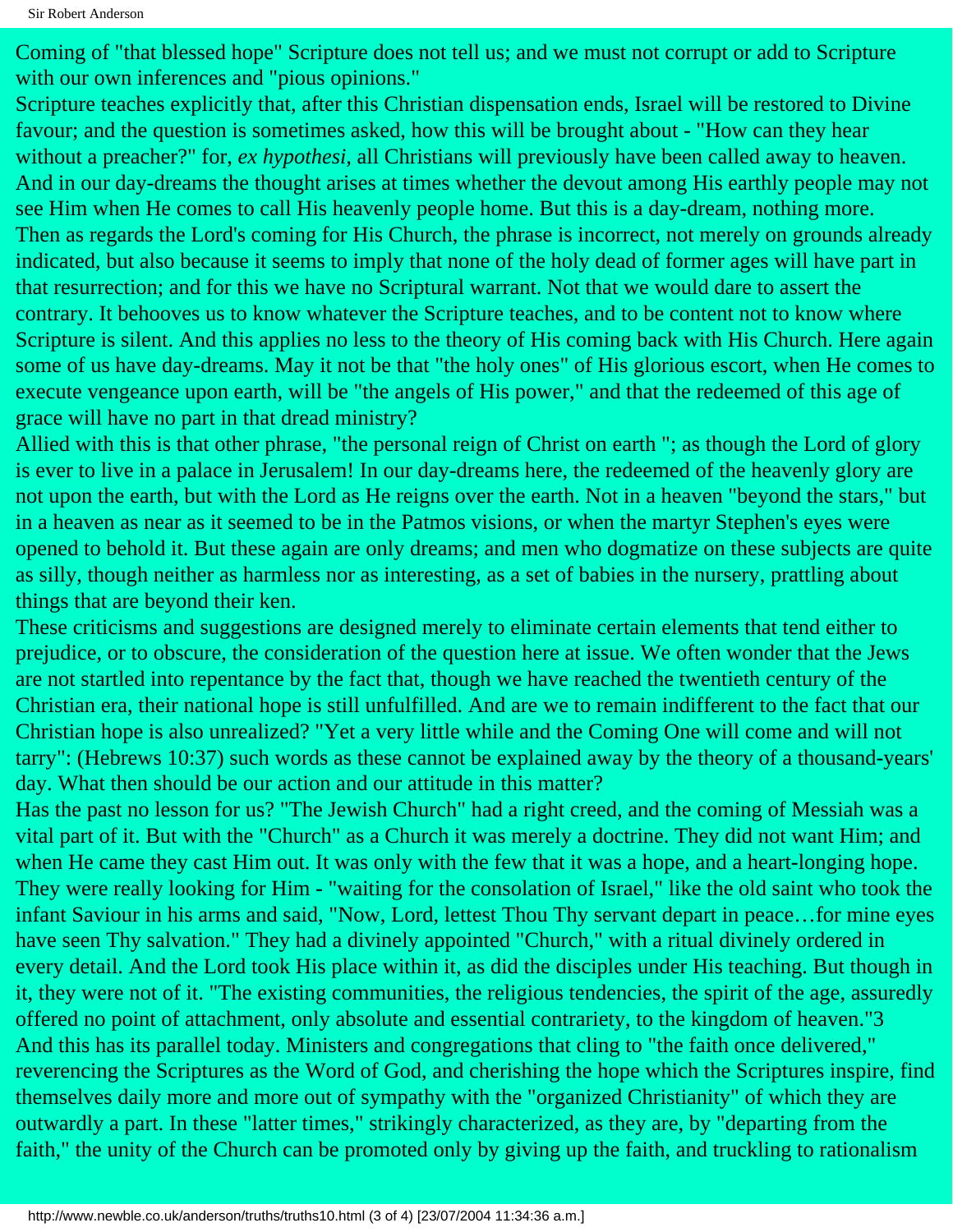Coming of "that blessed hope" Scripture does not tell us; and we must not corrupt or add to Scripture with our own inferences and "pious opinions."

Scripture teaches explicitly that, after this Christian dispensation ends, Israel will be restored to Divine favour; and the question is sometimes asked, how this will be brought about - "How can they hear without a preacher?" for, *ex hypothesi,* all Christians will previously have been called away to heaven. And in our day-dreams the thought arises at times whether the devout among His earthly people may not see Him when He comes to call His heavenly people home. But this is a day-dream, nothing more.

Then as regards the Lord's coming for His Church, the phrase is incorrect, not merely on grounds already indicated, but also because it seems to imply that none of the holy dead of former ages will have part in that resurrection; and for this we have no Scriptural warrant. Not that we would dare to assert the contrary. It behooves us to know whatever the Scripture teaches, and to be content not to know where Scripture is silent. And this applies no less to the theory of His coming back with His Church. Here again some of us have day-dreams. May it not be that "the holy ones" of His glorious escort, when He comes to execute vengeance upon earth, will be "the angels of His power," and that the redeemed of this age of grace will have no part in that dread ministry?

Allied with this is that other phrase, "the personal reign of Christ on earth "; as though the Lord of glory is ever to live in a palace in Jerusalem! In our day-dreams here, the redeemed of the heavenly glory are not upon the earth, but with the Lord as He reigns over the earth. Not in a heaven "beyond the stars," but in a heaven as near as it seemed to be in the Patmos visions, or when the martyr Stephen's eyes were opened to behold it. But these again are only dreams; and men who dogmatize on these subjects are quite as silly, though neither as harmless nor as interesting, as a set of babies in the nursery, prattling about things that are beyond their ken.

These criticisms and suggestions are designed merely to eliminate certain elements that tend either to prejudice, or to obscure, the consideration of the question here at issue. We often wonder that the Jews are not startled into repentance by the fact that, though we have reached the twentieth century of the Christian era, their national hope is still unfulfilled. And are we to remain indifferent to the fact that our Christian hope is also unrealized? "Yet a very little while and the Coming One will come and will not tarry": (Hebrews 10:37) such words as these cannot be explained away by the theory of a thousand-years' day. What then should be our action and our attitude in this matter?

Has the past no lesson for us? "The Jewish Church" had a right creed, and the coming of Messiah was a vital part of it. But with the "Church" as a Church it was merely a doctrine. They did not want Him; and when He came they cast Him out. It was only with the few that it was a hope, and a heart-longing hope. They were really looking for Him - "waiting for the consolation of Israel," like the old saint who took the infant Saviour in his arms and said, "Now, Lord, lettest Thou Thy servant depart in peace…for mine eyes have seen Thy salvation." They had a divinely appointed "Church," with a ritual divinely ordered in every detail. And the Lord took His place within it, as did the disciples under His teaching. But though in it, they were not of it. "The existing communities, the religious tendencies, the spirit of the age, assuredly offered no point of attachment, only absolute and essential contrariety, to the kingdom of heaven."3

And this has its parallel today. Ministers and congregations that cling to "the faith once delivered," reverencing the Scriptures as the Word of God, and cherishing the hope which the Scriptures inspire, find themselves daily more and more out of sympathy with the "organized Christianity" of which they are outwardly a part. In these "latter times," strikingly characterized, as they are, by "departing from the faith," the unity of the Church can be promoted only by giving up the faith, and truckling to rationalism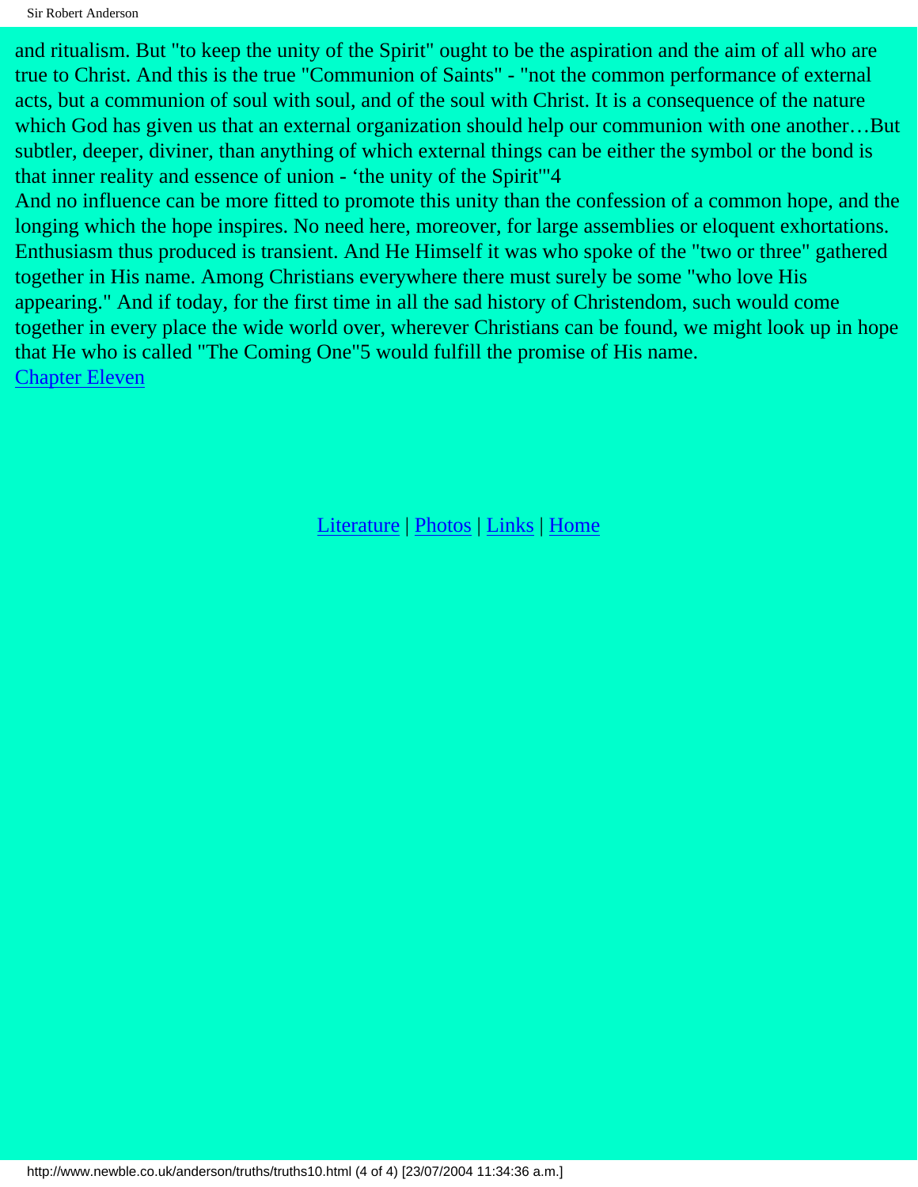and ritualism. But "to keep the unity of the Spirit" ought to be the aspiration and the aim of all who are true to Christ. And this is the true "Communion of Saints" - "not the common performance of external acts, but a communion of soul with soul, and of the soul with Christ. It is a consequence of the nature which God has given us that an external organization should help our communion with one another…But subtler, deeper, diviner, than anything of which external things can be either the symbol or the bond is that inner reality and essence of union - 'the unity of the Spirit'"[4]

And no influence can be more fitted to promote this unity than the confession of a common hope, and the longing which the hope inspires. No need here, moreover, for large assemblies or eloquent exhortations. Enthusiasm thus produced is transient. And He Himself it was who spoke of the "two or three" gathered together in His name. Among Christians everywhere there must surely be some "who love His appearing." And if today, for the first time in all the sad history of Christendom, such would come together in every place the wide world over, wherever Christians can be found, we might look up in hope that He who is called "The Coming One"[5] would fulfill the promise of His name.

Chapter Eleven

Literature | Photos | Links | Home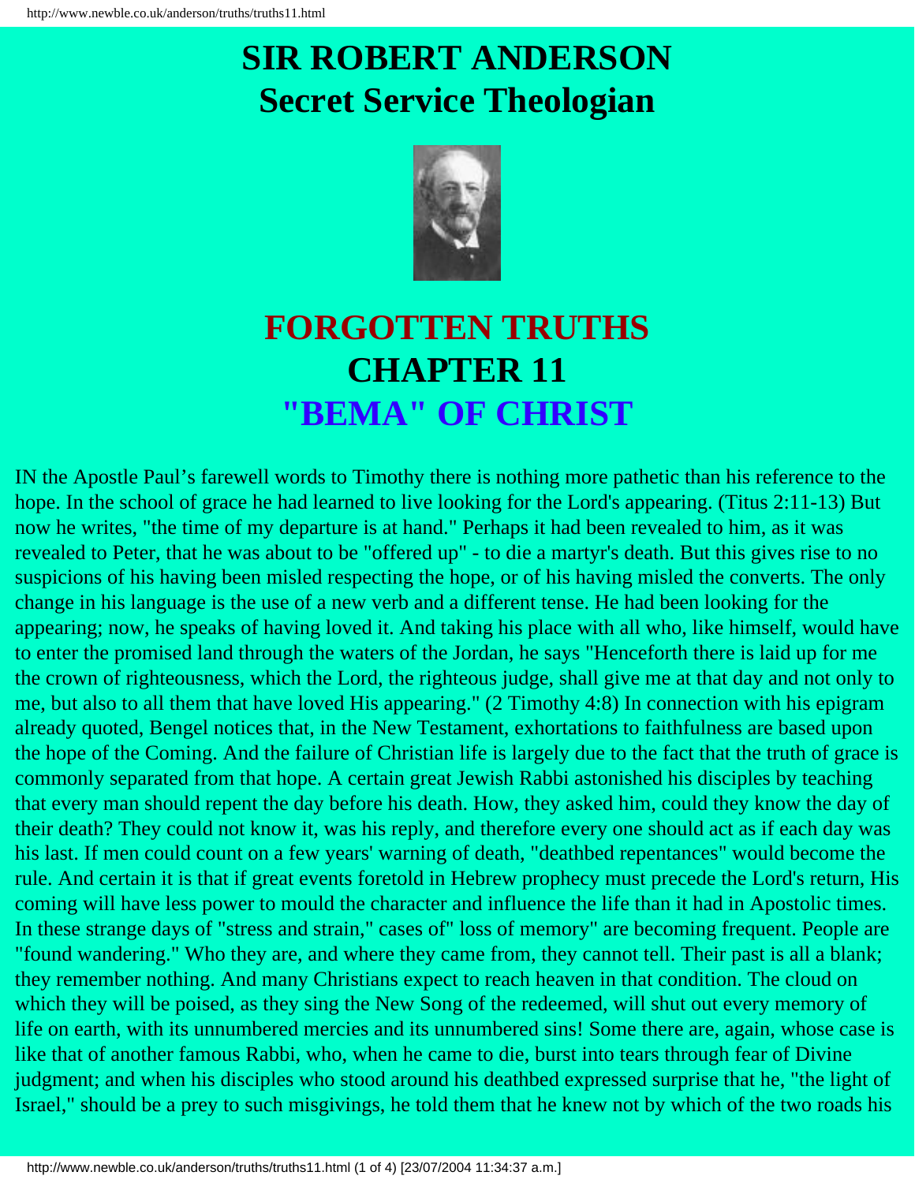# SIR ROBERT ANDERSON
# Secret Service Theologian

## FORGOTTEN TRUTHS
## CHAPTER 11
## "BEMA" OF CHRIST

IN the Apostle Paul's farewell words to Timothy there is nothing more pathetic than his reference to the hope. In the school of grace he had learned to live looking for the Lord's appearing. (Titus 2:11-13) But now he writes, "the time of my departure is at hand." Perhaps it had been revealed to him, as it was revealed to Peter, that he was about to be "offered up" - to die a martyr's death. But this gives rise to no suspicions of his having been misled respecting the hope, or of his having misled the converts. The only change in his language is the use of a new verb and a different tense. He had been looking for the appearing; now, he speaks of having loved it. And taking his place with all who, like himself, would have to enter the promised land through the waters of the Jordan, he says "Henceforth there is laid up for me the crown of righteousness, which the Lord, the righteous judge, shall give me at that day and not only to me, but also to all them that have loved His appearing." (2 Timothy 4:8) In connection with his epigram already quoted, Bengel notices that, in the New Testament, exhortations to faithfulness are based upon the hope of the Coming. And the failure of Christian life is largely due to the fact that the truth of grace is commonly separated from that hope. A certain great Jewish Rabbi astonished his disciples by teaching that every man should repent the day before his death. How, they asked him, could they know the day of their death? They could not know it, was his reply, and therefore every one should act as if each day was his last. If men could count on a few years' warning of death, "deathbed repentances" would become the rule. And certain it is that if great events foretold in Hebrew prophecy must precede the Lord's return, His coming will have less power to mould the character and influence the life than it had in Apostolic times. In these strange days of "stress and strain," cases of" loss of memory" are becoming frequent. People are "found wandering." Who they are, and where they came from, they cannot tell. Their past is all a blank; they remember nothing. And many Christians expect to reach heaven in that condition. The cloud on which they will be poised, as they sing the New Song of the redeemed, will shut out every memory of life on earth, with its unnumbered mercies and its unnumbered sins! Some there are, again, whose case is like that of another famous Rabbi, who, when he came to die, burst into tears through fear of Divine judgment; and when his disciples who stood around his deathbed expressed surprise that he, "the light of Israel," should be a prey to such misgivings, he told them that he knew not by which of the two roads his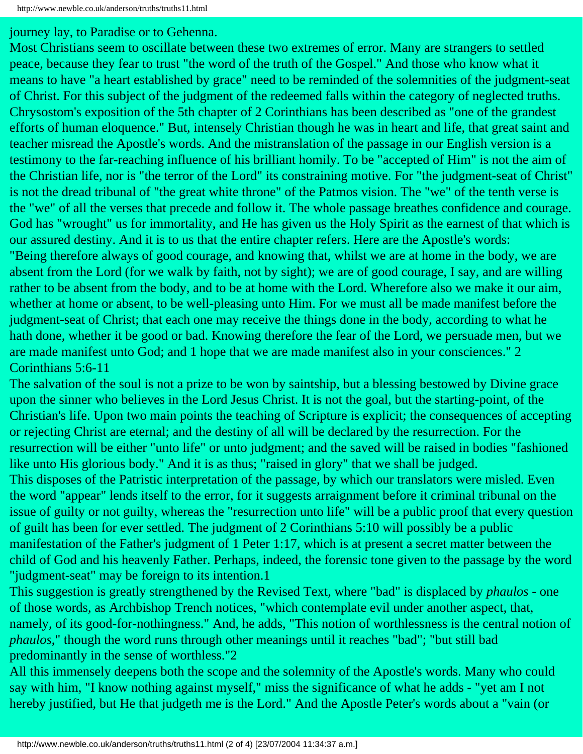journey lay, to Paradise or to Gehenna.

Most Christians seem to oscillate between these two extremes of error. Many are strangers to settled peace, because they fear to trust "the word of the truth of the Gospel." And those who know what it means to have "a heart established by grace" need to be reminded of the solemnities of the judgment-seat of Christ. For this subject of the judgment of the redeemed falls within the category of neglected truths. Chrysostom's exposition of the 5th chapter of 2 Corinthians has been described as "one of the grandest efforts of human eloquence." But, intensely Christian though he was in heart and life, that great saint and teacher misread the Apostle's words. And the mistranslation of the passage in our English version is a testimony to the far-reaching influence of his brilliant homily. To be "accepted of Him" is not the aim of the Christian life, nor is "the terror of the Lord" its constraining motive. For "the judgment-seat of Christ" is not the dread tribunal of "the great white throne" of the Patmos vision. The "we" of the tenth verse is the "we" of all the verses that precede and follow it. The whole passage breathes confidence and courage. God has "wrought" us for immortality, and He has given us the Holy Spirit as the earnest of that which is our assured destiny. And it is to us that the entire chapter refers. Here are the Apostle's words:

"Being therefore always of good courage, and knowing that, whilst we are at home in the body, we are absent from the Lord (for we walk by faith, not by sight); we are of good courage, I say, and are willing rather to be absent from the body, and to be at home with the Lord. Wherefore also we make it our aim, whether at home or absent, to be well-pleasing unto Him. For we must all be made manifest before the judgment-seat of Christ; that each one may receive the things done in the body, according to what he hath done, whether it be good or bad. Knowing therefore the fear of the Lord, we persuade men, but we are made manifest unto God; and 1 hope that we are made manifest also in your consciences." 2 Corinthians 5:6-11

The salvation of the soul is not a prize to be won by saintship, but a blessing bestowed by Divine grace upon the sinner who believes in the Lord Jesus Christ. It is not the goal, but the starting-point, of the Christian's life. Upon two main points the teaching of Scripture is explicit; the consequences of accepting or rejecting Christ are eternal; and the destiny of all will be declared by the resurrection. For the resurrection will be either "unto life" or unto judgment; and the saved will be raised in bodies "fashioned like unto His glorious body." And it is as thus; "raised in glory" that we shall be judged.

This disposes of the Patristic interpretation of the passage, by which our translators were misled. Even the word "appear" lends itself to the error, for it suggests arraignment before it criminal tribunal on the issue of guilty or not guilty, whereas the "resurrection unto life" will be a public proof that every question of guilt has been for ever settled. The judgment of 2 Corinthians 5:10 will possibly be a public manifestation of the Father's judgment of 1 Peter 1:17, which is at present a secret matter between the child of God and his heavenly Father. Perhaps, indeed, the forensic tone given to the passage by the word "judgment-seat" may be foreign to its intention.1

This suggestion is greatly strengthened by the Revised Text, where "bad" is displaced by *phaulos* - one of those words, as Archbishop Trench notices, "which contemplate evil under another aspect, that, namely, of its good-for-nothingness." And, he adds, "This notion of worthlessness is the central notion of *phaulos*," though the word runs through other meanings until it reaches "bad"; "but still bad predominantly in the sense of worthless."2

All this immensely deepens both the scope and the solemnity of the Apostle's words. Many who could say with him, "I know nothing against myself," miss the significance of what he adds - "yet am I not hereby justified, but He that judgeth me is the Lord." And the Apostle Peter's words about a "vain (or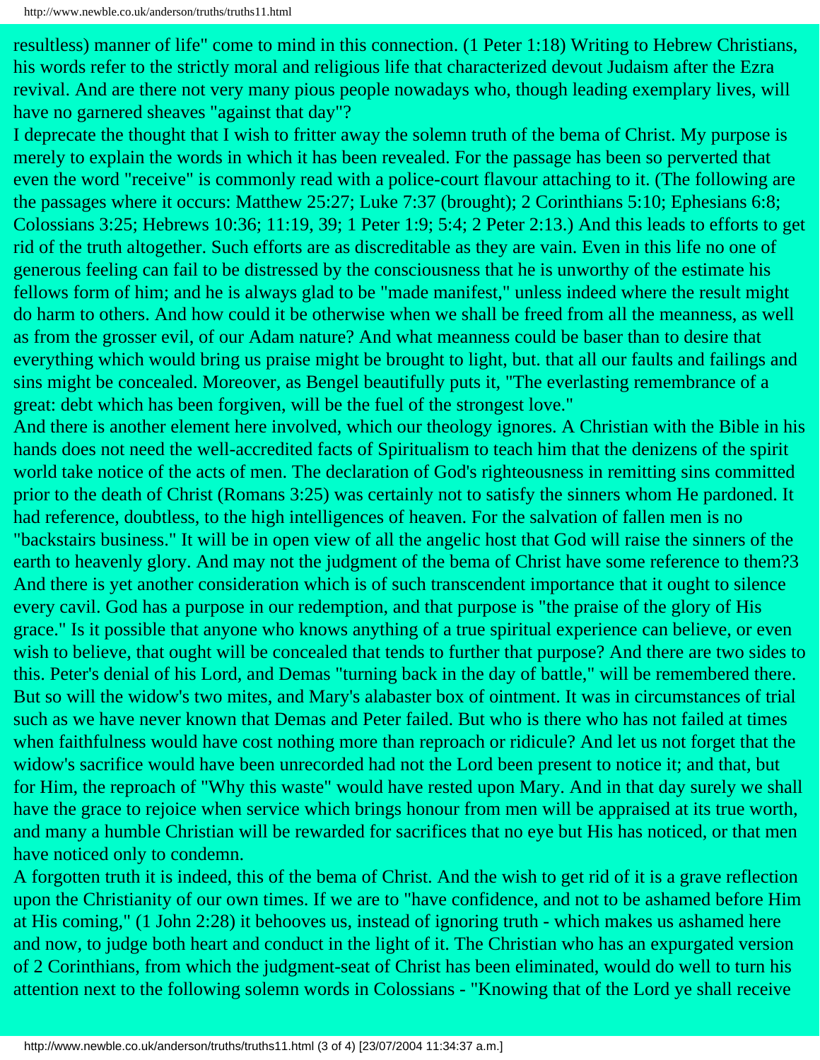resultless) manner of life" come to mind in this connection. (1 Peter 1:18) Writing to Hebrew Christians, his words refer to the strictly moral and religious life that characterized devout Judaism after the Ezra revival. And are there not very many pious people nowadays who, though leading exemplary lives, will have no garnered sheaves "against that day"?

I deprecate the thought that I wish to fritter away the solemn truth of the bema of Christ. My purpose is merely to explain the words in which it has been revealed. For the passage has been so perverted that even the word "receive" is commonly read with a police-court flavour attaching to it. (The following are the passages where it occurs: Matthew 25:27; Luke 7:37 (brought); 2 Corinthians 5:10; Ephesians 6:8; Colossians 3:25; Hebrews 10:36; 11:19, 39; 1 Peter 1:9; 5:4; 2 Peter 2:13.) And this leads to efforts to get rid of the truth altogether. Such efforts are as discreditable as they are vain. Even in this life no one of generous feeling can fail to be distressed by the consciousness that he is unworthy of the estimate his fellows form of him; and he is always glad to be "made manifest," unless indeed where the result might do harm to others. And how could it be otherwise when we shall be freed from all the meanness, as well as from the grosser evil, of our Adam nature? And what meanness could be baser than to desire that everything which would bring us praise might be brought to light, but. that all our faults and failings and sins might be concealed. Moreover, as Bengel beautifully puts it, "The everlasting remembrance of a great: debt which has been forgiven, will be the fuel of the strongest love."

And there is another element here involved, which our theology ignores. A Christian with the Bible in his hands does not need the well-accredited facts of Spiritualism to teach him that the denizens of the spirit world take notice of the acts of men. The declaration of God's righteousness in remitting sins committed prior to the death of Christ (Romans 3:25) was certainly not to satisfy the sinners whom He pardoned. It had reference, doubtless, to the high intelligences of heaven. For the salvation of fallen men is no "backstairs business." It will be in open view of all the angelic host that God will raise the sinners of the earth to heavenly glory. And may not the judgment of the bema of Christ have some reference to them?3

And there is yet another consideration which is of such transcendent importance that it ought to silence every cavil. God has a purpose in our redemption, and that purpose is "the praise of the glory of His grace." Is it possible that anyone who knows anything of a true spiritual experience can believe, or even wish to believe, that ought will be concealed that tends to further that purpose? And there are two sides to this. Peter's denial of his Lord, and Demas "turning back in the day of battle," will be remembered there. But so will the widow's two mites, and Mary's alabaster box of ointment. It was in circumstances of trial such as we have never known that Demas and Peter failed. But who is there who has not failed at times when faithfulness would have cost nothing more than reproach or ridicule? And let us not forget that the widow's sacrifice would have been unrecorded had not the Lord been present to notice it; and that, but for Him, the reproach of "Why this waste" would have rested upon Mary. And in that day surely we shall have the grace to rejoice when service which brings honour from men will be appraised at its true worth, and many a humble Christian will be rewarded for sacrifices that no eye but His has noticed, or that men have noticed only to condemn.

A forgotten truth it is indeed, this of the bema of Christ. And the wish to get rid of it is a grave reflection upon the Christianity of our own times. If we are to "have confidence, and not to be ashamed before Him at His coming," (1 John 2:28) it behooves us, instead of ignoring truth - which makes us ashamed here and now, to judge both heart and conduct in the light of it. The Christian who has an expurgated version of 2 Corinthians, from which the judgment-seat of Christ has been eliminated, would do well to turn his attention next to the following solemn words in Colossians - "Knowing that of the Lord ye shall receive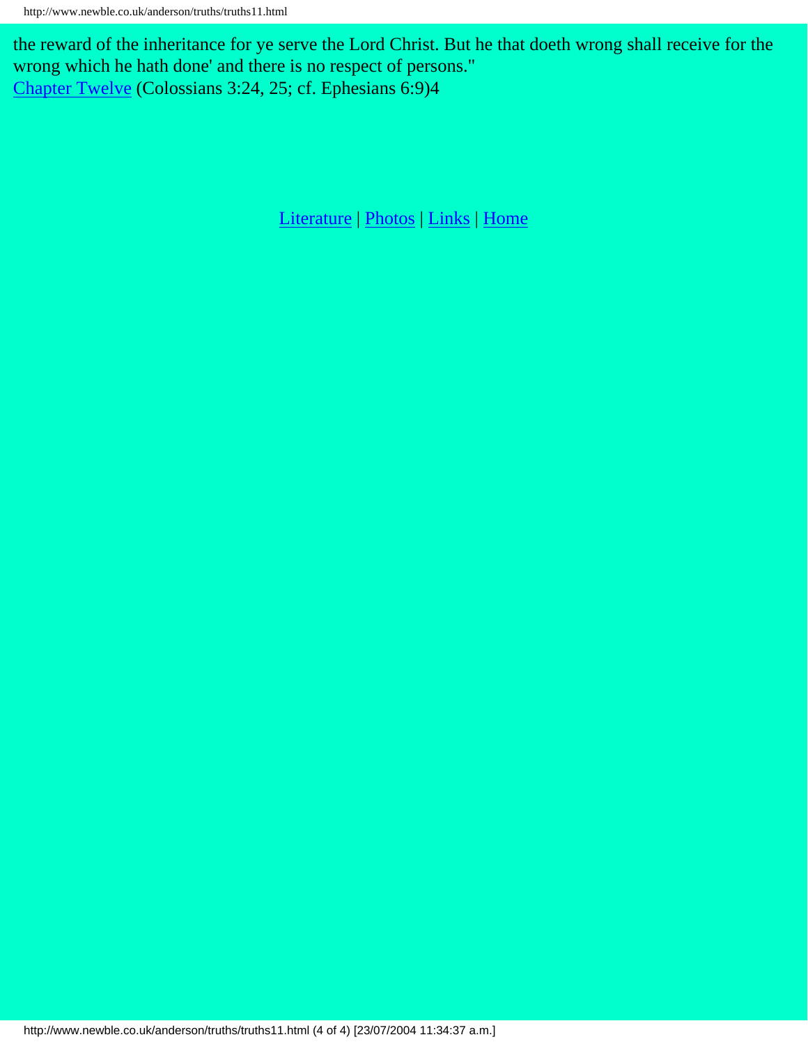the reward of the inheritance for ye serve the Lord Christ. But he that doeth wrong shall receive for the wrong which he hath done' and there is no respect of persons."
Chapter Twelve (Colossians 3:24, 25; cf. Ephesians 6:9)4

Literature | Photos | Links | Home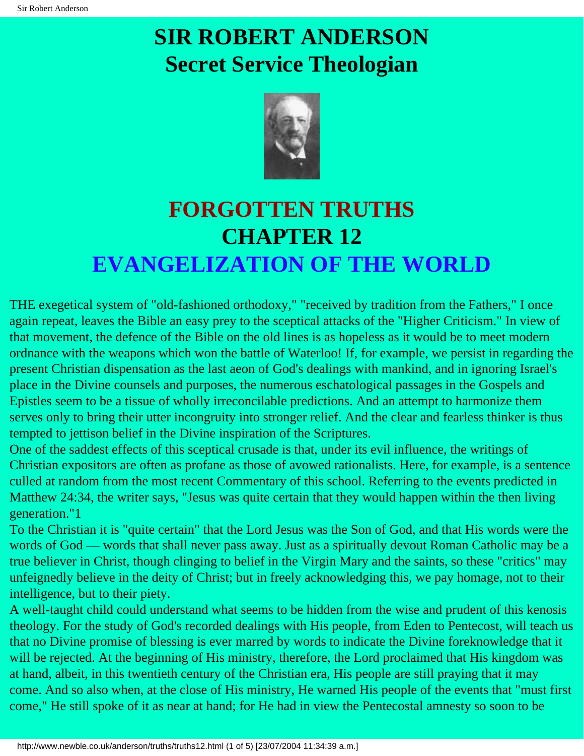# SIR ROBERT ANDERSON
# Secret Service Theologian

# FORGOTTEN TRUTHS
# CHAPTER 12
# EVANGELIZATION OF THE WORLD

THE exegetical system of "old-fashioned orthodoxy," "received by tradition from the Fathers," I once again repeat, leaves the Bible an easy prey to the sceptical attacks of the "Higher Criticism." In view of that movement, the defence of the Bible on the old lines is as hopeless as it would be to meet modern ordnance with the weapons which won the battle of Waterloo! If, for example, we persist in regarding the present Christian dispensation as the last aeon of God's dealings with mankind, and in ignoring Israel's place in the Divine counsels and purposes, the numerous eschatological passages in the Gospels and Epistles seem to be a tissue of wholly irreconcilable predictions. And an attempt to harmonize them serves only to bring their utter incongruity into stronger relief. And the clear and fearless thinker is thus tempted to jettison belief in the Divine inspiration of the Scriptures.

One of the saddest effects of this sceptical crusade is that, under its evil influence, the writings of Christian expositors are often as profane as those of avowed rationalists. Here, for example, is a sentence culled at random from the most recent Commentary of this school. Referring to the events predicted in Matthew 24:34, the writer says, "Jesus was quite certain that they would happen within the then living generation."1

To the Christian it is "quite certain" that the Lord Jesus was the Son of God, and that His words were the words of God — words that shall never pass away. Just as a spiritually devout Roman Catholic may be a true believer in Christ, though clinging to belief in the Virgin Mary and the saints, so these "critics" may unfeignedly believe in the deity of Christ; but in freely acknowledging this, we pay homage, not to their intelligence, but to their piety.

A well-taught child could understand what seems to be hidden from the wise and prudent of this kenosis theology. For the study of God's recorded dealings with His people, from Eden to Pentecost, will teach us that no Divine promise of blessing is ever marred by words to indicate the Divine foreknowledge that it will be rejected. At the beginning of His ministry, therefore, the Lord proclaimed that His kingdom was at hand, albeit, in this twentieth century of the Christian era, His people are still praying that it may come. And so also when, at the close of His ministry, He warned His people of the events that "must first come," He still spoke of it as near at hand; for He had in view the Pentecostal amnesty so soon to be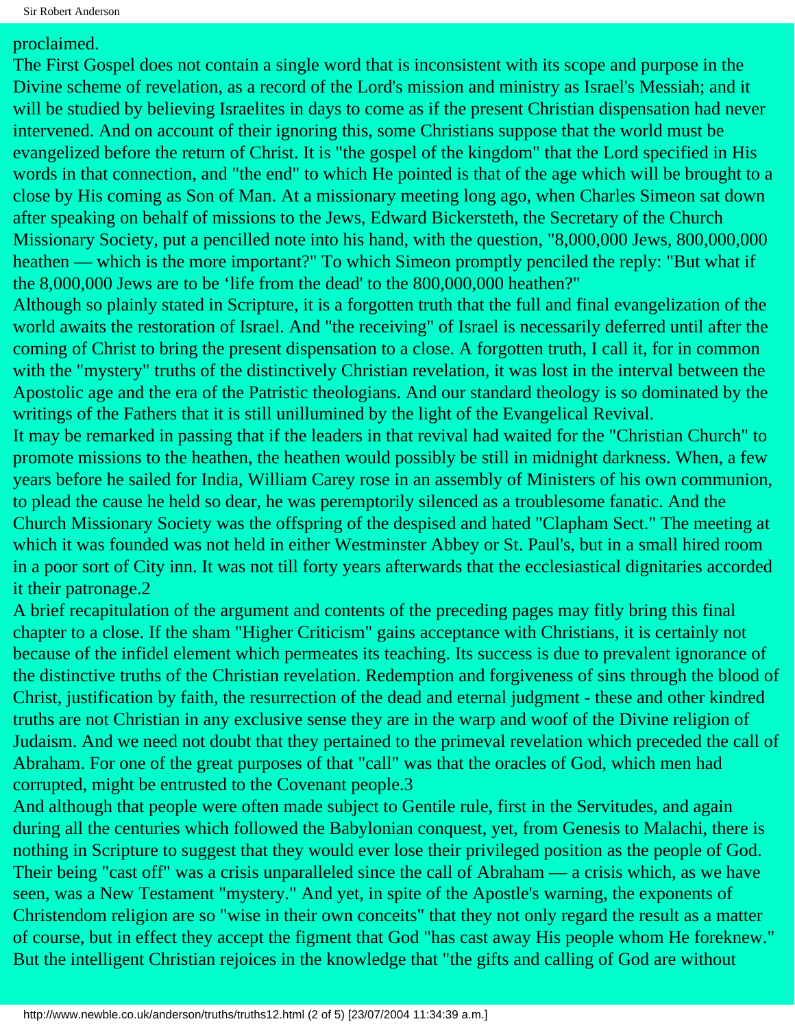proclaimed.

The First Gospel does not contain a single word that is inconsistent with its scope and purpose in the Divine scheme of revelation, as a record of the Lord's mission and ministry as Israel's Messiah; and it will be studied by believing Israelites in days to come as if the present Christian dispensation had never intervened. And on account of their ignoring this, some Christians suppose that the world must be evangelized before the return of Christ. It is "the gospel of the kingdom" that the Lord specified in His words in that connection, and "the end" to which He pointed is that of the age which will be brought to a close by His coming as Son of Man. At a missionary meeting long ago, when Charles Simeon sat down after speaking on behalf of missions to the Jews, Edward Bickersteth, the Secretary of the Church Missionary Society, put a pencilled note into his hand, with the question, "8,000,000 Jews, 800,000,000 heathen — which is the more important?" To which Simeon promptly penciled the reply: "But what if the 8,000,000 Jews are to be 'life from the dead' to the 800,000,000 heathen?"

Although so plainly stated in Scripture, it is a forgotten truth that the full and final evangelization of the world awaits the restoration of Israel. And "the receiving" of Israel is necessarily deferred until after the coming of Christ to bring the present dispensation to a close. A forgotten truth, I call it, for in common with the "mystery" truths of the distinctively Christian revelation, it was lost in the interval between the Apostolic age and the era of the Patristic theologians. And our standard theology is so dominated by the writings of the Fathers that it is still unillumined by the light of the Evangelical Revival.

It may be remarked in passing that if the leaders in that revival had waited for the "Christian Church" to promote missions to the heathen, the heathen would possibly be still in midnight darkness. When, a few years before he sailed for India, William Carey rose in an assembly of Ministers of his own communion, to plead the cause he held so dear, he was peremptorily silenced as a troublesome fanatic. And the Church Missionary Society was the offspring of the despised and hated "Clapham Sect." The meeting at which it was founded was not held in either Westminster Abbey or St. Paul's, but in a small hired room in a poor sort of City inn. It was not till forty years afterwards that the ecclesiastical dignitaries accorded it their patronage.2

A brief recapitulation of the argument and contents of the preceding pages may fitly bring this final chapter to a close. If the sham "Higher Criticism" gains acceptance with Christians, it is certainly not because of the infidel element which permeates its teaching. Its success is due to prevalent ignorance of the distinctive truths of the Christian revelation. Redemption and forgiveness of sins through the blood of Christ, justification by faith, the resurrection of the dead and eternal judgment - these and other kindred truths are not Christian in any exclusive sense they are in the warp and woof of the Divine religion of Judaism. And we need not doubt that they pertained to the primeval revelation which preceded the call of Abraham. For one of the great purposes of that "call" was that the oracles of God, which men had corrupted, might be entrusted to the Covenant people.3

And although that people were often made subject to Gentile rule, first in the Servitudes, and again during all the centuries which followed the Babylonian conquest, yet, from Genesis to Malachi, there is nothing in Scripture to suggest that they would ever lose their privileged position as the people of God. Their being "cast off" was a crisis unparalleled since the call of Abraham — a crisis which, as we have seen, was a New Testament "mystery." And yet, in spite of the Apostle's warning, the exponents of Christendom religion are so "wise in their own conceits" that they not only regard the result as a matter of course, but in effect they accept the figment that God "has cast away His people whom He foreknew." But the intelligent Christian rejoices in the knowledge that "the gifts and calling of God are without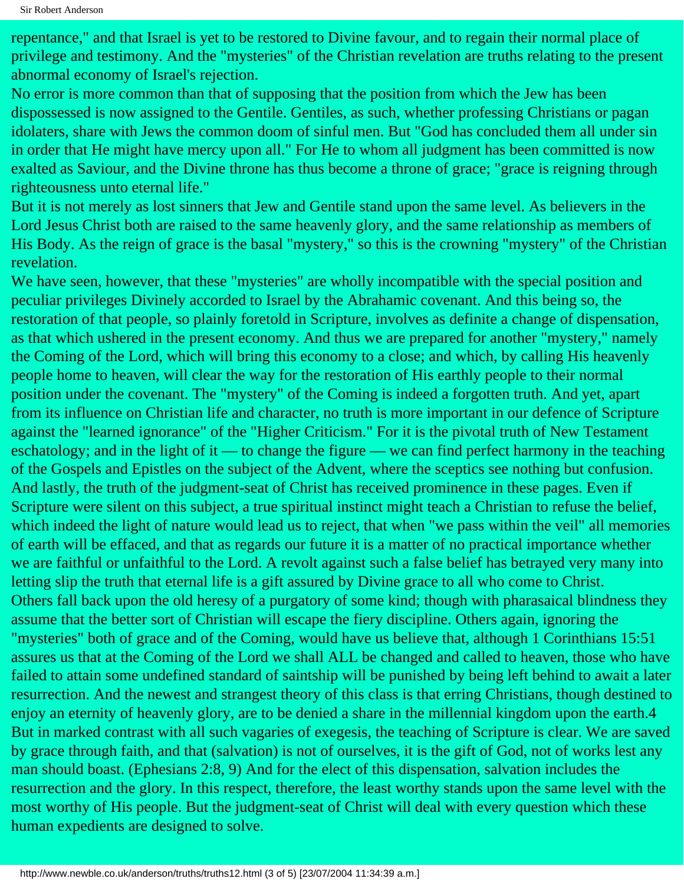repentance," and that Israel is yet to be restored to Divine favour, and to regain their normal place of privilege and testimony. And the "mysteries" of the Christian revelation are truths relating to the present abnormal economy of Israel's rejection.

No error is more common than that of supposing that the position from which the Jew has been dispossessed is now assigned to the Gentile. Gentiles, as such, whether professing Christians or pagan idolaters, share with Jews the common doom of sinful men. But "God has concluded them all under sin in order that He might have mercy upon all." For He to whom all judgment has been committed is now exalted as Saviour, and the Divine throne has thus become a throne of grace; "grace is reigning through righteousness unto eternal life."

But it is not merely as lost sinners that Jew and Gentile stand upon the same level. As believers in the Lord Jesus Christ both are raised to the same heavenly glory, and the same relationship as members of His Body. As the reign of grace is the basal "mystery," so this is the crowning "mystery" of the Christian revelation.

We have seen, however, that these "mysteries" are wholly incompatible with the special position and peculiar privileges Divinely accorded to Israel by the Abrahamic covenant. And this being so, the restoration of that people, so plainly foretold in Scripture, involves as definite a change of dispensation, as that which ushered in the present economy. And thus we are prepared for another "mystery," namely the Coming of the Lord, which will bring this economy to a close; and which, by calling His heavenly people home to heaven, will clear the way for the restoration of His earthly people to their normal position under the covenant. The "mystery" of the Coming is indeed a forgotten truth. And yet, apart from its influence on Christian life and character, no truth is more important in our defence of Scripture against the "learned ignorance" of the "Higher Criticism." For it is the pivotal truth of New Testament eschatology; and in the light of it — to change the figure — we can find perfect harmony in the teaching of the Gospels and Epistles on the subject of the Advent, where the sceptics see nothing but confusion.

And lastly, the truth of the judgment-seat of Christ has received prominence in these pages. Even if Scripture were silent on this subject, a true spiritual instinct might teach a Christian to refuse the belief, which indeed the light of nature would lead us to reject, that when "we pass within the veil" all memories of earth will be effaced, and that as regards our future it is a matter of no practical importance whether we are faithful or unfaithful to the Lord. A revolt against such a false belief has betrayed very many into letting slip the truth that eternal life is a gift assured by Divine grace to all who come to Christ.

Others fall back upon the old heresy of a purgatory of some kind; though with pharasaical blindness they assume that the better sort of Christian will escape the fiery discipline. Others again, ignoring the "mysteries" both of grace and of the Coming, would have us believe that, although 1 Corinthians 15:51 assures us that at the Coming of the Lord we shall ALL be changed and called to heaven, those who have failed to attain some undefined standard of saintship will be punished by being left behind to await a later resurrection. And the newest and strangest theory of this class is that erring Christians, though destined to enjoy an eternity of heavenly glory, are to be denied a share in the millennial kingdom upon the earth.[4]

But in marked contrast with all such vagaries of exegesis, the teaching of Scripture is clear. We are saved by grace through faith, and that (salvation) is not of ourselves, it is the gift of God, not of works lest any man should boast. (Ephesians 2:8, 9) And for the elect of this dispensation, salvation includes the resurrection and the glory. In this respect, therefore, the least worthy stands upon the same level with the most worthy of His people. But the judgment-seat of Christ will deal with every question which these human expedients are designed to solve.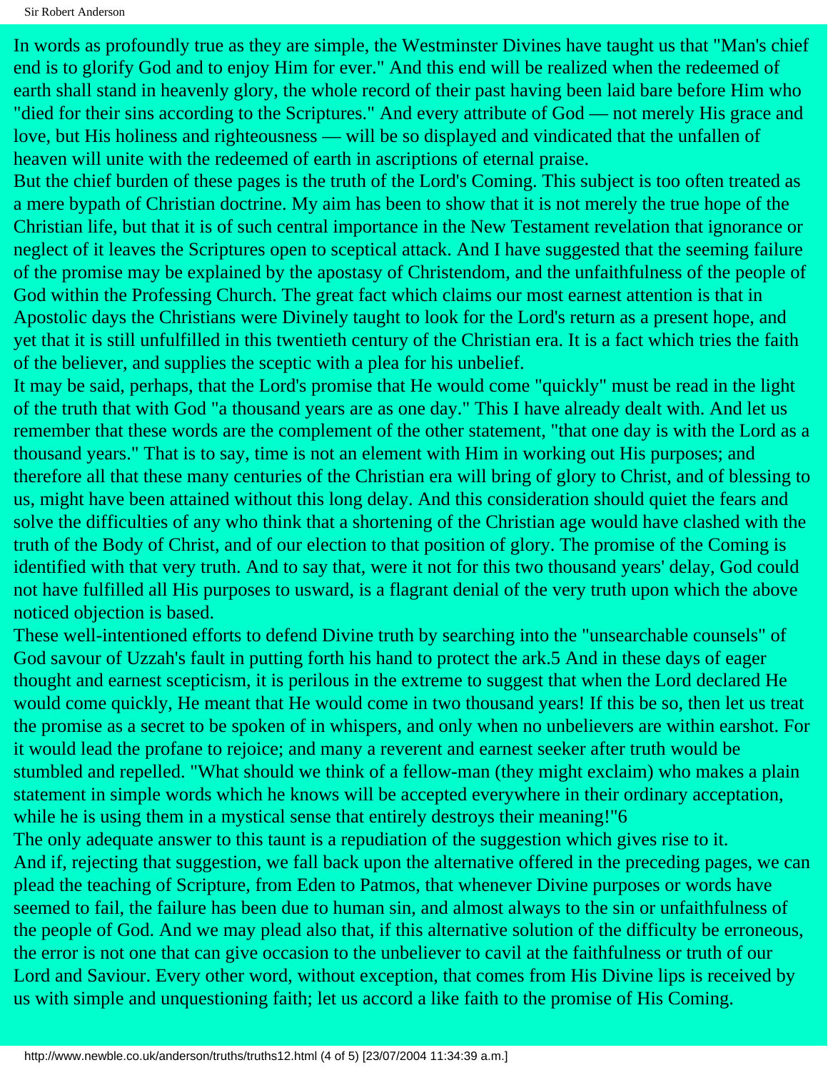In words as profoundly true as they are simple, the Westminster Divines have taught us that "Man's chief end is to glorify God and to enjoy Him for ever." And this end will be realized when the redeemed of earth shall stand in heavenly glory, the whole record of their past having been laid bare before Him who "died for their sins according to the Scriptures." And every attribute of God — not merely His grace and love, but His holiness and righteousness — will be so displayed and vindicated that the unfallen of heaven will unite with the redeemed of earth in ascriptions of eternal praise.

But the chief burden of these pages is the truth of the Lord's Coming. This subject is too often treated as a mere bypath of Christian doctrine. My aim has been to show that it is not merely the true hope of the Christian life, but that it is of such central importance in the New Testament revelation that ignorance or neglect of it leaves the Scriptures open to sceptical attack. And I have suggested that the seeming failure of the promise may be explained by the apostasy of Christendom, and the unfaithfulness of the people of God within the Professing Church. The great fact which claims our most earnest attention is that in Apostolic days the Christians were Divinely taught to look for the Lord's return as a present hope, and yet that it is still unfulfilled in this twentieth century of the Christian era. It is a fact which tries the faith of the believer, and supplies the sceptic with a plea for his unbelief.

It may be said, perhaps, that the Lord's promise that He would come "quickly" must be read in the light of the truth that with God "a thousand years are as one day." This I have already dealt with. And let us remember that these words are the complement of the other statement, "that one day is with the Lord as a thousand years." That is to say, time is not an element with Him in working out His purposes; and therefore all that these many centuries of the Christian era will bring of glory to Christ, and of blessing to us, might have been attained without this long delay. And this consideration should quiet the fears and solve the difficulties of any who think that a shortening of the Christian age would have clashed with the truth of the Body of Christ, and of our election to that position of glory. The promise of the Coming is identified with that very truth. And to say that, were it not for this two thousand years' delay, God could not have fulfilled all His purposes to usward, is a flagrant denial of the very truth upon which the above noticed objection is based.

These well-intentioned efforts to defend Divine truth by searching into the "unsearchable counsels" of God savour of Uzzah's fault in putting forth his hand to protect the ark.5 And in these days of eager thought and earnest scepticism, it is perilous in the extreme to suggest that when the Lord declared He would come quickly, He meant that He would come in two thousand years! If this be so, then let us treat the promise as a secret to be spoken of in whispers, and only when no unbelievers are within earshot. For it would lead the profane to rejoice; and many a reverent and earnest seeker after truth would be stumbled and repelled. "What should we think of a fellow-man (they might exclaim) who makes a plain statement in simple words which he knows will be accepted everywhere in their ordinary acceptation, while he is using them in a mystical sense that entirely destroys their meaning!"6

The only adequate answer to this taunt is a repudiation of the suggestion which gives rise to it.

And if, rejecting that suggestion, we fall back upon the alternative offered in the preceding pages, we can plead the teaching of Scripture, from Eden to Patmos, that whenever Divine purposes or words have seemed to fail, the failure has been due to human sin, and almost always to the sin or unfaithfulness of the people of God. And we may plead also that, if this alternative solution of the difficulty be erroneous, the error is not one that can give occasion to the unbeliever to cavil at the faithfulness or truth of our Lord and Saviour. Every other word, without exception, that comes from His Divine lips is received by us with simple and unquestioning faith; let us accord a like faith to the promise of His Coming.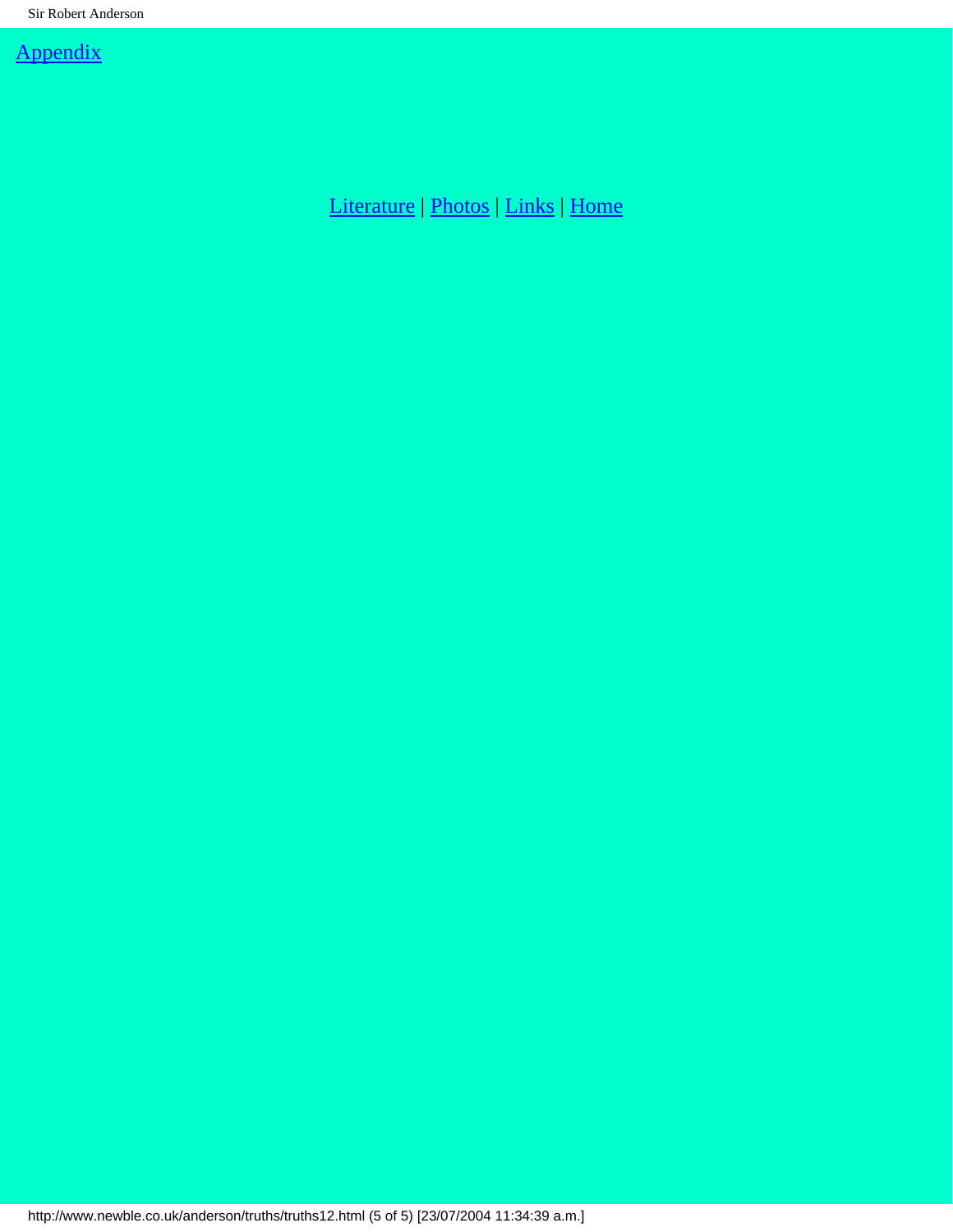[Appendix]

[Literature] | [Photos] | [Links] | [Home]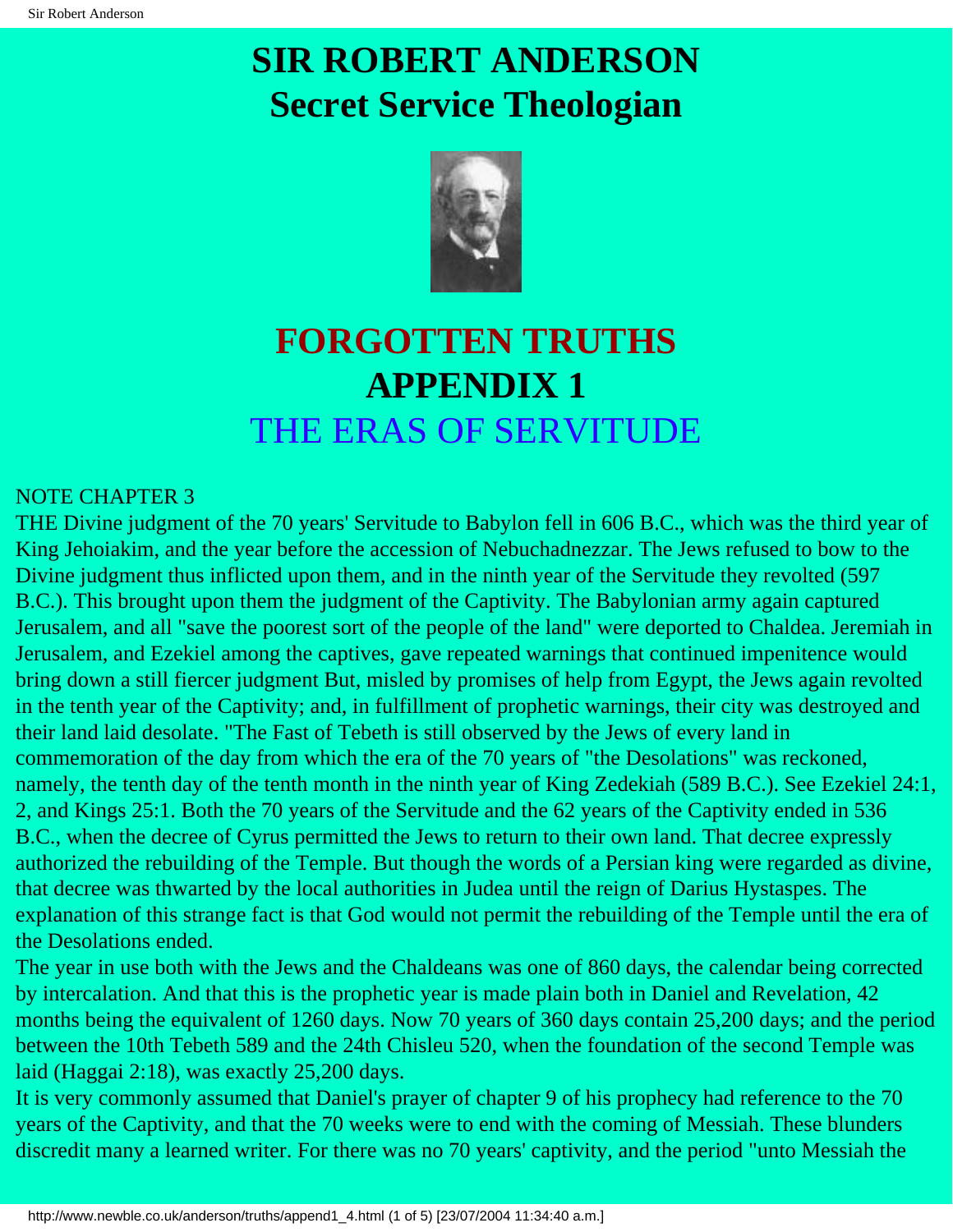# SIR ROBERT ANDERSON
# Secret Service Theologian

# FORGOTTEN TRUTHS
## APPENDIX 1
## THE ERAS OF SERVITUDE

NOTE CHAPTER 3

THE Divine judgment of the 70 years' Servitude to Babylon fell in 606 B.C., which was the third year of King Jehoiakim, and the year before the accession of Nebuchadnezzar. The Jews refused to bow to the Divine judgment thus inflicted upon them, and in the ninth year of the Servitude they revolted (597 B.C.). This brought upon them the judgment of the Captivity. The Babylonian army again captured Jerusalem, and all "save the poorest sort of the people of the land" were deported to Chaldea. Jeremiah in Jerusalem, and Ezekiel among the captives, gave repeated warnings that continued impenitence would bring down a still fiercer judgment But, misled by promises of help from Egypt, the Jews again revolted in the tenth year of the Captivity; and, in fulfillment of prophetic warnings, their city was destroyed and their land laid desolate. "The Fast of Tebeth is still observed by the Jews of every land in commemoration of the day from which the era of the 70 years of "the Desolations" was reckoned, namely, the tenth day of the tenth month in the ninth year of King Zedekiah (589 B.C.). See Ezekiel 24:1, 2, and Kings 25:1. Both the 70 years of the Servitude and the 62 years of the Captivity ended in 536 B.C., when the decree of Cyrus permitted the Jews to return to their own land. That decree expressly authorized the rebuilding of the Temple. But though the words of a Persian king were regarded as divine, that decree was thwarted by the local authorities in Judea until the reign of Darius Hystaspes. The explanation of this strange fact is that God would not permit the rebuilding of the Temple until the era of the Desolations ended.

The year in use both with the Jews and the Chaldeans was one of 860 days, the calendar being corrected by intercalation. And that this is the prophetic year is made plain both in Daniel and Revelation, 42 months being the equivalent of 1260 days. Now 70 years of 360 days contain 25,200 days; and the period between the 10th Tebeth 589 and the 24th Chisleu 520, when the foundation of the second Temple was laid (Haggai 2:18), was exactly 25,200 days.

It is very commonly assumed that Daniel's prayer of chapter 9 of his prophecy had reference to the 70 years of the Captivity, and that the 70 weeks were to end with the coming of Messiah. These blunders discredit many a learned writer. For there was no 70 years' captivity, and the period "unto Messiah the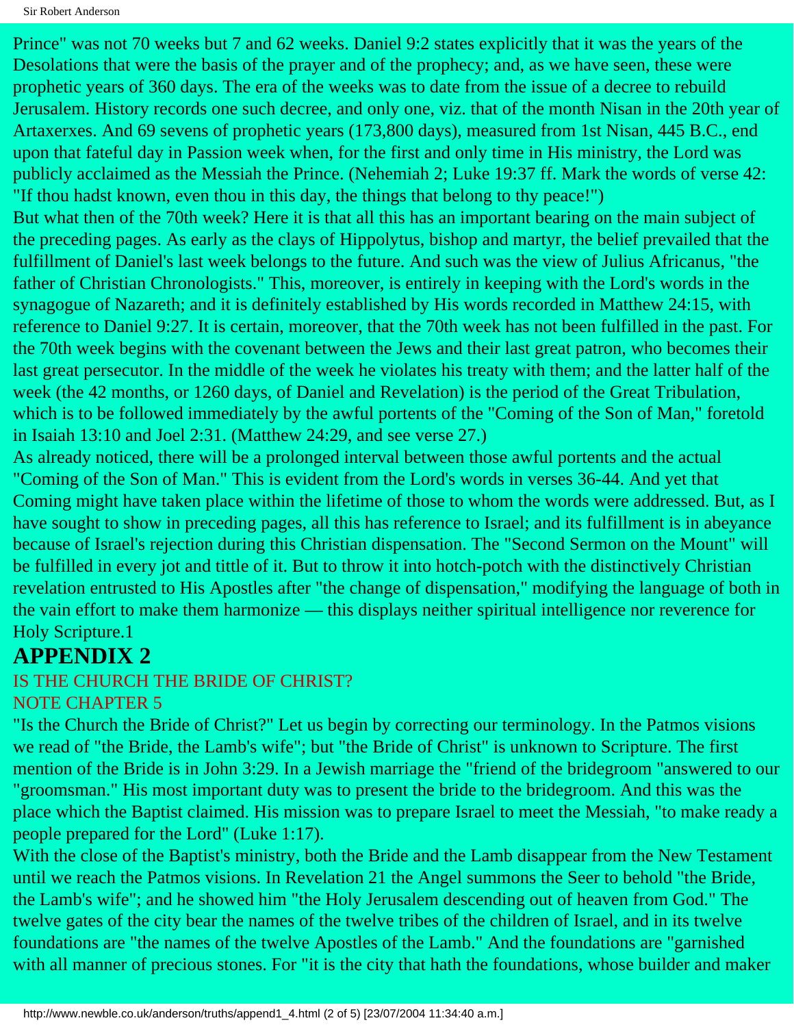Prince" was not 70 weeks but 7 and 62 weeks. Daniel 9:2 states explicitly that it was the years of the Desolations that were the basis of the prayer and of the prophecy; and, as we have seen, these were prophetic years of 360 days. The era of the weeks was to date from the issue of a decree to rebuild Jerusalem. History records one such decree, and only one, viz. that of the month Nisan in the 20th year of Artaxerxes. And 69 sevens of prophetic years (173,800 days), measured from 1st Nisan, 445 B.C., end upon that fateful day in Passion week when, for the first and only time in His ministry, the Lord was publicly acclaimed as the Messiah the Prince. (Nehemiah 2; Luke 19:37 ff. Mark the words of verse 42: "If thou hadst known, even thou in this day, the things that belong to thy peace!")

But what then of the 70th week? Here it is that all this has an important bearing on the main subject of the preceding pages. As early as the clays of Hippolytus, bishop and martyr, the belief prevailed that the fulfillment of Daniel's last week belongs to the future. And such was the view of Julius Africanus, "the father of Christian Chronologists." This, moreover, is entirely in keeping with the Lord's words in the synagogue of Nazareth; and it is definitely established by His words recorded in Matthew 24:15, with reference to Daniel 9:27. It is certain, moreover, that the 70th week has not been fulfilled in the past. For the 70th week begins with the covenant between the Jews and their last great patron, who becomes their last great persecutor. In the middle of the week he violates his treaty with them; and the latter half of the week (the 42 months, or 1260 days, of Daniel and Revelation) is the period of the Great Tribulation, which is to be followed immediately by the awful portents of the "Coming of the Son of Man," foretold in Isaiah 13:10 and Joel 2:31. (Matthew 24:29, and see verse 27.)

As already noticed, there will be a prolonged interval between those awful portents and the actual "Coming of the Son of Man." This is evident from the Lord's words in verses 36-44. And yet that Coming might have taken place within the lifetime of those to whom the words were addressed. But, as I have sought to show in preceding pages, all this has reference to Israel; and its fulfillment is in abeyance because of Israel's rejection during this Christian dispensation. The "Second Sermon on the Mount" will be fulfilled in every jot and tittle of it. But to throw it into hotch-potch with the distinctively Christian revelation entrusted to His Apostles after "the change of dispensation," modifying the language of both in the vain effort to make them harmonize — this displays neither spiritual intelligence nor reverence for Holy Scripture.1

# APPENDIX 2

## IS THE CHURCH THE BRIDE OF CHRIST?

### NOTE CHAPTER 5

"Is the Church the Bride of Christ?" Let us begin by correcting our terminology. In the Patmos visions we read of "the Bride, the Lamb's wife"; but "the Bride of Christ" is unknown to Scripture. The first mention of the Bride is in John 3:29. In a Jewish marriage the "friend of the bridegroom "answered to our "groomsman." His most important duty was to present the bride to the bridegroom. And this was the place which the Baptist claimed. His mission was to prepare Israel to meet the Messiah, "to make ready a people prepared for the Lord" (Luke 1:17).

With the close of the Baptist's ministry, both the Bride and the Lamb disappear from the New Testament until we reach the Patmos visions. In Revelation 21 the Angel summons the Seer to behold "the Bride, the Lamb's wife"; and he showed him "the Holy Jerusalem descending out of heaven from God." The twelve gates of the city bear the names of the twelve tribes of the children of Israel, and in its twelve foundations are "the names of the twelve Apostles of the Lamb." And the foundations are "garnished with all manner of precious stones. For "it is the city that hath the foundations, whose builder and maker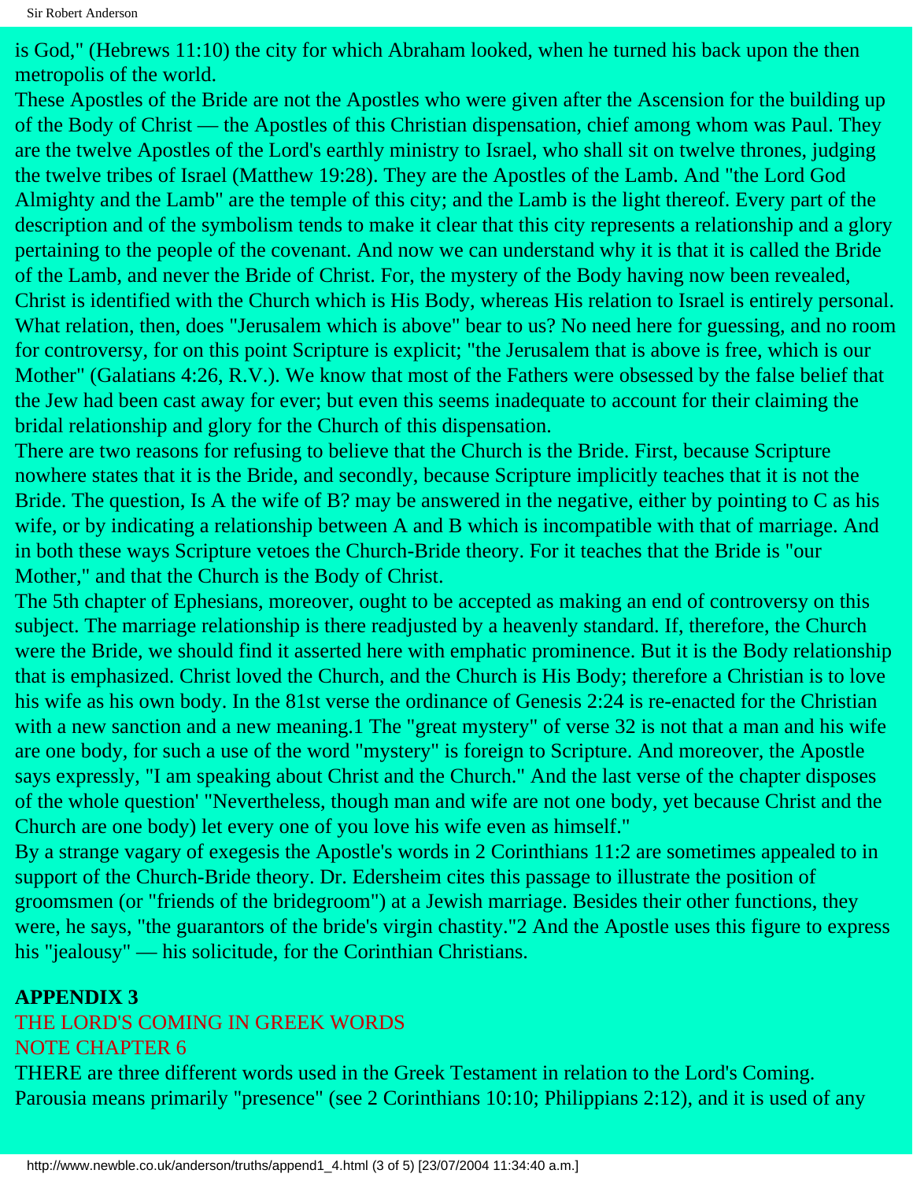is God," (Hebrews 11:10) the city for which Abraham looked, when he turned his back upon the then metropolis of the world.

These Apostles of the Bride are not the Apostles who were given after the Ascension for the building up of the Body of Christ — the Apostles of this Christian dispensation, chief among whom was Paul. They are the twelve Apostles of the Lord's earthly ministry to Israel, who shall sit on twelve thrones, judging the twelve tribes of Israel (Matthew 19:28). They are the Apostles of the Lamb. And "the Lord God Almighty and the Lamb" are the temple of this city; and the Lamb is the light thereof. Every part of the description and of the symbolism tends to make it clear that this city represents a relationship and a glory pertaining to the people of the covenant. And now we can understand why it is that it is called the Bride of the Lamb, and never the Bride of Christ. For, the mystery of the Body having now been revealed, Christ is identified with the Church which is His Body, whereas His relation to Israel is entirely personal. What relation, then, does "Jerusalem which is above" bear to us? No need here for guessing, and no room for controversy, for on this point Scripture is explicit; "the Jerusalem that is above is free, which is our Mother" (Galatians 4:26, R.V.). We know that most of the Fathers were obsessed by the false belief that the Jew had been cast away for ever; but even this seems inadequate to account for their claiming the bridal relationship and glory for the Church of this dispensation.

There are two reasons for refusing to believe that the Church is the Bride. First, because Scripture nowhere states that it is the Bride, and secondly, because Scripture implicitly teaches that it is not the Bride. The question, Is A the wife of B? may be answered in the negative, either by pointing to C as his wife, or by indicating a relationship between A and B which is incompatible with that of marriage. And in both these ways Scripture vetoes the Church-Bride theory. For it teaches that the Bride is "our Mother," and that the Church is the Body of Christ.

The 5th chapter of Ephesians, moreover, ought to be accepted as making an end of controversy on this subject. The marriage relationship is there readjusted by a heavenly standard. If, therefore, the Church were the Bride, we should find it asserted here with emphatic prominence. But it is the Body relationship that is emphasized. Christ loved the Church, and the Church is His Body; therefore a Christian is to love his wife as his own body. In the 81st verse the ordinance of Genesis 2:24 is re-enacted for the Christian with a new sanction and a new meaning.[1] The "great mystery" of verse 32 is not that a man and his wife are one body, for such a use of the word "mystery" is foreign to Scripture. And moreover, the Apostle says expressly, "I am speaking about Christ and the Church." And the last verse of the chapter disposes of the whole question' "Nevertheless, though man and wife are not one body, yet because Christ and the Church are one body) let every one of you love his wife even as himself."

By a strange vagary of exegesis the Apostle's words in 2 Corinthians 11:2 are sometimes appealed to in support of the Church-Bride theory. Dr. Edersheim cites this passage to illustrate the position of groomsmen (or "friends of the bridegroom") at a Jewish marriage. Besides their other functions, they were, he says, "the guarantors of the bride's virgin chastity."[2] And the Apostle uses this figure to express his "jealousy" — his solicitude, for the Corinthian Christians.

## APPENDIX 3

### THE LORD'S COMING IN GREEK WORDS

### NOTE CHAPTER 6

THERE are three different words used in the Greek Testament in relation to the Lord's Coming. Parousia means primarily "presence" (see 2 Corinthians 10:10; Philippians 2:12), and it is used of any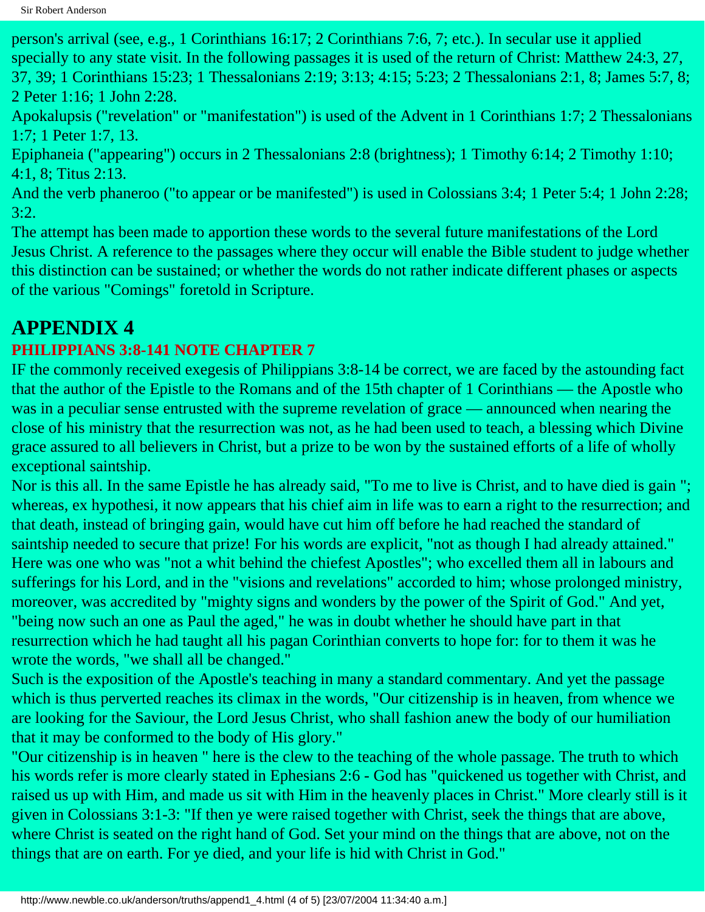person's arrival (see, e.g., 1 Corinthians 16:17; 2 Corinthians 7:6, 7; etc.). In secular use it applied specially to any state visit. In the following passages it is used of the return of Christ: Matthew 24:3, 27, 37, 39; 1 Corinthians 15:23; 1 Thessalonians 2:19; 3:13; 4:15; 5:23; 2 Thessalonians 2:1, 8; James 5:7, 8; 2 Peter 1:16; 1 John 2:28.

Apokalupsis ("revelation" or "manifestation") is used of the Advent in 1 Corinthians 1:7; 2 Thessalonians 1:7; 1 Peter 1:7, 13.

Epiphaneia ("appearing") occurs in 2 Thessalonians 2:8 (brightness); 1 Timothy 6:14; 2 Timothy 1:10; 4:1, 8; Titus 2:13.

And the verb phaneroo ("to appear or be manifested") is used in Colossians 3:4; 1 Peter 5:4; 1 John 2:28; 3:2.

The attempt has been made to apportion these words to the several future manifestations of the Lord Jesus Christ. A reference to the passages where they occur will enable the Bible student to judge whether this distinction can be sustained; or whether the words do not rather indicate different phases or aspects of the various "Comings" foretold in Scripture.

# APPENDIX 4

### PHILIPPIANS 3:8-141 NOTE CHAPTER 7

IF the commonly received exegesis of Philippians 3:8-14 be correct, we are faced by the astounding fact that the author of the Epistle to the Romans and of the 15th chapter of 1 Corinthians — the Apostle who was in a peculiar sense entrusted with the supreme revelation of grace — announced when nearing the close of his ministry that the resurrection was not, as he had been used to teach, a blessing which Divine grace assured to all believers in Christ, but a prize to be won by the sustained efforts of a life of wholly exceptional saintship.

Nor is this all. In the same Epistle he has already said, "To me to live is Christ, and to have died is gain "; whereas, ex hypothesi, it now appears that his chief aim in life was to earn a right to the resurrection; and that death, instead of bringing gain, would have cut him off before he had reached the standard of saintship needed to secure that prize! For his words are explicit, "not as though I had already attained." Here was one who was "not a whit behind the chiefest Apostles"; who excelled them all in labours and sufferings for his Lord, and in the "visions and revelations" accorded to him; whose prolonged ministry, moreover, was accredited by "mighty signs and wonders by the power of the Spirit of God." And yet, "being now such an one as Paul the aged," he was in doubt whether he should have part in that resurrection which he had taught all his pagan Corinthian converts to hope for: for to them it was he wrote the words, "we shall all be changed."

Such is the exposition of the Apostle's teaching in many a standard commentary. And yet the passage which is thus perverted reaches its climax in the words, "Our citizenship is in heaven, from whence we are looking for the Saviour, the Lord Jesus Christ, who shall fashion anew the body of our humiliation that it may be conformed to the body of His glory."

"Our citizenship is in heaven " here is the clew to the teaching of the whole passage. The truth to which his words refer is more clearly stated in Ephesians 2:6 - God has "quickened us together with Christ, and raised us up with Him, and made us sit with Him in the heavenly places in Christ." More clearly still is it given in Colossians 3:1-3: "If then ye were raised together with Christ, seek the things that are above, where Christ is seated on the right hand of God. Set your mind on the things that are above, not on the things that are on earth. For ye died, and your life is hid with Christ in God."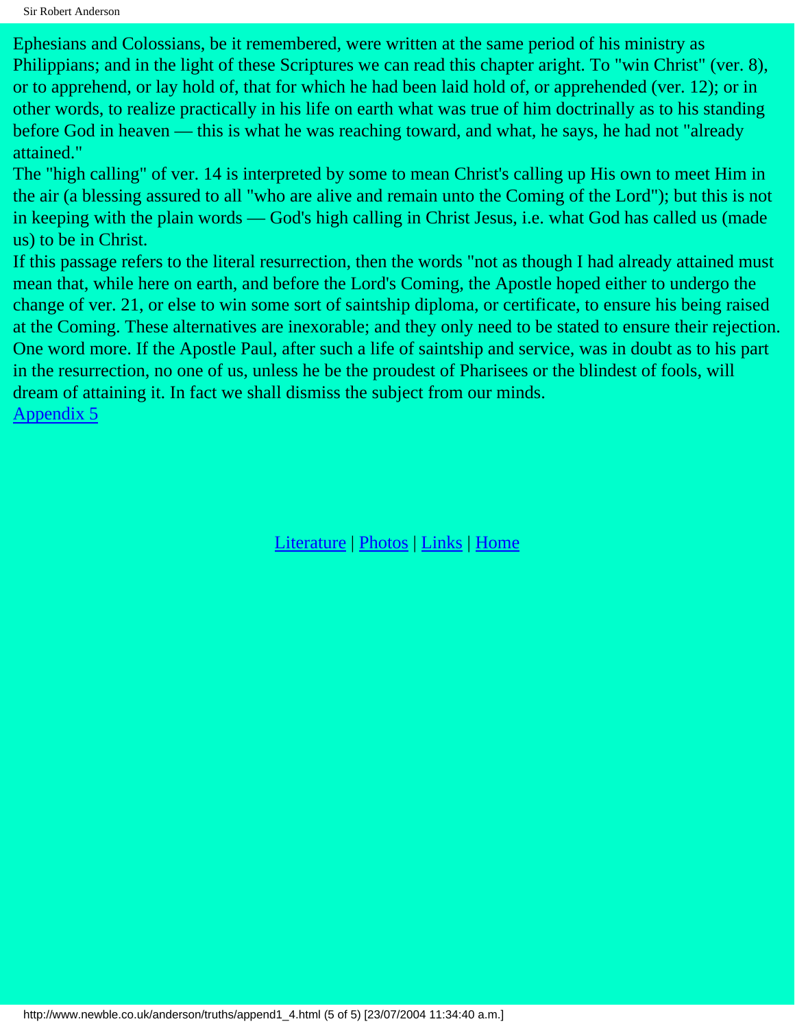Ephesians and Colossians, be it remembered, were written at the same period of his ministry as Philippians; and in the light of these Scriptures we can read this chapter aright. To "win Christ" (ver. 8), or to apprehend, or lay hold of, that for which he had been laid hold of, or apprehended (ver. 12); or in other words, to realize practically in his life on earth what was true of him doctrinally as to his standing before God in heaven — this is what he was reaching toward, and what, he says, he had not "already attained."

The "high calling" of ver. 14 is interpreted by some to mean Christ's calling up His own to meet Him in the air (a blessing assured to all "who are alive and remain unto the Coming of the Lord"); but this is not in keeping with the plain words — God's high calling in Christ Jesus, i.e. what God has called us (made us) to be in Christ.

If this passage refers to the literal resurrection, then the words "not as though I had already attained must mean that, while here on earth, and before the Lord's Coming, the Apostle hoped either to undergo the change of ver. 21, or else to win some sort of saintship diploma, or certificate, to ensure his being raised at the Coming. These alternatives are inexorable; and they only need to be stated to ensure their rejection.

One word more. If the Apostle Paul, after such a life of saintship and service, was in doubt as to his part in the resurrection, no one of us, unless he be the proudest of Pharisees or the blindest of fools, will dream of attaining it. In fact we shall dismiss the subject from our minds.

Appendix 5

Literature | Photos | Links | Home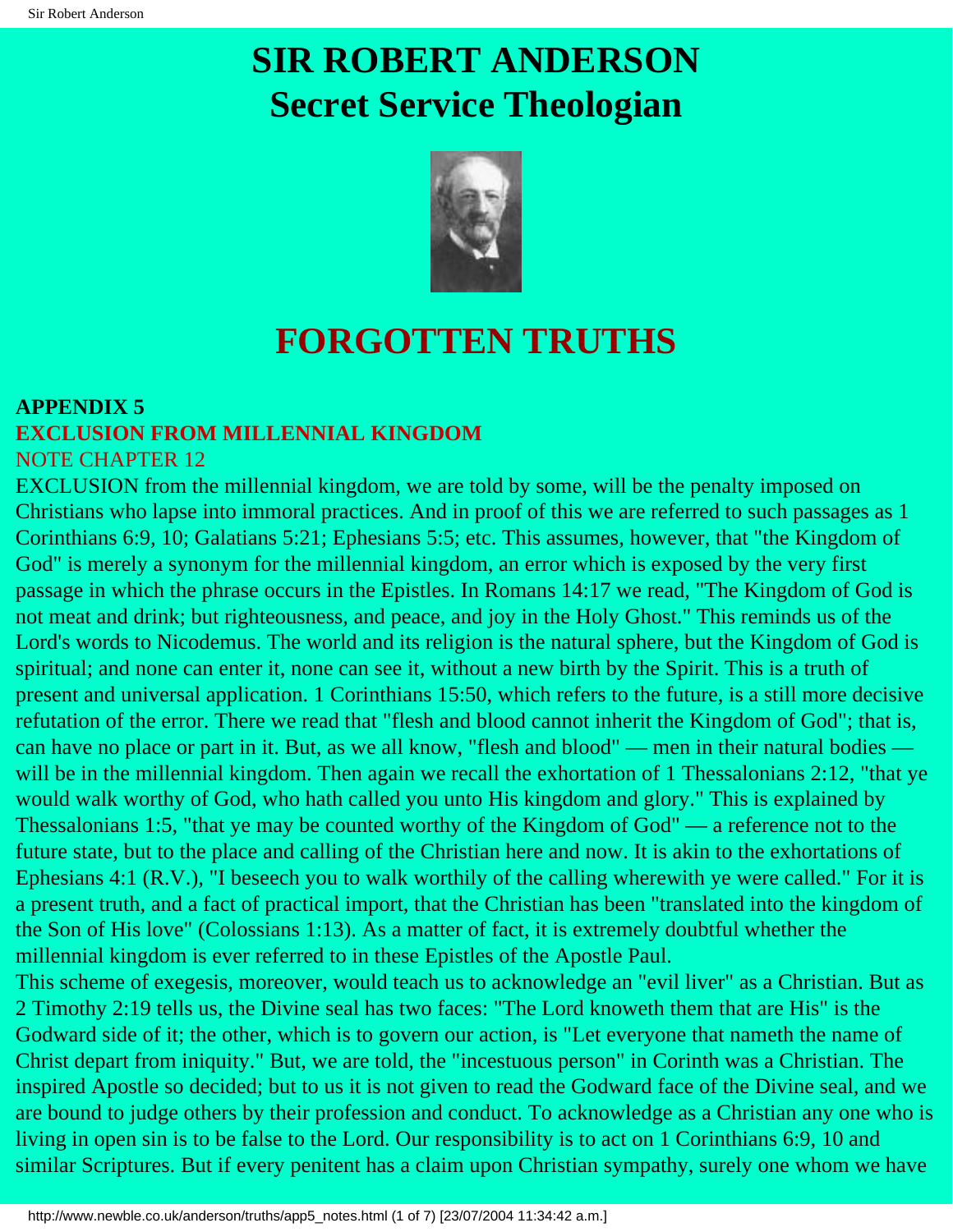# SIR ROBERT ANDERSON
# Secret Service Theologian

# FORGOTTEN TRUTHS

**APPENDIX 5**

**EXCLUSION FROM MILLENNIAL KINGDOM**

NOTE CHAPTER 12

EXCLUSION from the millennial kingdom, we are told by some, will be the penalty imposed on Christians who lapse into immoral practices. And in proof of this we are referred to such passages as 1 Corinthians 6:9, 10; Galatians 5:21; Ephesians 5:5; etc. This assumes, however, that "the Kingdom of God" is merely a synonym for the millennial kingdom, an error which is exposed by the very first passage in which the phrase occurs in the Epistles. In Romans 14:17 we read, "The Kingdom of God is not meat and drink; but righteousness, and peace, and joy in the Holy Ghost." This reminds us of the Lord's words to Nicodemus. The world and its religion is the natural sphere, but the Kingdom of God is spiritual; and none can enter it, none can see it, without a new birth by the Spirit. This is a truth of present and universal application. 1 Corinthians 15:50, which refers to the future, is a still more decisive refutation of the error. There we read that "flesh and blood cannot inherit the Kingdom of God"; that is, can have no place or part in it. But, as we all know, "flesh and blood" — men in their natural bodies — will be in the millennial kingdom. Then again we recall the exhortation of 1 Thessalonians 2:12, "that ye would walk worthy of God, who hath called you unto His kingdom and glory." This is explained by Thessalonians 1:5, "that ye may be counted worthy of the Kingdom of God" — a reference not to the future state, but to the place and calling of the Christian here and now. It is akin to the exhortations of Ephesians 4:1 (R.V.), "I beseech you to walk worthily of the calling wherewith ye were called." For it is a present truth, and a fact of practical import, that the Christian has been "translated into the kingdom of the Son of His love" (Colossians 1:13). As a matter of fact, it is extremely doubtful whether the millennial kingdom is ever referred to in these Epistles of the Apostle Paul.

This scheme of exegesis, moreover, would teach us to acknowledge an "evil liver" as a Christian. But as 2 Timothy 2:19 tells us, the Divine seal has two faces: "The Lord knoweth them that are His" is the Godward side of it; the other, which is to govern our action, is "Let everyone that nameth the name of Christ depart from iniquity." But, we are told, the "incestuous person" in Corinth was a Christian. The inspired Apostle so decided; but to us it is not given to read the Godward face of the Divine seal, and we are bound to judge others by their profession and conduct. To acknowledge as a Christian any one who is living in open sin is to be false to the Lord. Our responsibility is to act on 1 Corinthians 6:9, 10 and similar Scriptures. But if every penitent has a claim upon Christian sympathy, surely one whom we have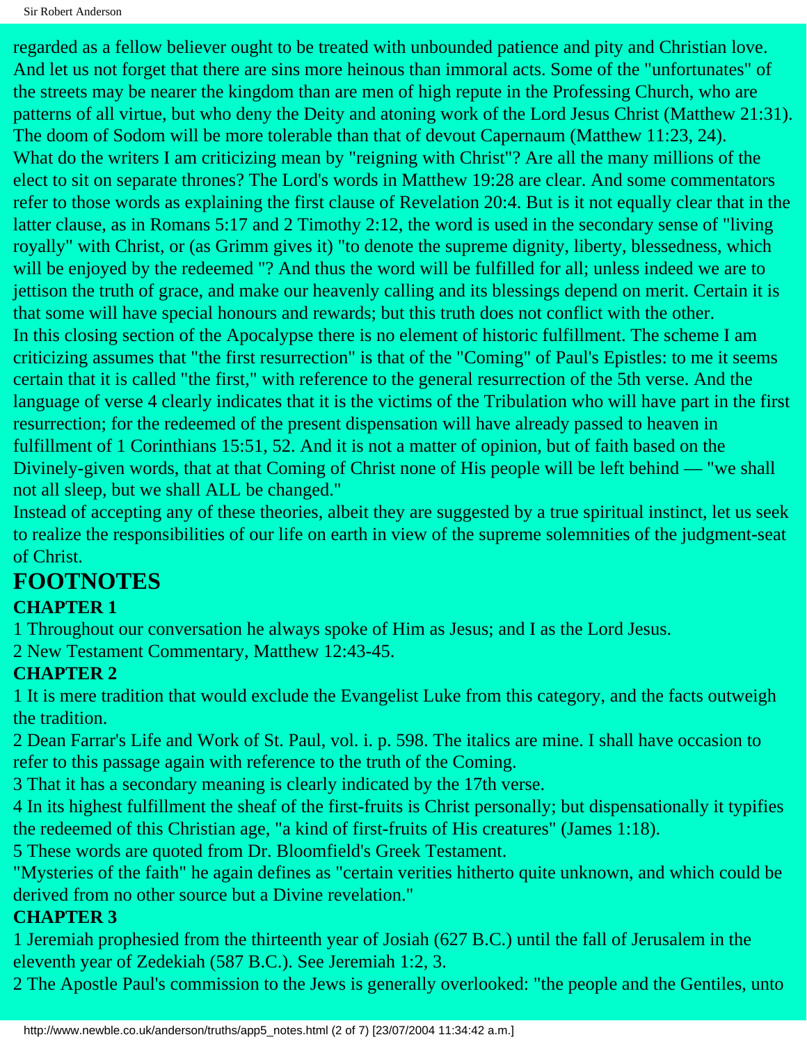regarded as a fellow believer ought to be treated with unbounded patience and pity and Christian love. And let us not forget that there are sins more heinous than immoral acts. Some of the "unfortunates" of the streets may be nearer the kingdom than are men of high repute in the Professing Church, who are patterns of all virtue, but who deny the Deity and atoning work of the Lord Jesus Christ (Matthew 21:31). The doom of Sodom will be more tolerable than that of devout Capernaum (Matthew 11:23, 24).

What do the writers I am criticizing mean by "reigning with Christ"? Are all the many millions of the elect to sit on separate thrones? The Lord's words in Matthew 19:28 are clear. And some commentators refer to those words as explaining the first clause of Revelation 20:4. But is it not equally clear that in the latter clause, as in Romans 5:17 and 2 Timothy 2:12, the word is used in the secondary sense of "living royally" with Christ, or (as Grimm gives it) "to denote the supreme dignity, liberty, blessedness, which will be enjoyed by the redeemed "? And thus the word will be fulfilled for all; unless indeed we are to jettison the truth of grace, and make our heavenly calling and its blessings depend on merit. Certain it is that some will have special honours and rewards; but this truth does not conflict with the other.

In this closing section of the Apocalypse there is no element of historic fulfillment. The scheme I am criticizing assumes that "the first resurrection" is that of the "Coming" of Paul's Epistles: to me it seems certain that it is called "the first," with reference to the general resurrection of the 5th verse. And the language of verse 4 clearly indicates that it is the victims of the Tribulation who will have part in the first resurrection; for the redeemed of the present dispensation will have already passed to heaven in fulfillment of 1 Corinthians 15:51, 52. And it is not a matter of opinion, but of faith based on the Divinely-given words, that at that Coming of Christ none of His people will be left behind — "we shall not all sleep, but we shall ALL be changed."

Instead of accepting any of these theories, albeit they are suggested by a true spiritual instinct, let us seek to realize the responsibilities of our life on earth in view of the supreme solemnities of the judgment-seat of Christ.

# FOOTNOTES

### CHAPTER 1

1 Throughout our conversation he always spoke of Him as Jesus; and I as the Lord Jesus.

2 New Testament Commentary, Matthew 12:43-45.

### CHAPTER 2

1 It is mere tradition that would exclude the Evangelist Luke from this category, and the facts outweigh the tradition.

2 Dean Farrar's Life and Work of St. Paul, vol. i. p. 598. The italics are mine. I shall have occasion to refer to this passage again with reference to the truth of the Coming.

3 That it has a secondary meaning is clearly indicated by the 17th verse.

4 In its highest fulfillment the sheaf of the first-fruits is Christ personally; but dispensationally it typifies the redeemed of this Christian age, "a kind of first-fruits of His creatures" (James 1:18).

5 These words are quoted from Dr. Bloomfield's Greek Testament.

"Mysteries of the faith" he again defines as "certain verities hitherto quite unknown, and which could be derived from no other source but a Divine revelation."

### CHAPTER 3

1 Jeremiah prophesied from the thirteenth year of Josiah (627 B.C.) until the fall of Jerusalem in the eleventh year of Zedekiah (587 B.C.). See Jeremiah 1:2, 3.

2 The Apostle Paul's commission to the Jews is generally overlooked: "the people and the Gentiles, unto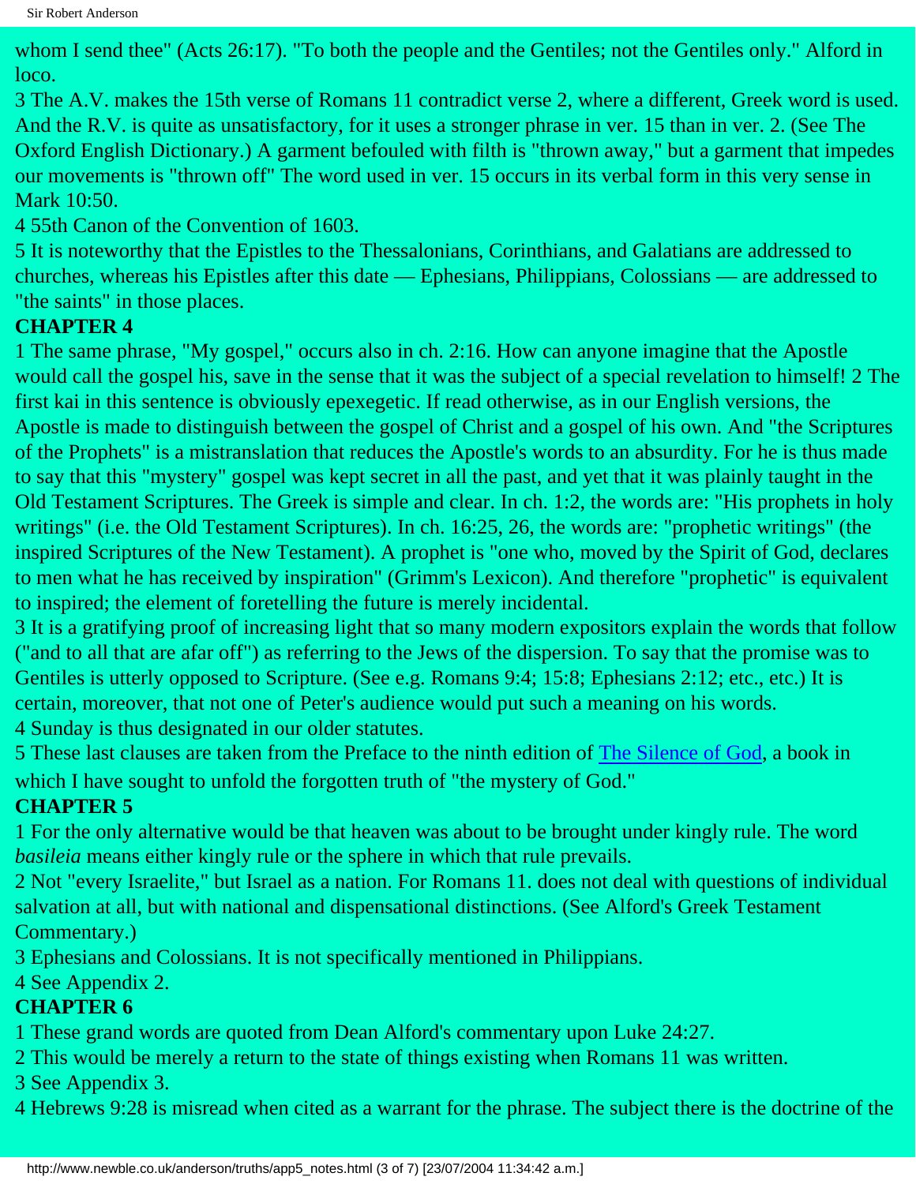whom I send thee" (Acts 26:17). "To both the people and the Gentiles; not the Gentiles only." Alford in loco.

3 The A.V. makes the 15th verse of Romans 11 contradict verse 2, where a different, Greek word is used. And the R.V. is quite as unsatisfactory, for it uses a stronger phrase in ver. 15 than in ver. 2. (See The Oxford English Dictionary.) A garment befouled with filth is "thrown away," but a garment that impedes our movements is "thrown off" The word used in ver. 15 occurs in its verbal form in this very sense in Mark 10:50.

4 55th Canon of the Convention of 1603.

5 It is noteworthy that the Epistles to the Thessalonians, Corinthians, and Galatians are addressed to churches, whereas his Epistles after this date — Ephesians, Philippians, Colossians — are addressed to "the saints" in those places.

**CHAPTER 4**

1 The same phrase, "My gospel," occurs also in ch. 2:16. How can anyone imagine that the Apostle would call the gospel his, save in the sense that it was the subject of a special revelation to himself! 2 The first kai in this sentence is obviously epexegetic. If read otherwise, as in our English versions, the Apostle is made to distinguish between the gospel of Christ and a gospel of his own. And "the Scriptures of the Prophets" is a mistranslation that reduces the Apostle's words to an absurdity. For he is thus made to say that this "mystery" gospel was kept secret in all the past, and yet that it was plainly taught in the Old Testament Scriptures. The Greek is simple and clear. In ch. 1:2, the words are: "His prophets in holy writings" (i.e. the Old Testament Scriptures). In ch. 16:25, 26, the words are: "prophetic writings" (the inspired Scriptures of the New Testament). A prophet is "one who, moved by the Spirit of God, declares to men what he has received by inspiration" (Grimm's Lexicon). And therefore "prophetic" is equivalent to inspired; the element of foretelling the future is merely incidental.

3 It is a gratifying proof of increasing light that so many modern expositors explain the words that follow ("and to all that are afar off") as referring to the Jews of the dispersion. To say that the promise was to Gentiles is utterly opposed to Scripture. (See e.g. Romans 9:4; 15:8; Ephesians 2:12; etc., etc.) It is certain, moreover, that not one of Peter's audience would put such a meaning on his words.

4 Sunday is thus designated in our older statutes.

5 These last clauses are taken from the Preface to the ninth edition of The Silence of God, a book in which I have sought to unfold the forgotten truth of "the mystery of God."

**CHAPTER 5**

1 For the only alternative would be that heaven was about to be brought under kingly rule. The word *basileia* means either kingly rule or the sphere in which that rule prevails.

2 Not "every Israelite," but Israel as a nation. For Romans 11. does not deal with questions of individual salvation at all, but with national and dispensational distinctions. (See Alford's Greek Testament Commentary.)

3 Ephesians and Colossians. It is not specifically mentioned in Philippians.

4 See Appendix 2.

**CHAPTER 6**

1 These grand words are quoted from Dean Alford's commentary upon Luke 24:27.

2 This would be merely a return to the state of things existing when Romans 11 was written.

3 See Appendix 3.

4 Hebrews 9:28 is misread when cited as a warrant for the phrase. The subject there is the doctrine of the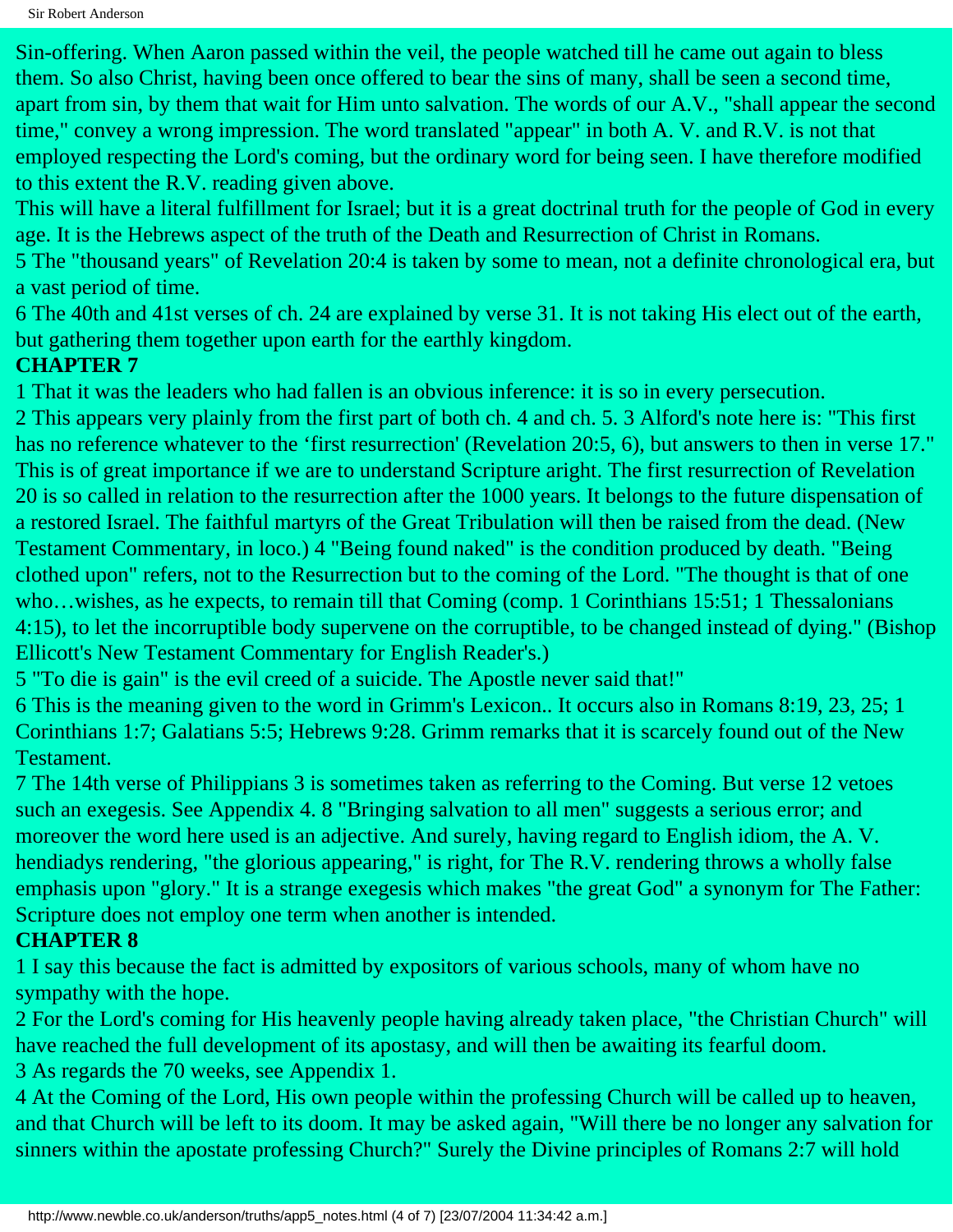Sin-offering. When Aaron passed within the veil, the people watched till he came out again to bless them. So also Christ, having been once offered to bear the sins of many, shall be seen a second time, apart from sin, by them that wait for Him unto salvation. The words of our A.V., "shall appear the second time," convey a wrong impression. The word translated "appear" in both A. V. and R.V. is not that employed respecting the Lord's coming, but the ordinary word for being seen. I have therefore modified to this extent the R.V. reading given above.

This will have a literal fulfillment for Israel; but it is a great doctrinal truth for the people of God in every age. It is the Hebrews aspect of the truth of the Death and Resurrection of Christ in Romans.

5 The "thousand years" of Revelation 20:4 is taken by some to mean, not a definite chronological era, but a vast period of time.

6 The 40th and 41st verses of ch. 24 are explained by verse 31. It is not taking His elect out of the earth, but gathering them together upon earth for the earthly kingdom.

**CHAPTER 7**

1 That it was the leaders who had fallen is an obvious inference: it is so in every persecution.

2 This appears very plainly from the first part of both ch. 4 and ch. 5. 3 Alford's note here is: "This first has no reference whatever to the 'first resurrection' (Revelation 20:5, 6), but answers to then in verse 17." This is of great importance if we are to understand Scripture aright. The first resurrection of Revelation 20 is so called in relation to the resurrection after the 1000 years. It belongs to the future dispensation of a restored Israel. The faithful martyrs of the Great Tribulation will then be raised from the dead. (New Testament Commentary, in loco.) 4 "Being found naked" is the condition produced by death. "Being clothed upon" refers, not to the Resurrection but to the coming of the Lord. "The thought is that of one who…wishes, as he expects, to remain till that Coming (comp. 1 Corinthians 15:51; 1 Thessalonians 4:15), to let the incorruptible body supervene on the corruptible, to be changed instead of dying." (Bishop Ellicott's New Testament Commentary for English Reader's.)

5 "To die is gain" is the evil creed of a suicide. The Apostle never said that!"

6 This is the meaning given to the word in Grimm's Lexicon.. It occurs also in Romans 8:19, 23, 25; 1 Corinthians 1:7; Galatians 5:5; Hebrews 9:28. Grimm remarks that it is scarcely found out of the New Testament.

7 The 14th verse of Philippians 3 is sometimes taken as referring to the Coming. But verse 12 vetoes such an exegesis. See Appendix 4. 8 "Bringing salvation to all men" suggests a serious error; and moreover the word here used is an adjective. And surely, having regard to English idiom, the A. V. hendiadys rendering, "the glorious appearing," is right, for The R.V. rendering throws a wholly false emphasis upon "glory." It is a strange exegesis which makes "the great God" a synonym for The Father: Scripture does not employ one term when another is intended.

**CHAPTER 8**

1 I say this because the fact is admitted by expositors of various schools, many of whom have no sympathy with the hope.

2 For the Lord's coming for His heavenly people having already taken place, "the Christian Church" will have reached the full development of its apostasy, and will then be awaiting its fearful doom.

3 As regards the 70 weeks, see Appendix 1.

4 At the Coming of the Lord, His own people within the professing Church will be called up to heaven, and that Church will be left to its doom. It may be asked again, "Will there be no longer any salvation for sinners within the apostate professing Church?" Surely the Divine principles of Romans 2:7 will hold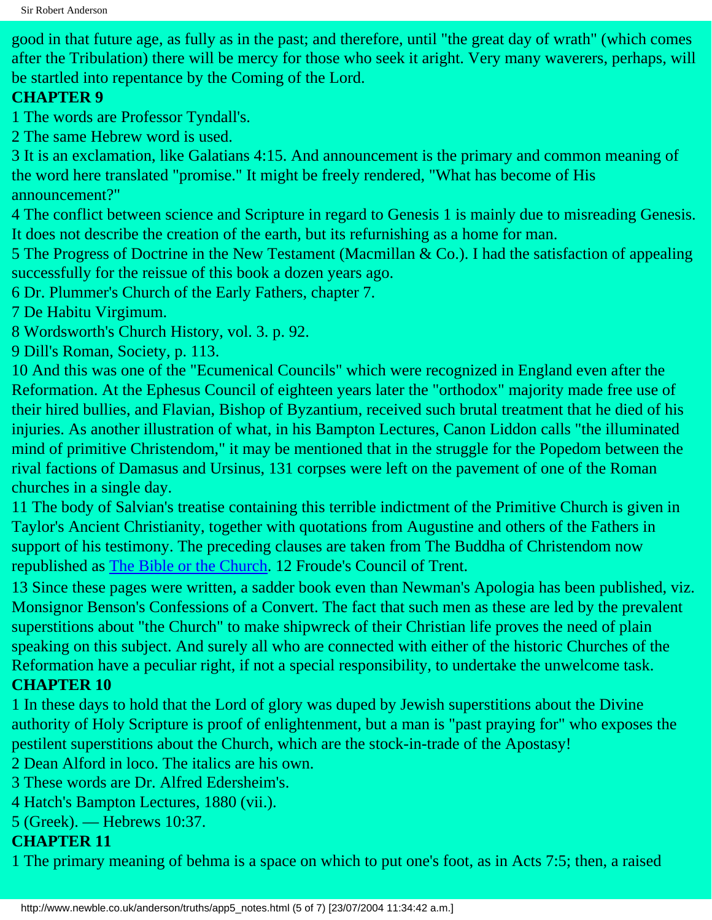good in that future age, as fully as in the past; and therefore, until "the great day of wrath" (which comes after the Tribulation) there will be mercy for those who seek it aright. Very many waverers, perhaps, will be startled into repentance by the Coming of the Lord.

**CHAPTER 9**

1 The words are Professor Tyndall's.

2 The same Hebrew word is used.

3 It is an exclamation, like Galatians 4:15. And announcement is the primary and common meaning of the word here translated "promise." It might be freely rendered, "What has become of His announcement?"

4 The conflict between science and Scripture in regard to Genesis 1 is mainly due to misreading Genesis. It does not describe the creation of the earth, but its refurnishing as a home for man.

5 The Progress of Doctrine in the New Testament (Macmillan & Co.). I had the satisfaction of appealing successfully for the reissue of this book a dozen years ago.

6 Dr. Plummer's Church of the Early Fathers, chapter 7.

7 De Habitu Virgimum.

8 Wordsworth's Church History, vol. 3. p. 92.

9 Dill's Roman, Society, p. 113.

10 And this was one of the "Ecumenical Councils" which were recognized in England even after the Reformation. At the Ephesus Council of eighteen years later the "orthodox" majority made free use of their hired bullies, and Flavian, Bishop of Byzantium, received such brutal treatment that he died of his injuries. As another illustration of what, in his Bampton Lectures, Canon Liddon calls "the illuminated mind of primitive Christendom," it may be mentioned that in the struggle for the Popedom between the rival factions of Damasus and Ursinus, 131 corpses were left on the pavement of one of the Roman churches in a single day.

11 The body of Salvian's treatise containing this terrible indictment of the Primitive Church is given in Taylor's Ancient Christianity, together with quotations from Augustine and others of the Fathers in support of his testimony. The preceding clauses are taken from The Buddha of Christendom now republished as The Bible or the Church. 12 Froude's Council of Trent.

13 Since these pages were written, a sadder book even than Newman's Apologia has been published, viz. Monsignor Benson's Confessions of a Convert. The fact that such men as these are led by the prevalent superstitions about "the Church" to make shipwreck of their Christian life proves the need of plain speaking on this subject. And surely all who are connected with either of the historic Churches of the Reformation have a peculiar right, if not a special responsibility, to undertake the unwelcome task.

**CHAPTER 10**

1 In these days to hold that the Lord of glory was duped by Jewish superstitions about the Divine authority of Holy Scripture is proof of enlightenment, but a man is "past praying for" who exposes the pestilent superstitions about the Church, which are the stock-in-trade of the Apostasy!

2 Dean Alford in loco. The italics are his own.

3 These words are Dr. Alfred Edersheim's.

4 Hatch's Bampton Lectures, 1880 (vii.).

5 (Greek). — Hebrews 10:37.

**CHAPTER 11**

1 The primary meaning of behma is a space on which to put one's foot, as in Acts 7:5; then, a raised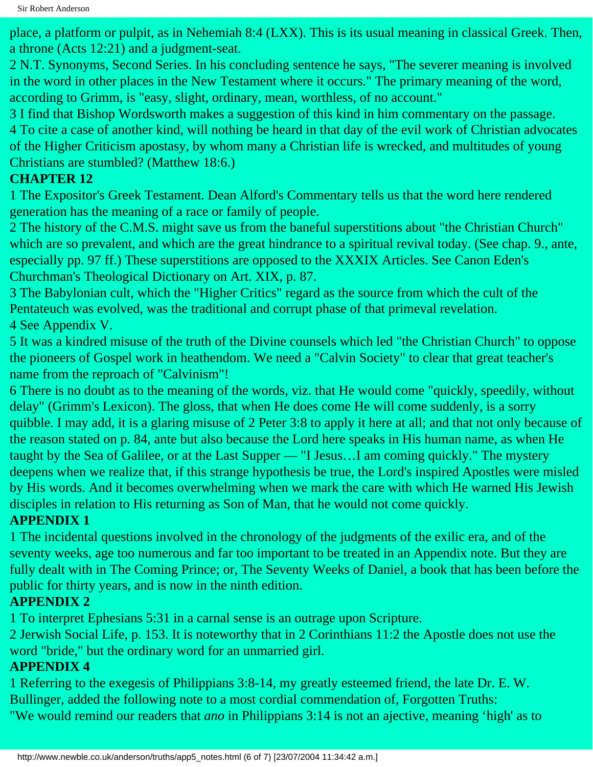place, a platform or pulpit, as in Nehemiah 8:4 (LXX). This is its usual meaning in classical Greek. Then, a throne (Acts 12:21) and a judgment-seat.

2 N.T. Synonyms, Second Series. In his concluding sentence he says, "The severer meaning is involved in the word in other places in the New Testament where it occurs." The primary meaning of the word, according to Grimm, is "easy, slight, ordinary, mean, worthless, of no account."

3 I find that Bishop Wordsworth makes a suggestion of this kind in him commentary on the passage.

4 To cite a case of another kind, will nothing be heard in that day of the evil work of Christian advocates of the Higher Criticism apostasy, by whom many a Christian life is wrecked, and multitudes of young Christians are stumbled? (Matthew 18:6.)

**CHAPTER 12**

1 The Expositor's Greek Testament. Dean Alford's Commentary tells us that the word here rendered generation has the meaning of a race or family of people.

2 The history of the C.M.S. might save us from the baneful superstitions about "the Christian Church" which are so prevalent, and which are the great hindrance to a spiritual revival today. (See chap. 9., ante, especially pp. 97 ff.) These superstitions are opposed to the XXXIX Articles. See Canon Eden's Churchman's Theological Dictionary on Art. XIX, p. 87.

3 The Babylonian cult, which the "Higher Critics" regard as the source from which the cult of the Pentateuch was evolved, was the traditional and corrupt phase of that primeval revelation.

4 See Appendix V.

5 It was a kindred misuse of the truth of the Divine counsels which led "the Christian Church" to oppose the pioneers of Gospel work in heathendom. We need a "Calvin Society" to clear that great teacher's name from the reproach of "Calvinism"!

6 There is no doubt as to the meaning of the words, viz. that He would come "quickly, speedily, without delay" (Grimm's Lexicon). The gloss, that when He does come He will come suddenly, is a sorry quibble. I may add, it is a glaring misuse of 2 Peter 3:8 to apply it here at all; and that not only because of the reason stated on p. 84, ante but also because the Lord here speaks in His human name, as when He taught by the Sea of Galilee, or at the Last Supper — "I Jesus…I am coming quickly." The mystery deepens when we realize that, if this strange hypothesis be true, the Lord's inspired Apostles were misled by His words. And it becomes overwhelming when we mark the care with which He warned His Jewish disciples in relation to His returning as Son of Man, that he would not come quickly.

**APPENDIX 1**

1 The incidental questions involved in the chronology of the judgments of the exilic era, and of the seventy weeks, age too numerous and far too important to be treated in an Appendix note. But they are fully dealt with in The Coming Prince; or, The Seventy Weeks of Daniel, a book that has been before the public for thirty years, and is now in the ninth edition.

**APPENDIX 2**

1 To interpret Ephesians 5:31 in a carnal sense is an outrage upon Scripture.

2 Jerwish Social Life, p. 153. It is noteworthy that in 2 Corinthians 11:2 the Apostle does not use the word "bride," but the ordinary word for an unmarried girl.

**APPENDIX 4**

1 Referring to the exegesis of Philippians 3:8-14, my greatly esteemed friend, the late Dr. E. W. Bullinger, added the following note to a most cordial commendation of, Forgotten Truths:

"We would remind our readers that *ano* in Philippians 3:14 is not an ajective, meaning 'high' as to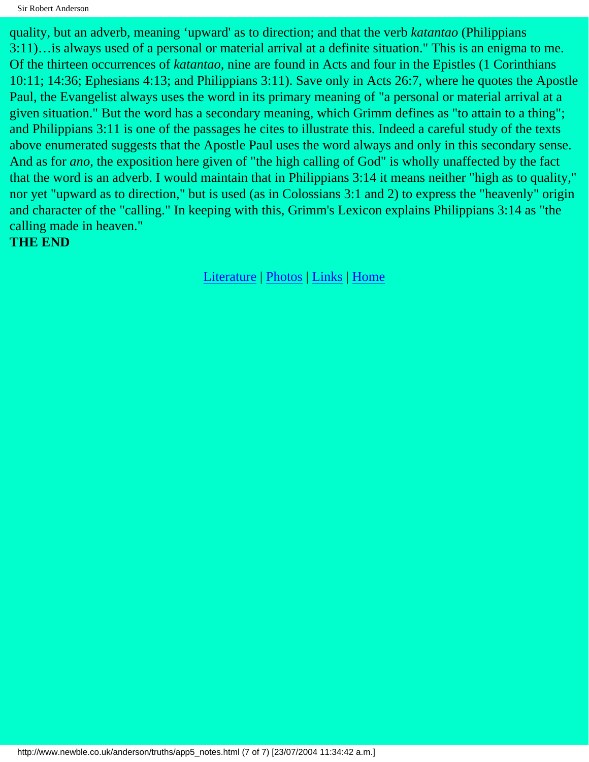quality, but an adverb, meaning 'upward' as to direction; and that the verb *katantao* (Philippians 3:11)…is always used of a personal or material arrival at a definite situation." This is an enigma to me. Of the thirteen occurrences of *katantao*, nine are found in Acts and four in the Epistles (1 Corinthians 10:11; 14:36; Ephesians 4:13; and Philippians 3:11). Save only in Acts 26:7, where he quotes the Apostle Paul, the Evangelist always uses the word in its primary meaning of "a personal or material arrival at a given situation." But the word has a secondary meaning, which Grimm defines as "to attain to a thing"; and Philippians 3:11 is one of the passages he cites to illustrate this. Indeed a careful study of the texts above enumerated suggests that the Apostle Paul uses the word always and only in this secondary sense. And as for *ano*, the exposition here given of "the high calling of God" is wholly unaffected by the fact that the word is an adverb. I would maintain that in Philippians 3:14 it means neither "high as to quality," nor yet "upward as to direction," but is used (as in Colossians 3:1 and 2) to express the "heavenly" origin and character of the "calling." In keeping with this, Grimm's Lexicon explains Philippians 3:14 as "the calling made in heaven."

**THE END**

Literature | Photos | Links | Home